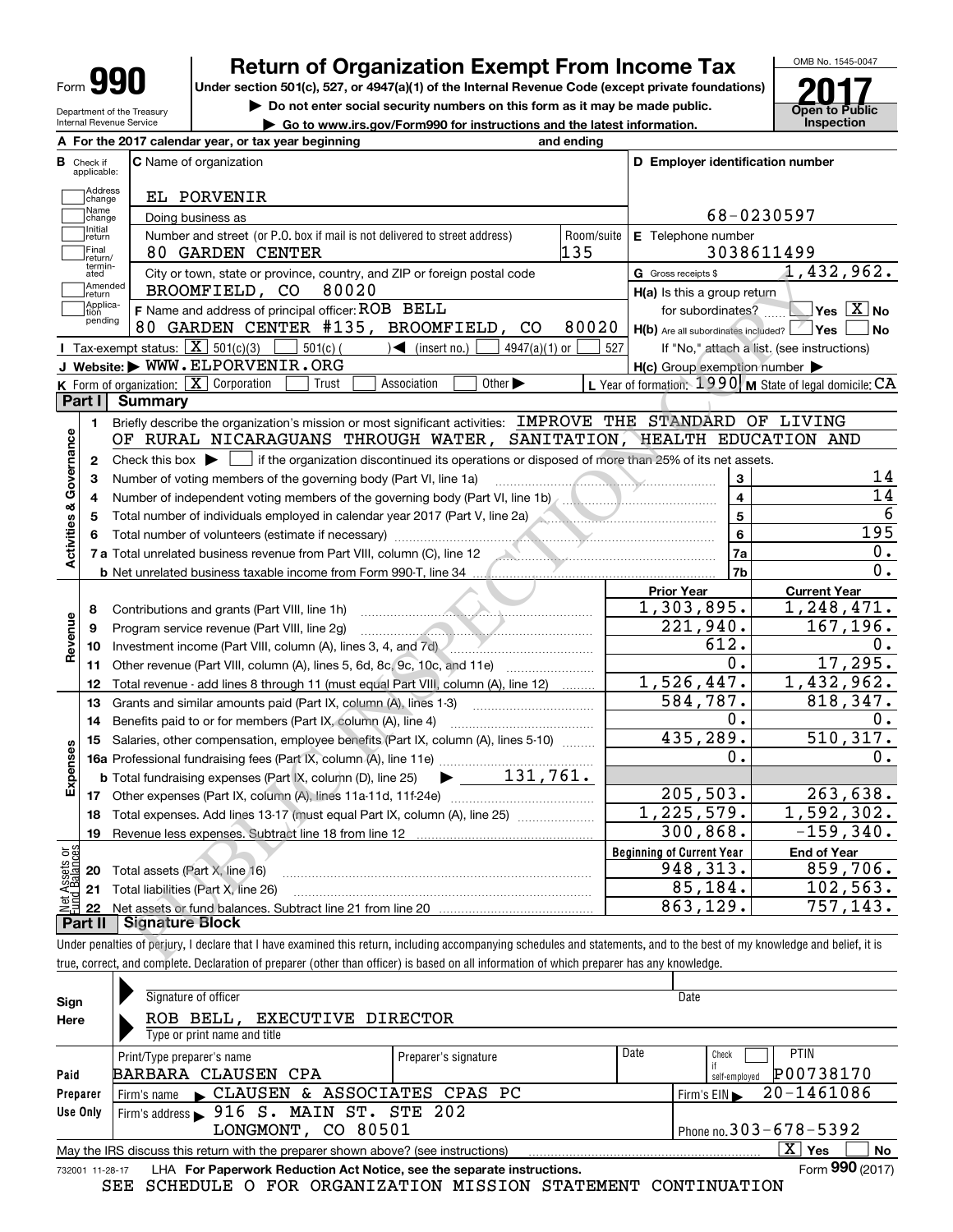Form **990**

# Return of Organization Exempt From Income Tax

**Under section 501(c), 527, or 4947(a)(1) of the Internal Revenue Code (except private foundations)**

▶ Do not enter social security numbers on this form as it may be made public.

▶ Go to www.irs.gov/Form990 for instructions and the latest information.

Department of the Treasury
Internal Revenue Service

OMB No. 1545-0047

**2017**

**Open to Public Inspection**

**A** For the 2017 calendar year, or tax year beginning and ending

**B** Check if applicable: Address change, Name change, Initial return, Final return/terminated, Amended return, Application pending

**C** Name of organization: EL PORVENIR

Doing business as

Number and street (or P.O. box if mail is not delivered to street address): 80 GARDEN CENTER — Room/suite: 135

City or town, state or province, country, and ZIP or foreign postal code: BROOMFIELD, CO 80020

**D** Employer identification number: 68-0230597

**E** Telephone number: 3038611499

**G** Gross receipts $ 1,432,962.

**F** Name and address of principal officer: ROB BELL
80 GARDEN CENTER #135, BROOMFIELD, CO 80020

**H(a)** Is this a group return for subordinates? Yes [ ] No [X]

**H(b)** Are all subordinates included? Yes [ ] No [ ]
If "No," attach a list. (see instructions)

**I** Tax-exempt status: [X] 501(c)(3) [ ] 501(c) ( ) ◀ (insert no.) [ ] 4947(a)(1) or [ ] 527

**J** Website: ▶ WWW.ELPORVENIR.ORG

**H(c)** Group exemption number ▶

**K** Form of organization: [X] Corporation [ ] Trust [ ] Association [ ] Other ▶

**L** Year of formation: 1990 **M** State of legal domicile: CA

## Part I Summary

**Activities & Governance**

1 Briefly describe the organization's mission or most significant activities: IMPROVE THE STANDARD OF LIVING OF RURAL NICARAGUANS THROUGH WATER, SANITATION, HEALTH EDUCATION AND

2 Check this box ▶ [ ] if the organization discontinued its operations or disposed of more than 25% of its net assets.

| | | Line | Value |
|---|---|---|---|
| 3 | Number of voting members of the governing body (Part VI, line 1a) | 3 | 14 |
| 4 | Number of independent voting members of the governing body (Part VI, line 1b) | 4 | 14 |
| 5 | Total number of individuals employed in calendar year 2017 (Part V, line 2a) | 5 | 6 |
| 6 | Total number of volunteers (estimate if necessary) | 6 | 195 |
| 7a | Total unrelated business revenue from Part VIII, column (C), line 12 | 7a | 0. |
| b | Net unrelated business taxable income from Form 990-T, line 34 | 7b | 0. |

| | | Prior Year | Current Year |
|---|---|---|---|
| **Revenue** | | | |
| 8 | Contributions and grants (Part VIII, line 1h) | 1,303,895. | 1,248,471. |
| 9 | Program service revenue (Part VIII, line 2g) | 221,940. | 167,196. |
| 10 | Investment income (Part VIII, column (A), lines 3, 4, and 7d) | 612. | 0. |
| 11 | Other revenue (Part VIII, column (A), lines 5, 6d, 8c, 9c, 10c, and 11e) | 0. | 17,295. |
| 12 | Total revenue - add lines 8 through 11 (must equal Part VIII, column (A), line 12) | 1,526,447. | 1,432,962. |
| **Expenses** | | | |
| 13 | Grants and similar amounts paid (Part IX, column (A), lines 1-3) | 584,787. | 818,347. |
| 14 | Benefits paid to or for members (Part IX, column (A), line 4) | 0. | 0. |
| 15 | Salaries, other compensation, employee benefits (Part IX, column (A), lines 5-10) | 435,289. | 510,317. |
| 16a | Professional fundraising fees (Part IX, column (A), line 11e) | 0. | 0. |
| b | Total fundraising expenses (Part IX, column (D), line 25) ▶ 131,761. | | |
| 17 | Other expenses (Part IX, column (A), lines 11a-11d, 11f-24e) | 205,503. | 263,638. |
| 18 | Total expenses. Add lines 13-17 (must equal Part IX, column (A), line 25) | 1,225,579. | 1,592,302. |
| 19 | Revenue less expenses. Subtract line 18 from line 12 | 300,868. | -159,340. |

| **Net Assets or Fund Balances** | | Beginning of Current Year | End of Year |
|---|---|---|---|
| 20 | Total assets (Part X, line 16) | 948,313. | 859,706. |
| 21 | Total liabilities (Part X, line 26) | 85,184. | 102,563. |
| 22 | Net assets or fund balances. Subtract line 21 from line 20 | 863,129. | 757,143. |

## Part II Signature Block

Under penalties of perjury, I declare that I have examined this return, including accompanying schedules and statements, and to the best of my knowledge and belief, it is true, correct, and complete. Declaration of preparer (other than officer) is based on all information of which preparer has any knowledge.

**Sign Here**

▶ Signature of officer — Date

▶ ROB BELL, EXECUTIVE DIRECTOR
Type or print name and title

**Paid Preparer Use Only**

| Print/Type preparer's name | Preparer's signature | Date | Check [ ] if self-employed | PTIN |
|---|---|---|---|---|
| BARBARA CLAUSEN CPA | | | | P00738170 |

Firm's name ▶ CLAUSEN & ASSOCIATES CPAS PC — Firm's EIN ▶ 20-1461086

Firm's address ▶ 916 S. MAIN ST. STE 202, LONGMONT, CO 80501 — Phone no. 303-678-5392

May the IRS discuss this return with the preparer shown above? (see instructions) [X] Yes [ ] No

732001 11-28-17 LHA For Paperwork Reduction Act Notice, see the separate instructions. Form **990** (2017)

SEE SCHEDULE O FOR ORGANIZATION MISSION STATEMENT CONTINUATION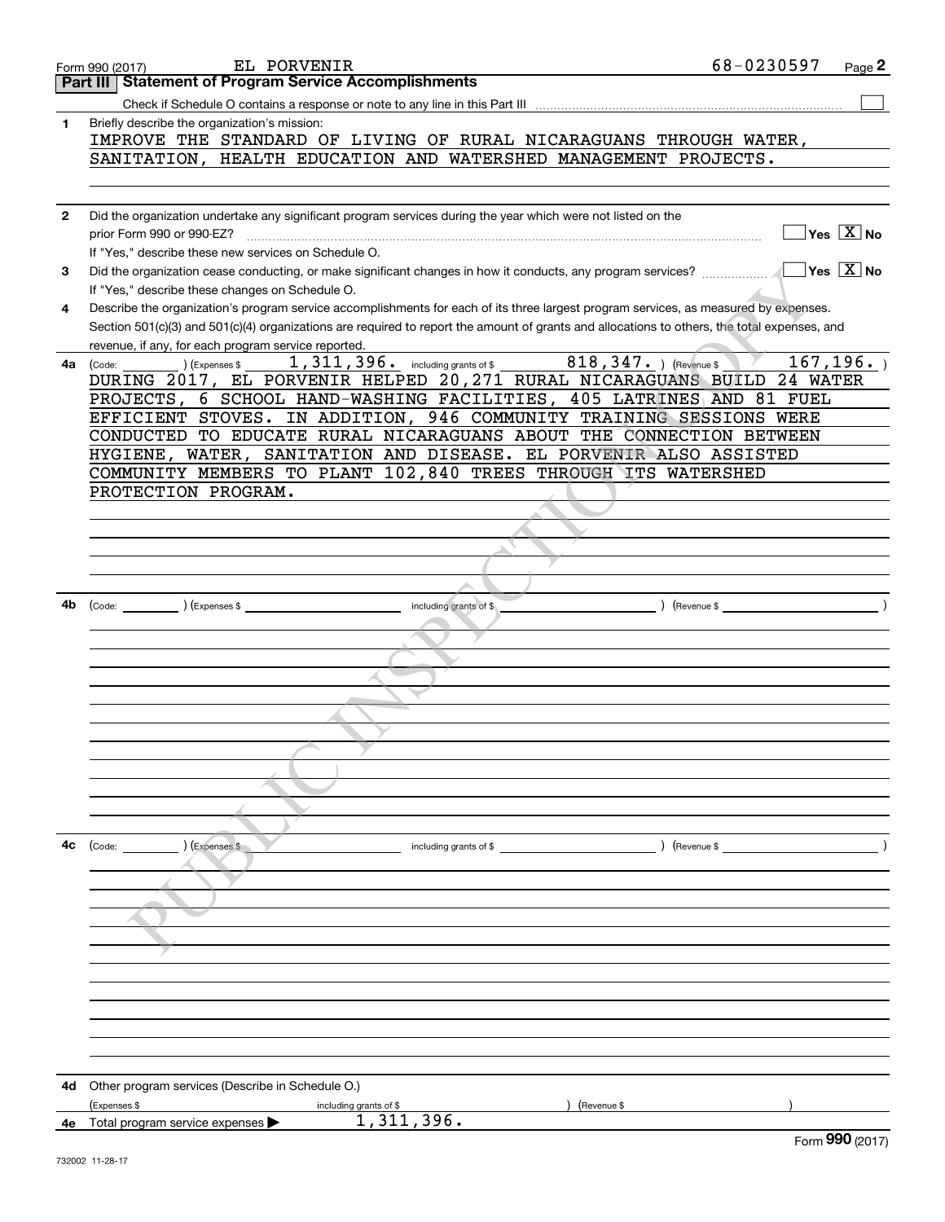Form 990 (2017) EL PORVENIR 68-0230597

## Part III Statement of Program Service Accomplishments

Check if Schedule O contains a response or note to any line in this Part III ☐

**1** Briefly describe the organization's mission:

IMPROVE THE STANDARD OF LIVING OF RURAL NICARAGUANS THROUGH WATER, SANITATION, HEALTH EDUCATION AND WATERSHED MANAGEMENT PROJECTS.

**2** Did the organization undertake any significant program services during the year which were not listed on the prior Form 990 or 990-EZ? ☐ Yes ☒ No

If "Yes," describe these new services on Schedule O.

**3** Did the organization cease conducting, or make significant changes in how it conducts, any program services? ☐ Yes ☒ No

If "Yes," describe these changes on Schedule O.

**4** Describe the organization's program service accomplishments for each of its three largest program services, as measured by expenses. Section 501(c)(3) and 501(c)(4) organizations are required to report the amount of grants and allocations to others, the total expenses, and revenue, if any, for each program service reported.

**4a** (Code: ) (Expenses $ 1,311,396. including grants of $ 818,347. ) (Revenue $ 167,196. )

DURING 2017, EL PORVENIR HELPED 20,271 RURAL NICARAGUANS BUILD 24 WATER PROJECTS, 6 SCHOOL HAND-WASHING FACILITIES, 405 LATRINES AND 81 FUEL EFFICIENT STOVES. IN ADDITION, 946 COMMUNITY TRAINING SESSIONS WERE CONDUCTED TO EDUCATE RURAL NICARAGUANS ABOUT THE CONNECTION BETWEEN HYGIENE, WATER, SANITATION AND DISEASE. EL PORVENIR ALSO ASSISTED COMMUNITY MEMBERS TO PLANT 102,840 TREES THROUGH ITS WATERSHED PROTECTION PROGRAM.

**4b** (Code: ) (Expenses $ including grants of $ ) (Revenue $ )

**4c** (Code: ) (Expenses $ including grants of $ ) (Revenue $ )

**4d** Other program services (Describe in Schedule O.)

(Expenses $ including grants of $ ) (Revenue $ )

**4e** Total program service expenses ▶ 1,311,396.

Form **990** (2017)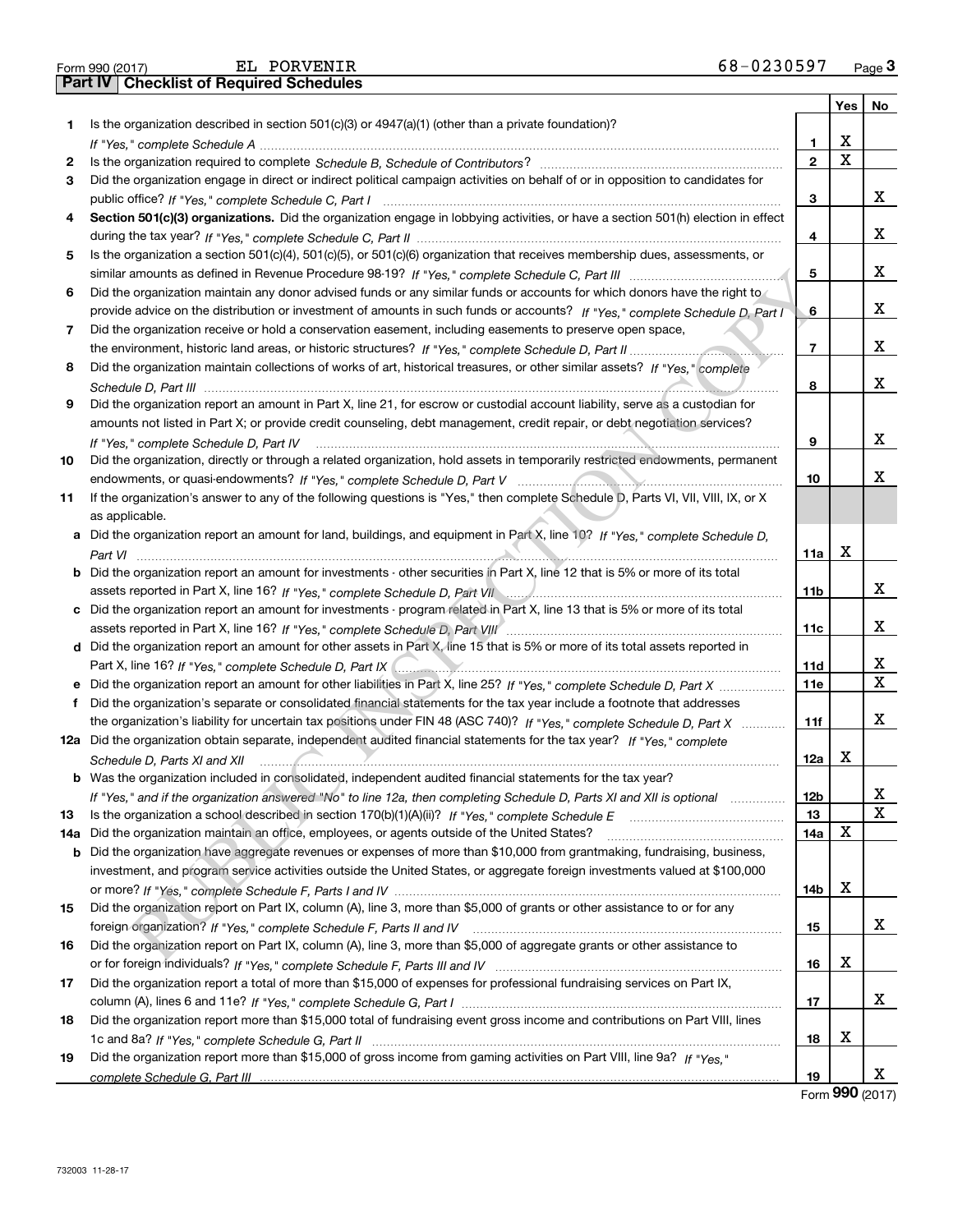Form 990 (2017) EL PORVENIR 68-0230597 Page **3**

## Part IV Checklist of Required Schedules

| | | | Yes | No |
|---|---|---|---|---|
| 1 | Is the organization described in section 501(c)(3) or 4947(a)(1) (other than a private foundation)? *If "Yes," complete Schedule A* | 1 | X | |
| 2 | Is the organization required to complete *Schedule B, Schedule of Contributors*? | 2 | X | |
| 3 | Did the organization engage in direct or indirect political campaign activities on behalf of or in opposition to candidates for public office? *If "Yes," complete Schedule C, Part I* | 3 | | X |
| 4 | **Section 501(c)(3) organizations.** Did the organization engage in lobbying activities, or have a section 501(h) election in effect during the tax year? *If "Yes," complete Schedule C, Part II* | 4 | | X |
| 5 | Is the organization a section 501(c)(4), 501(c)(5), or 501(c)(6) organization that receives membership dues, assessments, or similar amounts as defined in Revenue Procedure 98-19? *If "Yes," complete Schedule C, Part III* | 5 | | X |
| 6 | Did the organization maintain any donor advised funds or any similar funds or accounts for which donors have the right to provide advice on the distribution or investment of amounts in such funds or accounts? *If "Yes," complete Schedule D, Part I* | 6 | | X |
| 7 | Did the organization receive or hold a conservation easement, including easements to preserve open space, the environment, historic land areas, or historic structures? *If "Yes," complete Schedule D, Part II* | 7 | | X |
| 8 | Did the organization maintain collections of works of art, historical treasures, or other similar assets? *If "Yes," complete Schedule D, Part III* | 8 | | X |
| 9 | Did the organization report an amount in Part X, line 21, for escrow or custodial account liability, serve as a custodian for amounts not listed in Part X; or provide credit counseling, debt management, credit repair, or debt negotiation services? *If "Yes," complete Schedule D, Part IV* | 9 | | X |
| 10 | Did the organization, directly or through a related organization, hold assets in temporarily restricted endowments, permanent endowments, or quasi-endowments? *If "Yes," complete Schedule D, Part V* | 10 | | X |
| 11 | If the organization's answer to any of the following questions is "Yes," then complete Schedule D, Parts VI, VII, VIII, IX, or X as applicable. | | | |
| a | Did the organization report an amount for land, buildings, and equipment in Part X, line 10? *If "Yes," complete Schedule D, Part VI* | 11a | X | |
| b | Did the organization report an amount for investments - other securities in Part X, line 12 that is 5% or more of its total assets reported in Part X, line 16? *If "Yes," complete Schedule D, Part VII* | 11b | | X |
| c | Did the organization report an amount for investments - program related in Part X, line 13 that is 5% or more of its total assets reported in Part X, line 16? *If "Yes," complete Schedule D, Part VIII* | 11c | | X |
| d | Did the organization report an amount for other assets in Part X, line 15 that is 5% or more of its total assets reported in Part X, line 16? *If "Yes," complete Schedule D, Part IX* | 11d | | X |
| e | Did the organization report an amount for other liabilities in Part X, line 25? *If "Yes," complete Schedule D, Part X* | 11e | | X |
| f | Did the organization's separate or consolidated financial statements for the tax year include a footnote that addresses the organization's liability for uncertain tax positions under FIN 48 (ASC 740)? *If "Yes," complete Schedule D, Part X* | 11f | | X |
| 12a | Did the organization obtain separate, independent audited financial statements for the tax year? *If "Yes," complete Schedule D, Parts XI and XII* | 12a | X | |
| b | Was the organization included in consolidated, independent audited financial statements for the tax year? *If "Yes," and if the organization answered "No" to line 12a, then completing Schedule D, Parts XI and XII is optional* | 12b | | X |
| 13 | Is the organization a school described in section 170(b)(1)(A)(ii)? *If "Yes," complete Schedule E* | 13 | | X |
| 14a | Did the organization maintain an office, employees, or agents outside of the United States? | 14a | X | |
| b | Did the organization have aggregate revenues or expenses of more than $10,000 from grantmaking, fundraising, business, investment, and program service activities outside the United States, or aggregate foreign investments valued at $100,000 or more? *If "Yes," complete Schedule F, Parts I and IV* | 14b | X | |
| 15 | Did the organization report on Part IX, column (A), line 3, more than $5,000 of grants or other assistance to or for any foreign organization? *If "Yes," complete Schedule F, Parts II and IV* | 15 | | X |
| 16 | Did the organization report on Part IX, column (A), line 3, more than $5,000 of aggregate grants or other assistance to or for foreign individuals? *If "Yes," complete Schedule F, Parts III and IV* | 16 | X | |
| 17 | Did the organization report a total of more than $15,000 of expenses for professional fundraising services on Part IX, column (A), lines 6 and 11e? *If "Yes," complete Schedule G, Part I* | 17 | | X |
| 18 | Did the organization report more than $15,000 total of fundraising event gross income and contributions on Part VIII, lines 1c and 8a? *If "Yes," complete Schedule G, Part II* | 18 | X | |
| 19 | Did the organization report more than $15,000 of gross income from gaming activities on Part VIII, line 9a? *If "Yes," complete Schedule G, Part III* | 19 | | X |

Form **990** (2017)

732003 11-28-17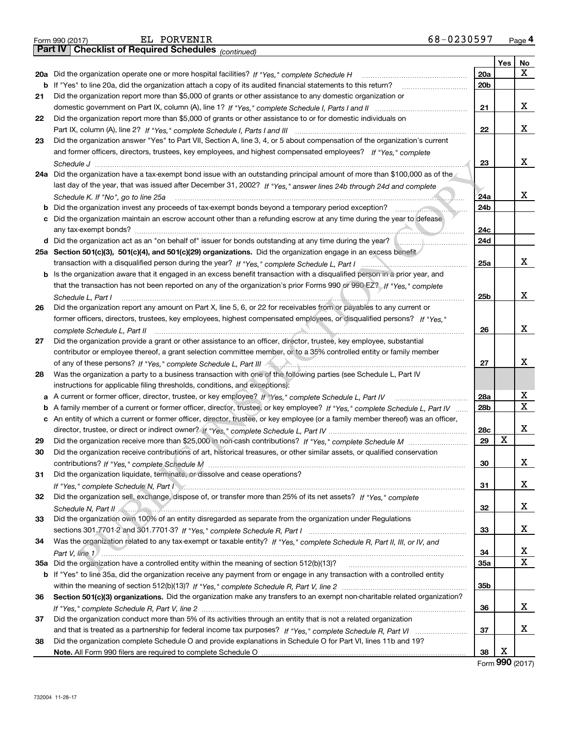Form 990 (2017) EL PORVENIR 68-0230597

## Part IV Checklist of Required Schedules *(continued)*

| | | | Yes | No |
|---|---|---|---|---|
| **20a** | Did the organization operate one or more hospital facilities? *If "Yes," complete Schedule H* | 20a | | X |
| **b** | If "Yes" to line 20a, did the organization attach a copy of its audited financial statements to this return? | 20b | | |
| **21** | Did the organization report more than $5,000 of grants or other assistance to any domestic organization or domestic government on Part IX, column (A), line 1? *If "Yes," complete Schedule I, Parts I and II* | 21 | | X |
| **22** | Did the organization report more than $5,000 of grants or other assistance to or for domestic individuals on Part IX, column (A), line 2? *If "Yes," complete Schedule I, Parts I and III* | 22 | | X |
| **23** | Did the organization answer "Yes" to Part VII, Section A, line 3, 4, or 5 about compensation of the organization's current and former officers, directors, trustees, key employees, and highest compensated employees? *If "Yes," complete Schedule J* | 23 | | X |
| **24a** | Did the organization have a tax-exempt bond issue with an outstanding principal amount of more than $100,000 as of the last day of the year, that was issued after December 31, 2002? *If "Yes," answer lines 24b through 24d and complete Schedule K. If "No", go to line 25a* | 24a | | X |
| **b** | Did the organization invest any proceeds of tax-exempt bonds beyond a temporary period exception? | 24b | | |
| **c** | Did the organization maintain an escrow account other than a refunding escrow at any time during the year to defease any tax-exempt bonds? | 24c | | |
| **d** | Did the organization act as an "on behalf of" issuer for bonds outstanding at any time during the year? | 24d | | |
| **25a** | **Section 501(c)(3), 501(c)(4), and 501(c)(29) organizations.** Did the organization engage in an excess benefit transaction with a disqualified person during the year? *If "Yes," complete Schedule L, Part I* | 25a | | X |
| **b** | Is the organization aware that it engaged in an excess benefit transaction with a disqualified person in a prior year, and that the transaction has not been reported on any of the organization's prior Forms 990 or 990-EZ? *If "Yes," complete Schedule L, Part I* | 25b | | X |
| **26** | Did the organization report any amount on Part X, line 5, 6, or 22 for receivables from or payables to any current or former officers, directors, trustees, key employees, highest compensated employees, or disqualified persons? *If "Yes," complete Schedule L, Part II* | 26 | | X |
| **27** | Did the organization provide a grant or other assistance to an officer, director, trustee, key employee, substantial contributor or employee thereof, a grant selection committee member, or to a 35% controlled entity or family member of any of these persons? *If "Yes," complete Schedule L, Part III* | 27 | | X |
| **28** | Was the organization a party to a business transaction with one of the following parties (see Schedule L, Part IV instructions for applicable filing thresholds, conditions, and exceptions): | | | |
| **a** | A current or former officer, director, trustee, or key employee? *If "Yes," complete Schedule L, Part IV* | 28a | | X |
| **b** | A family member of a current or former officer, director, trustee, or key employee? *If "Yes," complete Schedule L, Part IV* | 28b | | X |
| **c** | An entity of which a current or former officer, director, trustee, or key employee (or a family member thereof) was an officer, director, trustee, or direct or indirect owner? *If "Yes," complete Schedule L, Part IV* | 28c | | X |
| **29** | Did the organization receive more than $25,000 in non-cash contributions? *If "Yes," complete Schedule M* | 29 | X | |
| **30** | Did the organization receive contributions of art, historical treasures, or other similar assets, or qualified conservation contributions? *If "Yes," complete Schedule M* | 30 | | X |
| **31** | Did the organization liquidate, terminate, or dissolve and cease operations? *If "Yes," complete Schedule N, Part I* | 31 | | X |
| **32** | Did the organization sell, exchange, dispose of, or transfer more than 25% of its net assets? *If "Yes," complete Schedule N, Part II* | 32 | | X |
| **33** | Did the organization own 100% of an entity disregarded as separate from the organization under Regulations sections 301.7701-2 and 301.7701-3? *If "Yes," complete Schedule R, Part I* | 33 | | X |
| **34** | Was the organization related to any tax-exempt or taxable entity? *If "Yes," complete Schedule R, Part II, III, or IV, and Part V, line 1* | 34 | | X |
| **35a** | Did the organization have a controlled entity within the meaning of section 512(b)(13)? | 35a | | X |
| **b** | If "Yes" to line 35a, did the organization receive any payment from or engage in any transaction with a controlled entity within the meaning of section 512(b)(13)? *If "Yes," complete Schedule R, Part V, line 2* | 35b | | |
| **36** | **Section 501(c)(3) organizations.** Did the organization make any transfers to an exempt non-charitable related organization? *If "Yes," complete Schedule R, Part V, line 2* | 36 | | X |
| **37** | Did the organization conduct more than 5% of its activities through an entity that is not a related organization and that is treated as a partnership for federal income tax purposes? *If "Yes," complete Schedule R, Part VI* | 37 | | X |
| **38** | Did the organization complete Schedule O and provide explanations in Schedule O for Part VI, lines 11b and 19? **Note.** All Form 990 filers are required to complete Schedule O | 38 | X | |

Form **990** (2017)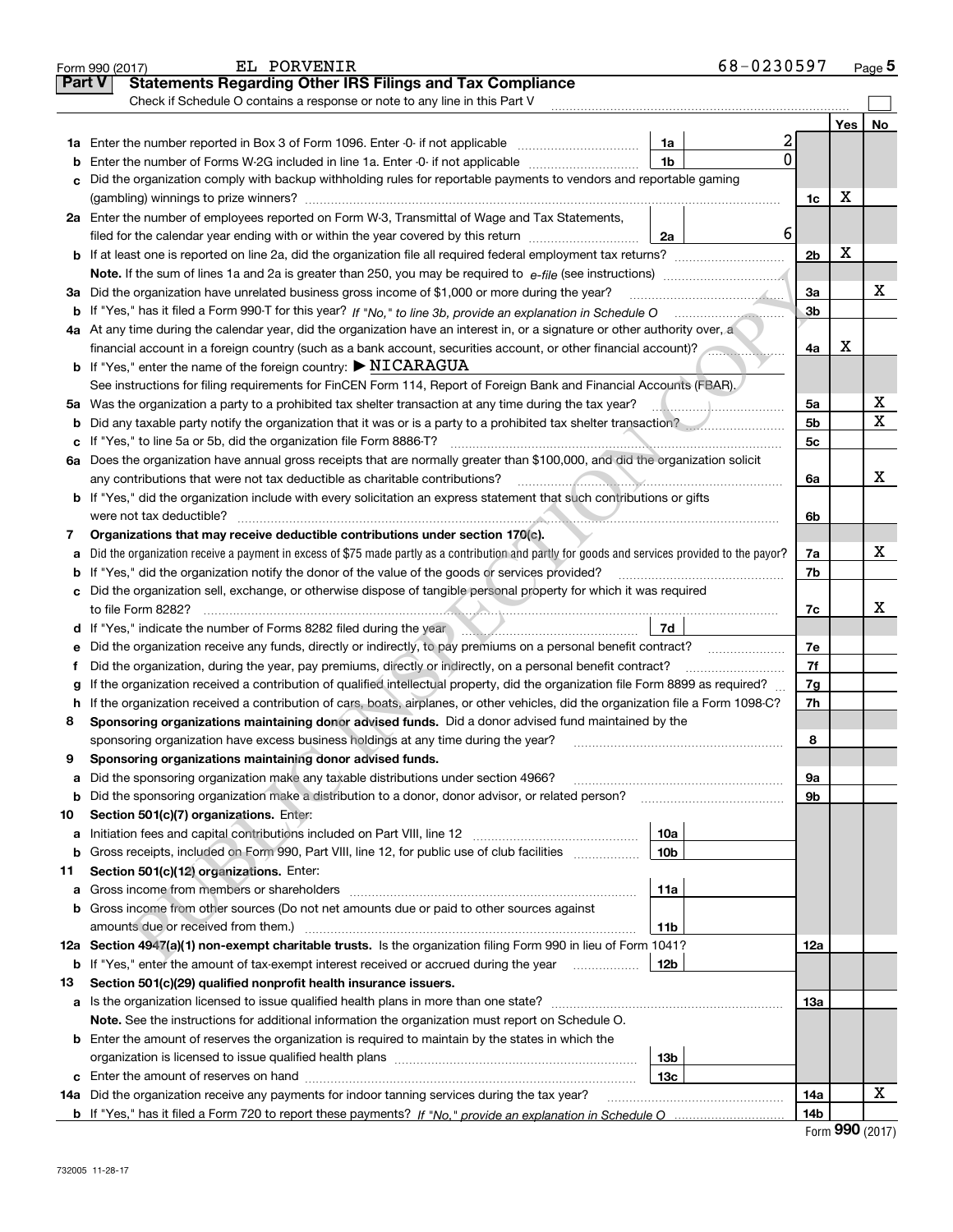Form 990 (2017) EL PORVENIR 68-0230597 Page 5

## Part V Statements Regarding Other IRS Filings and Tax Compliance

Check if Schedule O contains a response or note to any line in this Part V ☐

| | | | | | Yes | No |
|---|---|---|---|---|---|---|
| **1a** | Enter the number reported in Box 3 of Form 1096. Enter -0- if not applicable | 1a | 2 | | | |
| **b** | Enter the number of Forms W-2G included in line 1a. Enter -0- if not applicable | 1b | 0 | | | |
| **c** | Did the organization comply with backup withholding rules for reportable payments to vendors and reportable gaming (gambling) winnings to prize winners? | | | 1c | X | |
| **2a** | Enter the number of employees reported on Form W-3, Transmittal of Wage and Tax Statements, filed for the calendar year ending with or within the year covered by this return | 2a | 6 | | | |
| **b** | If at least one is reported on line 2a, did the organization file all required federal employment tax returns? | | | 2b | X | |
| | **Note.** If the sum of lines 1a and 2a is greater than 250, you may be required to *e-file* (see instructions) | | | | | |
| **3a** | Did the organization have unrelated business gross income of $1,000 or more during the year? | | | 3a | | X |
| **b** | If "Yes," has it filed a Form 990-T for this year? *If "No," to line 3b, provide an explanation in Schedule O* | | | 3b | | |
| **4a** | At any time during the calendar year, did the organization have an interest in, or a signature or other authority over, a financial account in a foreign country (such as a bank account, securities account, or other financial account)? | | | 4a | X | |
| **b** | If "Yes," enter the name of the foreign country: ▶ NICARAGUA | | | | | |
| | See instructions for filing requirements for FinCEN Form 114, Report of Foreign Bank and Financial Accounts (FBAR). | | | | | |
| **5a** | Was the organization a party to a prohibited tax shelter transaction at any time during the tax year? | | | 5a | | X |
| **b** | Did any taxable party notify the organization that it was or is a party to a prohibited tax shelter transaction? | | | 5b | | X |
| **c** | If "Yes," to line 5a or 5b, did the organization file Form 8886-T? | | | 5c | | |
| **6a** | Does the organization have annual gross receipts that are normally greater than $100,000, and did the organization solicit any contributions that were not tax deductible as charitable contributions? | | | 6a | | X |
| **b** | If "Yes," did the organization include with every solicitation an express statement that such contributions or gifts were not tax deductible? | | | 6b | | |
| **7** | **Organizations that may receive deductible contributions under section 170(c).** | | | | | |
| **a** | Did the organization receive a payment in excess of $75 made partly as a contribution and partly for goods and services provided to the payor? | | | 7a | | X |
| **b** | If "Yes," did the organization notify the donor of the value of the goods or services provided? | | | 7b | | |
| **c** | Did the organization sell, exchange, or otherwise dispose of tangible personal property for which it was required to file Form 8282? | | | 7c | | X |
| **d** | If "Yes," indicate the number of Forms 8282 filed during the year | 7d | | | | |
| **e** | Did the organization receive any funds, directly or indirectly, to pay premiums on a personal benefit contract? | | | 7e | | |
| **f** | Did the organization, during the year, pay premiums, directly or indirectly, on a personal benefit contract? | | | 7f | | |
| **g** | If the organization received a contribution of qualified intellectual property, did the organization file Form 8899 as required? | | | 7g | | |
| **h** | If the organization received a contribution of cars, boats, airplanes, or other vehicles, did the organization file a Form 1098-C? | | | 7h | | |
| **8** | **Sponsoring organizations maintaining donor advised funds.** Did a donor advised fund maintained by the sponsoring organization have excess business holdings at any time during the year? | | | 8 | | |
| **9** | **Sponsoring organizations maintaining donor advised funds.** | | | | | |
| **a** | Did the sponsoring organization make any taxable distributions under section 4966? | | | 9a | | |
| **b** | Did the sponsoring organization make a distribution to a donor, donor advisor, or related person? | | | 9b | | |
| **10** | **Section 501(c)(7) organizations.** Enter: | | | | | |
| **a** | Initiation fees and capital contributions included on Part VIII, line 12 | 10a | | | | |
| **b** | Gross receipts, included on Form 990, Part VIII, line 12, for public use of club facilities | 10b | | | | |
| **11** | **Section 501(c)(12) organizations.** Enter: | | | | | |
| **a** | Gross income from members or shareholders | 11a | | | | |
| **b** | Gross income from other sources (Do not net amounts due or paid to other sources against amounts due or received from them.) | 11b | | | | |
| **12a** | **Section 4947(a)(1) non-exempt charitable trusts.** Is the organization filing Form 990 in lieu of Form 1041? | | | 12a | | |
| **b** | If "Yes," enter the amount of tax-exempt interest received or accrued during the year | 12b | | | | |
| **13** | **Section 501(c)(29) qualified nonprofit health insurance issuers.** | | | | | |
| **a** | Is the organization licensed to issue qualified health plans in more than one state? | | | 13a | | |
| | **Note.** See the instructions for additional information the organization must report on Schedule O. | | | | | |
| **b** | Enter the amount of reserves the organization is required to maintain by the states in which the organization is licensed to issue qualified health plans | 13b | | | | |
| **c** | Enter the amount of reserves on hand | 13c | | | | |
| **14a** | Did the organization receive any payments for indoor tanning services during the tax year? | | | 14a | | X |
| **b** | If "Yes," has it filed a Form 720 to report these payments? *If "No," provide an explanation in Schedule O* | | | 14b | | |

Form **990** (2017)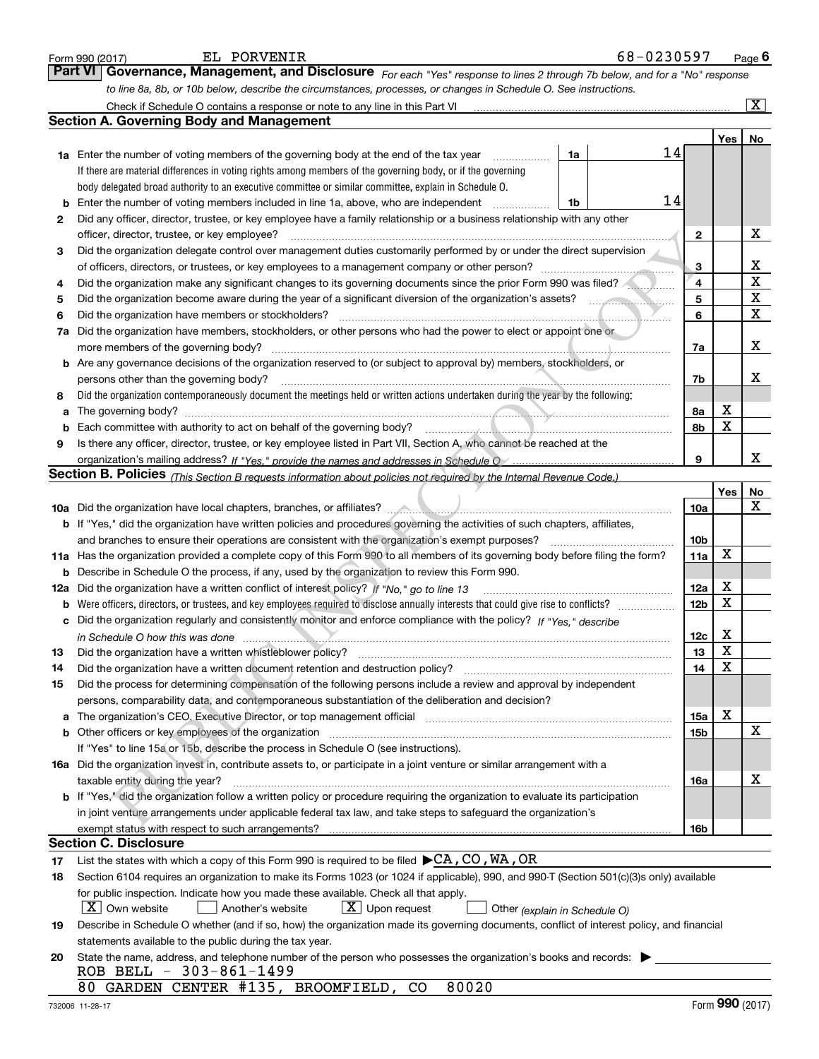Form 990 (2017) EL PORVENIR 68-0230597

## Part VI Governance, Management, and Disclosure

*For each "Yes" response to lines 2 through 7b below, and for a "No" response to line 8a, 8b, or 10b below, describe the circumstances, processes, or changes in Schedule O. See instructions.*

Check if Schedule O contains a response or note to any line in this Part VI [X]

### Section A. Governing Body and Management

| | | | | Yes | No |
|---|---|---|---|---|---|
| 1a | Enter the number of voting members of the governing body at the end of the tax year | 1a | 14 | | |
| | If there are material differences in voting rights among members of the governing body, or if the governing body delegated broad authority to an executive committee or similar committee, explain in Schedule O. | | | | |
| b | Enter the number of voting members included in line 1a, above, who are independent | 1b | 14 | | |
| 2 | Did any officer, director, trustee, or key employee have a family relationship or a business relationship with any other officer, director, trustee, or key employee? | 2 | | | X |
| 3 | Did the organization delegate control over management duties customarily performed by or under the direct supervision of officers, directors, or trustees, or key employees to a management company or other person? | 3 | | | X |
| 4 | Did the organization make any significant changes to its governing documents since the prior Form 990 was filed? | 4 | | | X |
| 5 | Did the organization become aware during the year of a significant diversion of the organization's assets? | 5 | | | X |
| 6 | Did the organization have members or stockholders? | 6 | | | X |
| 7a | Did the organization have members, stockholders, or other persons who had the power to elect or appoint one or more members of the governing body? | 7a | | | X |
| b | Are any governance decisions of the organization reserved to (or subject to approval by) members, stockholders, or persons other than the governing body? | 7b | | | X |
| 8 | Did the organization contemporaneously document the meetings held or written actions undertaken during the year by the following: | | | | |
| a | The governing body? | 8a | | X | |
| b | Each committee with authority to act on behalf of the governing body? | 8b | | X | |
| 9 | Is there any officer, director, trustee, or key employee listed in Part VII, Section A, who cannot be reached at the organization's mailing address? *If "Yes," provide the names and addresses in Schedule O* | 9 | | | X |

### Section B. Policies *(This Section B requests information about policies not required by the Internal Revenue Code.)*

| | | | Yes | No |
|---|---|---|---|---|
| 10a | Did the organization have local chapters, branches, or affiliates? | 10a | | X |
| b | If "Yes," did the organization have written policies and procedures governing the activities of such chapters, affiliates, and branches to ensure their operations are consistent with the organization's exempt purposes? | 10b | | |
| 11a | Has the organization provided a complete copy of this Form 990 to all members of its governing body before filing the form? | 11a | X | |
| b | Describe in Schedule O the process, if any, used by the organization to review this Form 990. | | | |
| 12a | Did the organization have a written conflict of interest policy? *If "No," go to line 13* | 12a | X | |
| b | Were officers, directors, or trustees, and key employees required to disclose annually interests that could give rise to conflicts? | 12b | X | |
| c | Did the organization regularly and consistently monitor and enforce compliance with the policy? *If "Yes," describe in Schedule O how this was done* | 12c | X | |
| 13 | Did the organization have a written whistleblower policy? | 13 | X | |
| 14 | Did the organization have a written document retention and destruction policy? | 14 | X | |
| 15 | Did the process for determining compensation of the following persons include a review and approval by independent persons, comparability data, and contemporaneous substantiation of the deliberation and decision? | | | |
| a | The organization's CEO, Executive Director, or top management official | 15a | X | |
| b | Other officers or key employees of the organization | 15b | | X |
| | If "Yes" to line 15a or 15b, describe the process in Schedule O (see instructions). | | | |
| 16a | Did the organization invest in, contribute assets to, or participate in a joint venture or similar arrangement with a taxable entity during the year? | 16a | | X |
| b | If "Yes," did the organization follow a written policy or procedure requiring the organization to evaluate its participation in joint venture arrangements under applicable federal tax law, and take steps to safeguard the organization's exempt status with respect to such arrangements? | 16b | | |

### Section C. Disclosure

17 List the states with which a copy of this Form 990 is required to be filed ▶CA,CO,WA,OR

18 Section 6104 requires an organization to make its Forms 1023 (or 1024 if applicable), 990, and 990-T (Section 501(c)(3)s only) available for public inspection. Indicate how you made these available. Check all that apply.

[X] Own website [ ] Another's website [X] Upon request [ ] Other *(explain in Schedule O)*

19 Describe in Schedule O whether (and if so, how) the organization made its governing documents, conflict of interest policy, and financial statements available to the public during the tax year.

20 State the name, address, and telephone number of the person who possesses the organization's books and records: ▶

ROB BELL - 303-861-1499

80 GARDEN CENTER #135, BROOMFIELD, CO 80020

732006 11-28-17 Form 990 (2017)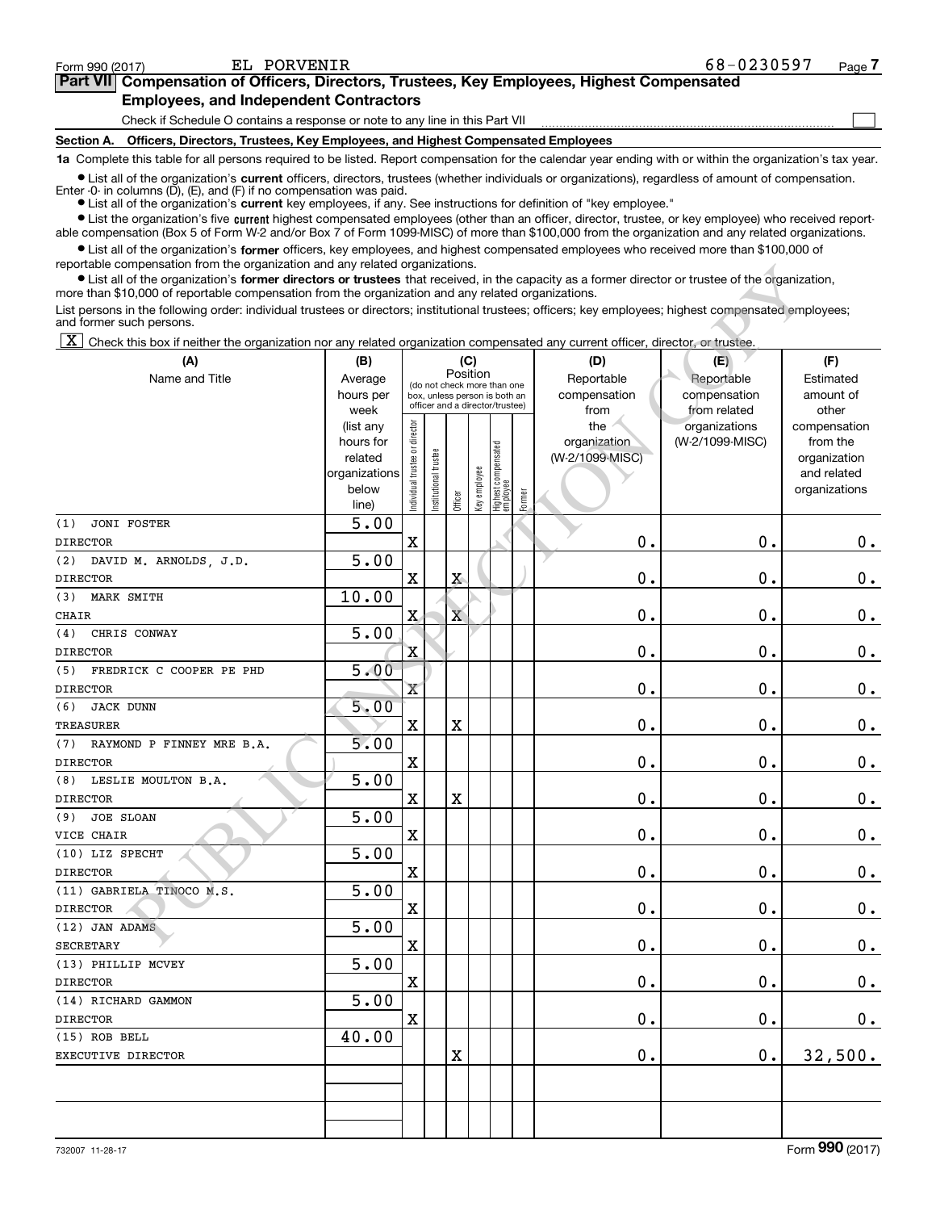Form 990 (2017) EL PORVENIR 68-0230597 Page 7

## Part VII Compensation of Officers, Directors, Trustees, Key Employees, Highest Compensated Employees, and Independent Contractors

Check if Schedule O contains a response or note to any line in this Part VII ☐

### Section A. Officers, Directors, Trustees, Key Employees, and Highest Compensated Employees

**1a** Complete this table for all persons required to be listed. Report compensation for the calendar year ending with or within the organization's tax year.

- List all of the organization's **current** officers, directors, trustees (whether individuals or organizations), regardless of amount of compensation. Enter -0- in columns (D), (E), and (F) if no compensation was paid.
- List all of the organization's **current** key employees, if any. See instructions for definition of "key employee."
- List the organization's five **current** highest compensated employees (other than an officer, director, trustee, or key employee) who received reportable compensation (Box 5 of Form W-2 and/or Box 7 of Form 1099-MISC) of more than $100,000 from the organization and any related organizations.
- List all of the organization's **former** officers, key employees, and highest compensated employees who received more than $100,000 of reportable compensation from the organization and any related organizations.
- List all of the organization's **former directors or trustees** that received, in the capacity as a former director or trustee of the organization, more than $10,000 of reportable compensation from the organization and any related organizations.

List persons in the following order: individual trustees or directors; institutional trustees; officers; key employees; highest compensated employees; and former such persons.

☒ Check this box if neither the organization nor any related organization compensated any current officer, director, or trustee.

| (A) Name and Title | (B) Average hours per week (list any hours for related organizations below line) | (C) Position: Individual trustee or director | Institutional trustee | Officer | Key employee | Highest compensated employee | Former | (D) Reportable compensation from the organization (W-2/1099-MISC) | (E) Reportable compensation from related organizations (W-2/1099-MISC) | (F) Estimated amount of other compensation from the organization and related organizations |
|---|---|---|---|---|---|---|---|---|---|---|
| (1) JONI FOSTER<br>DIRECTOR | 5.00 | X | | | | | | 0. | 0. | 0. |
| (2) DAVID M. ARNOLDS, J.D.<br>DIRECTOR | 5.00 | X | | X | | | | 0. | 0. | 0. |
| (3) MARK SMITH<br>CHAIR | 10.00 | X | | X | | | | 0. | 0. | 0. |
| (4) CHRIS CONWAY<br>DIRECTOR | 5.00 | X | | | | | | 0. | 0. | 0. |
| (5) FREDRICK C COOPER PE PHD<br>DIRECTOR | 5.00 | X | | | | | | 0. | 0. | 0. |
| (6) JACK DUNN<br>TREASURER | 5.00 | X | | X | | | | 0. | 0. | 0. |
| (7) RAYMOND P FINNEY MRE B.A.<br>DIRECTOR | 5.00 | X | | | | | | 0. | 0. | 0. |
| (8) LESLIE MOULTON B.A.<br>DIRECTOR | 5.00 | X | | X | | | | 0. | 0. | 0. |
| (9) JOE SLOAN<br>VICE CHAIR | 5.00 | X | | | | | | 0. | 0. | 0. |
| (10) LIZ SPECHT<br>DIRECTOR | 5.00 | X | | | | | | 0. | 0. | 0. |
| (11) GABRIELA TINOCO M.S.<br>DIRECTOR | 5.00 | X | | | | | | 0. | 0. | 0. |
| (12) JAN ADAMS<br>SECRETARY | 5.00 | X | | | | | | 0. | 0. | 0. |
| (13) PHILLIP MCVEY<br>DIRECTOR | 5.00 | X | | | | | | 0. | 0. | 0. |
| (14) RICHARD GAMMON<br>DIRECTOR | 5.00 | X | | | | | | 0. | 0. | 0. |
| (15) ROB BELL<br>EXECUTIVE DIRECTOR | 40.00 | | | X | | | | 0. | 0. | 32,500. |
| | | | | | | | | | | |
| | | | | | | | | | | |

732007 11-28-17 Form 990 (2017)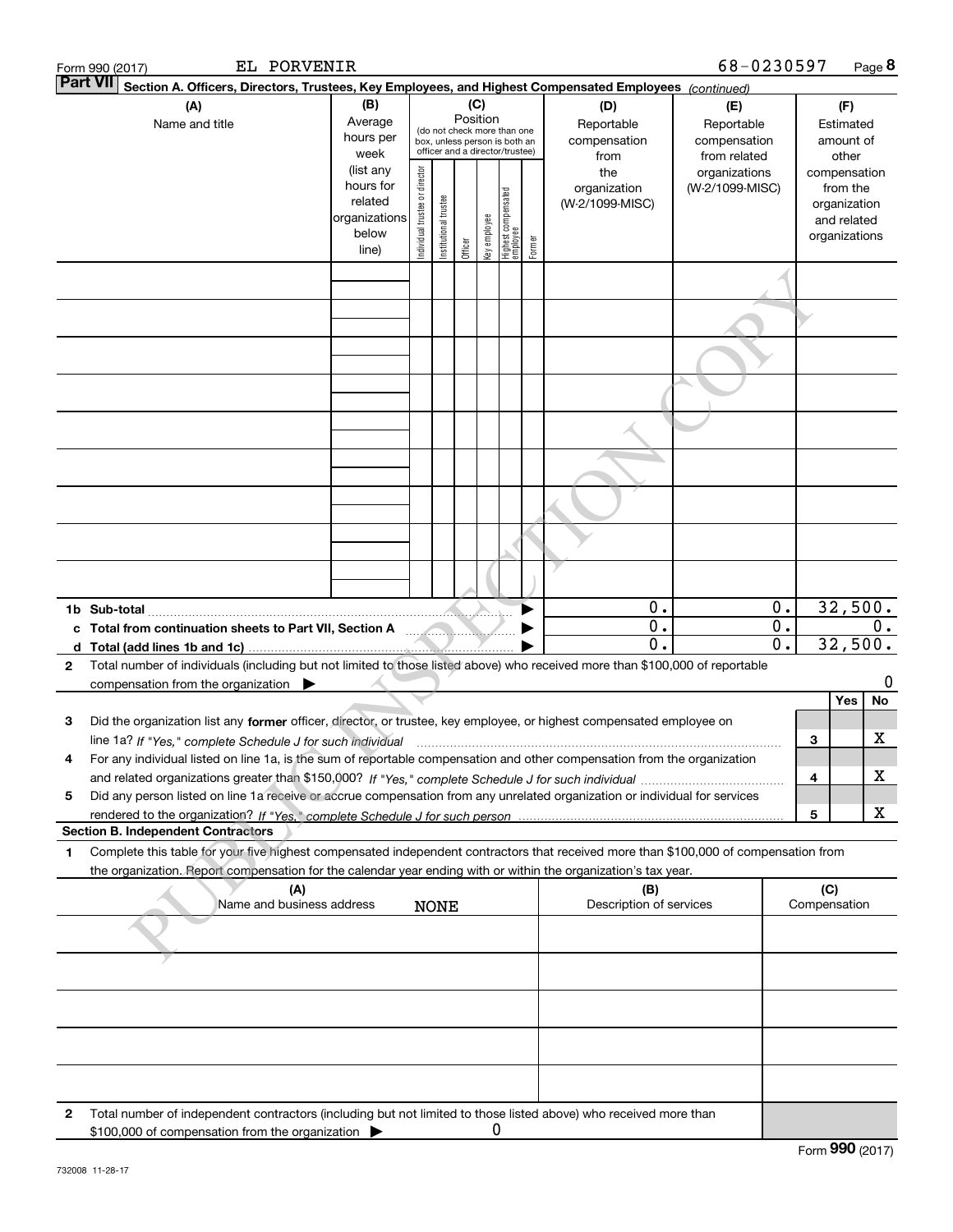Form 990 (2017) EL PORVENIR 68-0230597

**Part VII Section A. Officers, Directors, Trustees, Key Employees, and Highest Compensated Employees** *(continued)*

| (A) Name and title | (B) Average hours per week (list any hours for related organizations below line) | (C) Position (do not check more than one box, unless person is both an officer and a director/trustee): Individual trustee or director | Institutional trustee | Officer | Key employee | Highest compensated employee | Former | (D) Reportable compensation from the organization (W-2/1099-MISC) | (E) Reportable compensation from related organizations (W-2/1099-MISC) | (F) Estimated amount of other compensation from the organization and related organizations |
|---|---|---|---|---|---|---|---|---|---|---|
| | | | | | | | | | | |
| | | | | | | | | | | |
| | | | | | | | | | | |
| | | | | | | | | | | |
| | | | | | | | | | | |
| | | | | | | | | | | |
| | | | | | | | | | | |
| | | | | | | | | | | |
| | | | | | | | | | | |
| **1b Sub-total** | | | | | | | | 0. | 0. | 32,500. |
| **c Total from continuation sheets to Part VII, Section A** | | | | | | | | 0. | 0. | 0. |
| **d Total (add lines 1b and 1c)** | | | | | | | | 0. | 0. | 32,500. |

**2** Total number of individuals (including but not limited to those listed above) who received more than $100,000 of reportable compensation from the organization ▶ 0

| | | | Yes | No |
|---|---|---|---|---|
| **3** | Did the organization list any **former** officer, director, or trustee, key employee, or highest compensated employee on line 1a? *If "Yes," complete Schedule J for such individual* | 3 | | X |
| **4** | For any individual listed on line 1a, is the sum of reportable compensation and other compensation from the organization and related organizations greater than $150,000? *If "Yes," complete Schedule J for such individual* | 4 | | X |
| **5** | Did any person listed on line 1a receive or accrue compensation from any unrelated organization or individual for services rendered to the organization? *If "Yes," complete Schedule J for such person* | 5 | | X |

**Section B. Independent Contractors**

**1** Complete this table for your five highest compensated independent contractors that received more than $100,000 of compensation from the organization. Report compensation for the calendar year ending with or within the organization's tax year.

| (A) Name and business address | (B) Description of services | (C) Compensation |
|---|---|---|
| NONE | | |
| | | |
| | | |
| | | |
| | | |

**2** Total number of independent contractors (including but not limited to those listed above) who received more than $100,000 of compensation from the organization ▶ 0

Form **990** (2017)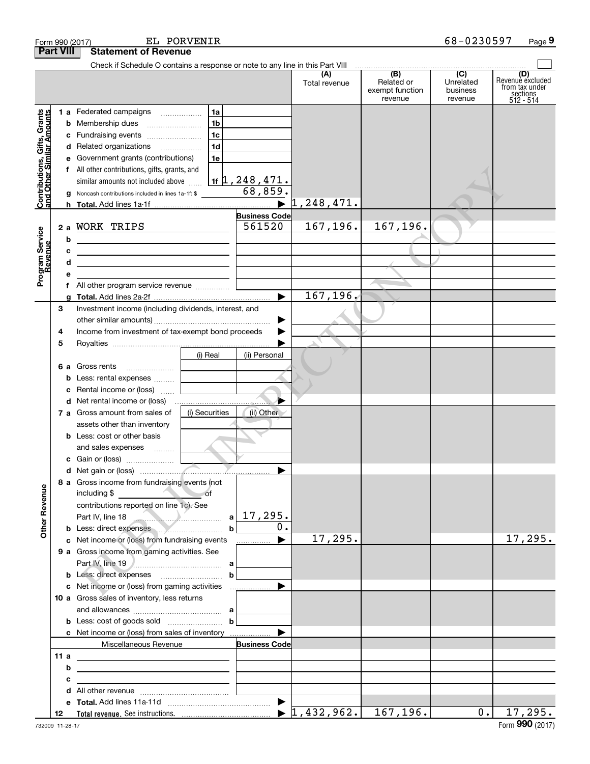Form 990 (2017) EL PORVENIR 68-0230597 Page **9**

**Part VIII** **Statement of Revenue**

Check if Schedule O contains a response or note to any line in this Part VIII ☐

| | | | (A) Total revenue | (B) Related or exempt function revenue | (C) Unrelated business revenue | (D) Revenue excluded from tax under sections 512 - 514 |
|---|---|---|---|---|---|---|
| **Contributions, Gifts, Grants and Other Similar Amounts** | | | | | | |
| 1 a | Federated campaigns 1a | | | | | |
| b | Membership dues 1b | | | | | |
| c | Fundraising events 1c | | | | | |
| d | Related organizations 1d | | | | | |
| e | Government grants (contributions) 1e | | | | | |
| f | All other contributions, gifts, grants, and similar amounts not included above 1f | 1,248,471. | | | | |
| g | Noncash contributions included in lines 1a-1f: $ | 68,859. | | | | |
| h | **Total.** Add lines 1a-1f | ▶ | 1,248,471. | | | |
| **Program Service Revenue** | | **Business Code** | | | | |
| 2 a | WORK TRIPS | 561520 | 167,196. | 167,196. | | |
| b | | | | | | |
| c | | | | | | |
| d | | | | | | |
| e | | | | | | |
| f | All other program service revenue | | | | | |
| g | **Total.** Add lines 2a-2f | ▶ | 167,196. | | | |
| **Other Revenue** | | | | | | |
| 3 | Investment income (including dividends, interest, and other similar amounts) | ▶ | | | | |
| 4 | Income from investment of tax-exempt bond proceeds | ▶ | | | | |
| 5 | Royalties | ▶ | | | | |
| | | (i) Real / (ii) Personal | | | | |
| 6 a | Gross rents | | | | | |
| b | Less: rental expenses | | | | | |
| c | Rental income or (loss) | | | | | |
| d | Net rental income or (loss) | ▶ | | | | |
| | | (i) Securities / (ii) Other | | | | |
| 7 a | Gross amount from sales of assets other than inventory | | | | | |
| b | Less: cost or other basis and sales expenses | | | | | |
| c | Gain or (loss) | | | | | |
| d | Net gain or (loss) | ▶ | | | | |
| 8 a | Gross income from fundraising events (not including $ of contributions reported on line 1c). See Part IV, line 18 a | 17,295. | | | | |
| b | Less: direct expenses b | 0. | | | | |
| c | Net income or (loss) from fundraising events | ▶ | 17,295. | | | 17,295. |
| 9 a | Gross income from gaming activities. See Part IV, line 19 a | | | | | |
| b | Less: direct expenses b | | | | | |
| c | Net income or (loss) from gaming activities | ▶ | | | | |
| 10 a | Gross sales of inventory, less returns and allowances a | | | | | |
| b | Less: cost of goods sold b | | | | | |
| c | Net income or (loss) from sales of inventory | ▶ | | | | |
| | Miscellaneous Revenue | **Business Code** | | | | |
| 11 a | | | | | | |
| b | | | | | | |
| c | | | | | | |
| d | All other revenue | | | | | |
| e | **Total.** Add lines 11a-11d | ▶ | | | | |
| 12 | **Total revenue.** See instructions. | ▶ | 1,432,962. | 167,196. | 0. | 17,295. |

732009 11-28-17 Form **990** (2017)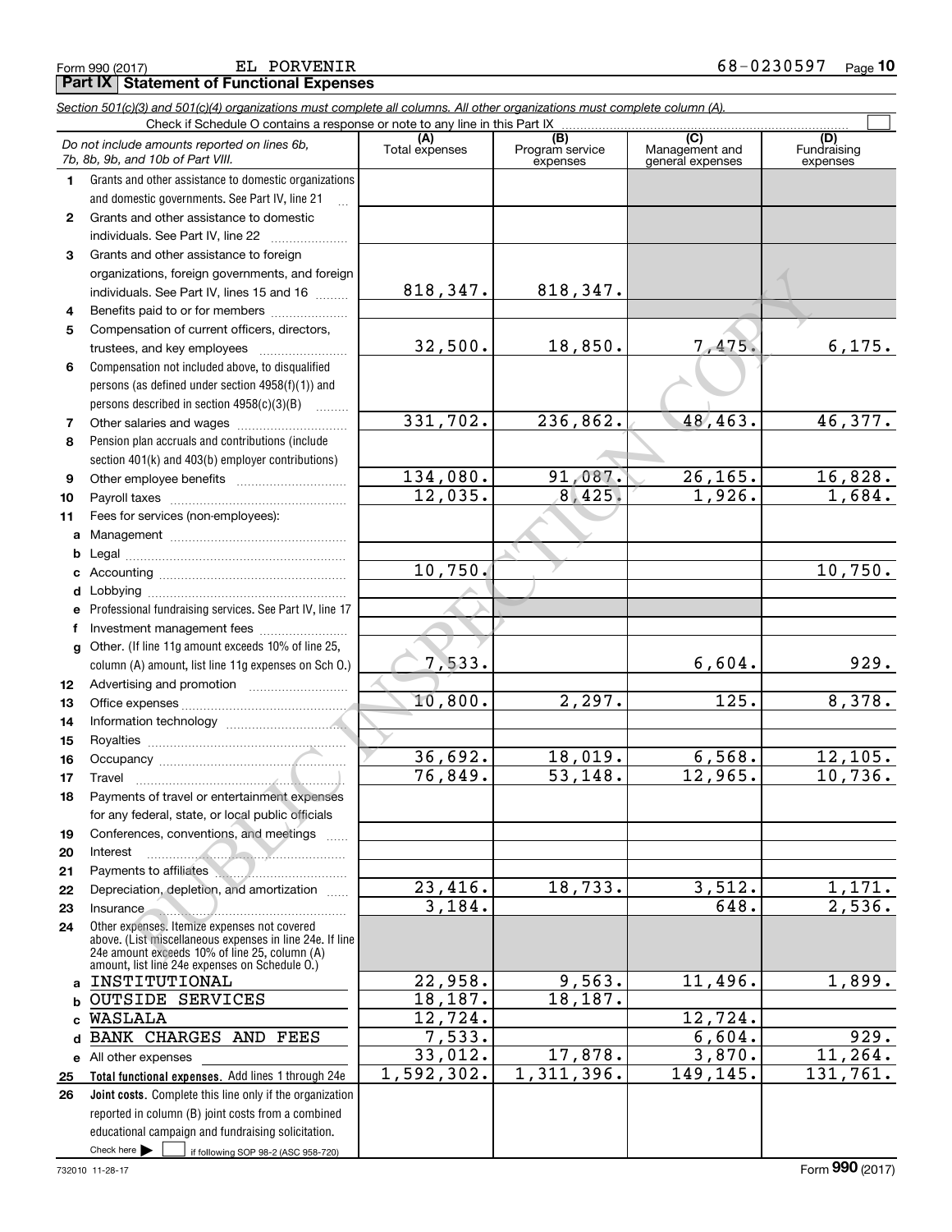Form 990 (2017) EL PORVENIR 68-0230597 Page 10

**Part IX | Statement of Functional Expenses**

*Section 501(c)(3) and 501(c)(4) organizations must complete all columns. All other organizations must complete column (A).*

Check if Schedule O contains a response or note to any line in this Part IX

| *Do not include amounts reported on lines 6b, 7b, 8b, 9b, and 10b of Part VIII.* | (A) Total expenses | (B) Program service expenses | (C) Management and general expenses | (D) Fundraising expenses |
|---|---|---|---|---|
| 1 Grants and other assistance to domestic organizations and domestic governments. See Part IV, line 21 | | | | |
| 2 Grants and other assistance to domestic individuals. See Part IV, line 22 | | | | |
| 3 Grants and other assistance to foreign organizations, foreign governments, and foreign individuals. See Part IV, lines 15 and 16 | 818,347. | 818,347. | | |
| 4 Benefits paid to or for members | | | | |
| 5 Compensation of current officers, directors, trustees, and key employees | 32,500. | 18,850. | 7,475. | 6,175. |
| 6 Compensation not included above, to disqualified persons (as defined under section 4958(f)(1)) and persons described in section 4958(c)(3)(B) | | | | |
| 7 Other salaries and wages | 331,702. | 236,862. | 48,463. | 46,377. |
| 8 Pension plan accruals and contributions (include section 401(k) and 403(b) employer contributions) | | | | |
| 9 Other employee benefits | 134,080. | 91,087. | 26,165. | 16,828. |
| 10 Payroll taxes | 12,035. | 8,425. | 1,926. | 1,684. |
| 11 Fees for services (non-employees): | | | | |
| a Management | | | | |
| b Legal | | | | |
| c Accounting | 10,750. | | | 10,750. |
| d Lobbying | | | | |
| e Professional fundraising services. See Part IV, line 17 | | | | |
| f Investment management fees | | | | |
| g Other. (If line 11g amount exceeds 10% of line 25, column (A) amount, list line 11g expenses on Sch O.) | 7,533. | | 6,604. | 929. |
| 12 Advertising and promotion | | | | |
| 13 Office expenses | 10,800. | 2,297. | 125. | 8,378. |
| 14 Information technology | | | | |
| 15 Royalties | | | | |
| 16 Occupancy | 36,692. | 18,019. | 6,568. | 12,105. |
| 17 Travel | 76,849. | 53,148. | 12,965. | 10,736. |
| 18 Payments of travel or entertainment expenses for any federal, state, or local public officials | | | | |
| 19 Conferences, conventions, and meetings | | | | |
| 20 Interest | | | | |
| 21 Payments to affiliates | | | | |
| 22 Depreciation, depletion, and amortization | 23,416. | 18,733. | 3,512. | 1,171. |
| 23 Insurance | 3,184. | | 648. | 2,536. |
| 24 Other expenses. Itemize expenses not covered above. (List miscellaneous expenses in line 24e. If line 24e amount exceeds 10% of line 25, column (A) amount, list line 24e expenses on Schedule O.) | | | | |
| a INSTITUTIONAL | 22,958. | 9,563. | 11,496. | 1,899. |
| b OUTSIDE SERVICES | 18,187. | 18,187. | | |
| c WASLALA | 12,724. | | 12,724. | |
| d BANK CHARGES AND FEES | 7,533. | | 6,604. | 929. |
| e All other expenses | 33,012. | 17,878. | 3,870. | 11,264. |
| 25 **Total functional expenses.** Add lines 1 through 24e | 1,592,302. | 1,311,396. | 149,145. | 131,761. |
| 26 **Joint costs.** Complete this line only if the organization reported in column (B) joint costs from a combined educational campaign and fundraising solicitation. Check here ☐ if following SOP 98-2 (ASC 958-720) | | | | |

732010 11-28-17 Form **990** (2017)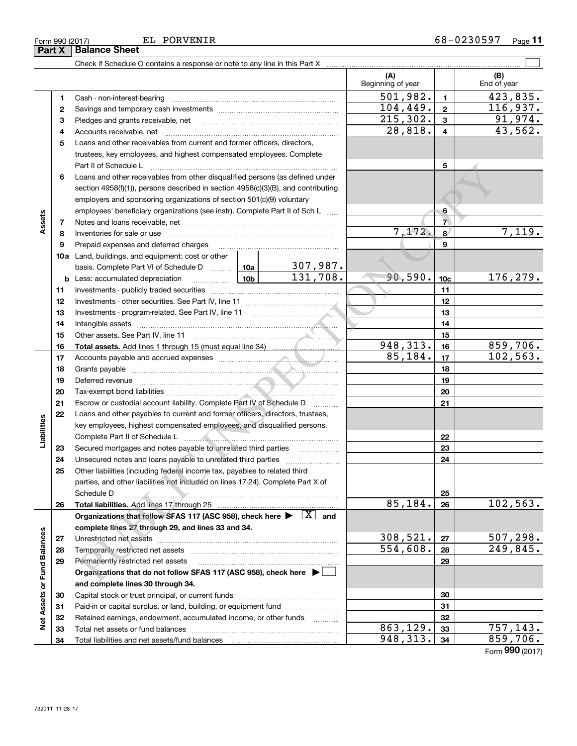Form 990 (2017) EL PORVENIR 68-0230597

## Part X Balance Sheet

Check if Schedule O contains a response or note to any line in this Part X

| | | | | (A) Beginning of year | | (B) End of year |
|---|---|---|---|---|---|---|
| **Assets** | 1 | Cash - non-interest-bearing | | 501,982. | 1 | 423,835. |
| | 2 | Savings and temporary cash investments | | 104,449. | 2 | 116,937. |
| | 3 | Pledges and grants receivable, net | | 215,302. | 3 | 91,974. |
| | 4 | Accounts receivable, net | | 28,818. | 4 | 43,562. |
| | 5 | Loans and other receivables from current and former officers, directors, trustees, key employees, and highest compensated employees. Complete Part II of Schedule L | | | 5 | |
| | 6 | Loans and other receivables from other disqualified persons (as defined under section 4958(f)(1)), persons described in section 4958(c)(3)(B), and contributing employers and sponsoring organizations of section 501(c)(9) voluntary employees' beneficiary organizations (see instr). Complete Part II of Sch L | | | 6 | |
| | 7 | Notes and loans receivable, net | | | 7 | |
| | 8 | Inventories for sale or use | | 7,172. | 8 | 7,119. |
| | 9 | Prepaid expenses and deferred charges | | | 9 | |
| | 10a | Land, buildings, and equipment: cost or other basis. Complete Part VI of Schedule D | 10a 307,987. | | | |
| | b | Less: accumulated depreciation | 10b 131,708. | 90,590. | 10c | 176,279. |
| | 11 | Investments - publicly traded securities | | | 11 | |
| | 12 | Investments - other securities. See Part IV, line 11 | | | 12 | |
| | 13 | Investments - program-related. See Part IV, line 11 | | | 13 | |
| | 14 | Intangible assets | | | 14 | |
| | 15 | Other assets. See Part IV, line 11 | | | 15 | |
| | 16 | **Total assets.** Add lines 1 through 15 (must equal line 34) | | 948,313. | 16 | 859,706. |
| **Liabilities** | 17 | Accounts payable and accrued expenses | | 85,184. | 17 | 102,563. |
| | 18 | Grants payable | | | 18 | |
| | 19 | Deferred revenue | | | 19 | |
| | 20 | Tax-exempt bond liabilities | | | 20 | |
| | 21 | Escrow or custodial account liability. Complete Part IV of Schedule D | | | 21 | |
| | 22 | Loans and other payables to current and former officers, directors, trustees, key employees, highest compensated employees, and disqualified persons. Complete Part II of Schedule L | | | 22 | |
| | 23 | Secured mortgages and notes payable to unrelated third parties | | | 23 | |
| | 24 | Unsecured notes and loans payable to unrelated third parties | | | 24 | |
| | 25 | Other liabilities (including federal income tax, payables to related third parties, and other liabilities not included on lines 17-24). Complete Part X of Schedule D | | | 25 | |
| | 26 | **Total liabilities.** Add lines 17 through 25 | | 85,184. | 26 | 102,563. |
| **Net Assets or Fund Balances** | | **Organizations that follow SFAS 117 (ASC 958), check here ▶ [X] and complete lines 27 through 29, and lines 33 and 34.** | | | | |
| | 27 | Unrestricted net assets | | 308,521. | 27 | 507,298. |
| | 28 | Temporarily restricted net assets | | 554,608. | 28 | 249,845. |
| | 29 | Permanently restricted net assets | | | 29 | |
| | | **Organizations that do not follow SFAS 117 (ASC 958), check here ▶ [ ] and complete lines 30 through 34.** | | | | |
| | 30 | Capital stock or trust principal, or current funds | | | 30 | |
| | 31 | Paid-in or capital surplus, or land, building, or equipment fund | | | 31 | |
| | 32 | Retained earnings, endowment, accumulated income, or other funds | | | 32 | |
| | 33 | Total net assets or fund balances | | 863,129. | 33 | 757,143. |
| | 34 | Total liabilities and net assets/fund balances | | 948,313. | 34 | 859,706. |

Form **990** (2017)

732011 11-28-17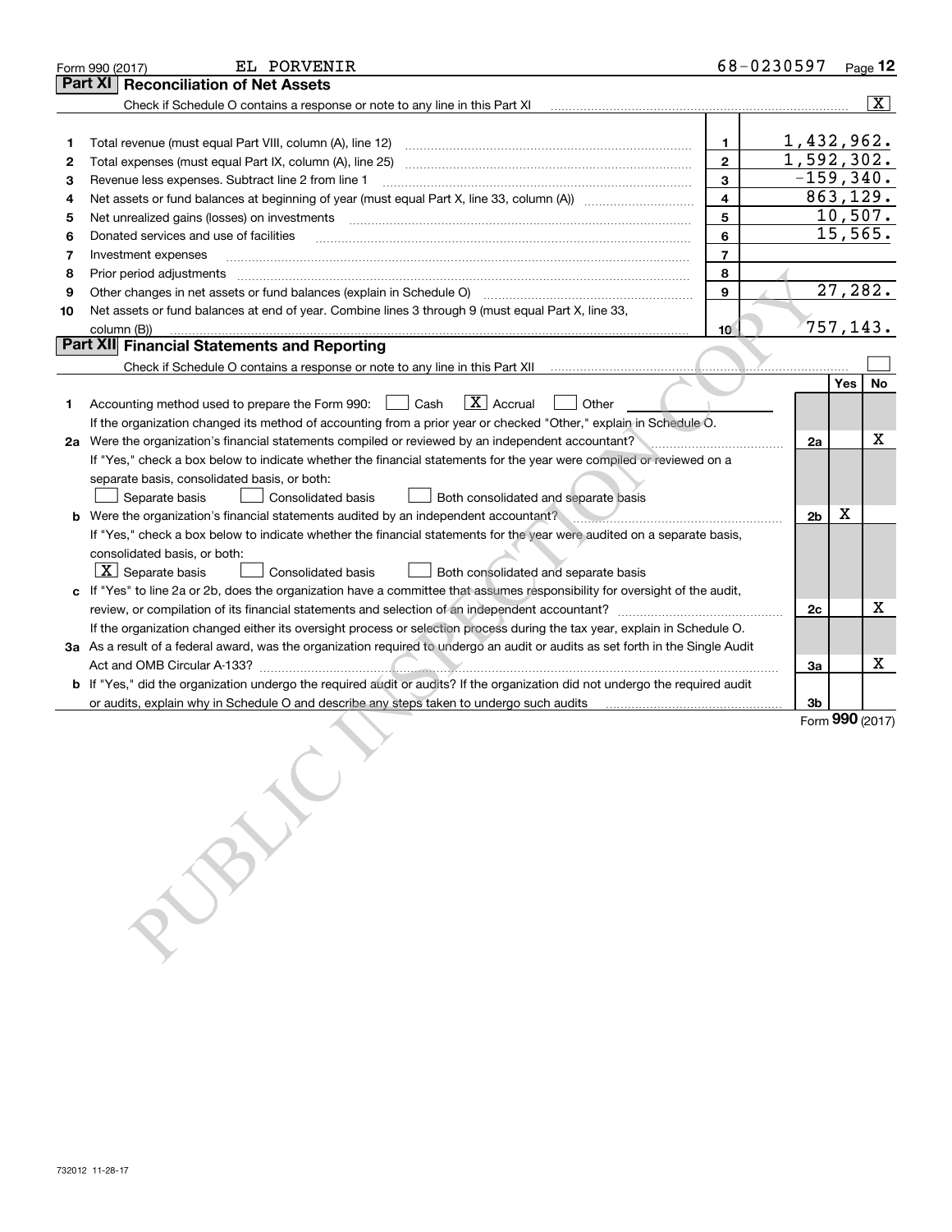Form 990 (2017) EL PORVENIR 68-0230597

## Part XI Reconciliation of Net Assets

Check if Schedule O contains a response or note to any line in this Part XI [X]

| | | | |
|---|---|---|---|
| 1 | Total revenue (must equal Part VIII, column (A), line 12) | 1 | 1,432,962. |
| 2 | Total expenses (must equal Part IX, column (A), line 25) | 2 | 1,592,302. |
| 3 | Revenue less expenses. Subtract line 2 from line 1 | 3 | -159,340. |
| 4 | Net assets or fund balances at beginning of year (must equal Part X, line 33, column (A)) | 4 | 863,129. |
| 5 | Net unrealized gains (losses) on investments | 5 | 10,507. |
| 6 | Donated services and use of facilities | 6 | 15,565. |
| 7 | Investment expenses | 7 | |
| 8 | Prior period adjustments | 8 | |
| 9 | Other changes in net assets or fund balances (explain in Schedule O) | 9 | 27,282. |
| 10 | Net assets or fund balances at end of year. Combine lines 3 through 9 (must equal Part X, line 33, column (B)) | 10 | 757,143. |

## Part XII Financial Statements and Reporting

Check if Schedule O contains a response or note to any line in this Part XII [ ]

| | | | Yes | No |
|---|---|---|---|---|
| 1 | Accounting method used to prepare the Form 990: [ ] Cash [X] Accrual [ ] Other ______ If the organization changed its method of accounting from a prior year or checked "Other," explain in Schedule O. | | | |
| 2a | Were the organization's financial statements compiled or reviewed by an independent accountant? | 2a | | X |
| | If "Yes," check a box below to indicate whether the financial statements for the year were compiled or reviewed on a separate basis, consolidated basis, or both: [ ] Separate basis [ ] Consolidated basis [ ] Both consolidated and separate basis | | | |
| b | Were the organization's financial statements audited by an independent accountant? | 2b | X | |
| | If "Yes," check a box below to indicate whether the financial statements for the year were audited on a separate basis, consolidated basis, or both: [X] Separate basis [ ] Consolidated basis [ ] Both consolidated and separate basis | | | |
| c | If "Yes" to line 2a or 2b, does the organization have a committee that assumes responsibility for oversight of the audit, review, or compilation of its financial statements and selection of an independent accountant? | 2c | | X |
| | If the organization changed either its oversight process or selection process during the tax year, explain in Schedule O. | | | |
| 3a | As a result of a federal award, was the organization required to undergo an audit or audits as set forth in the Single Audit Act and OMB Circular A-133? | 3a | | X |
| b | If "Yes," did the organization undergo the required audit or audits? If the organization did not undergo the required audit or audits, explain why in Schedule O and describe any steps taken to undergo such audits | 3b | | |

Form 990 (2017)

732012 11-28-17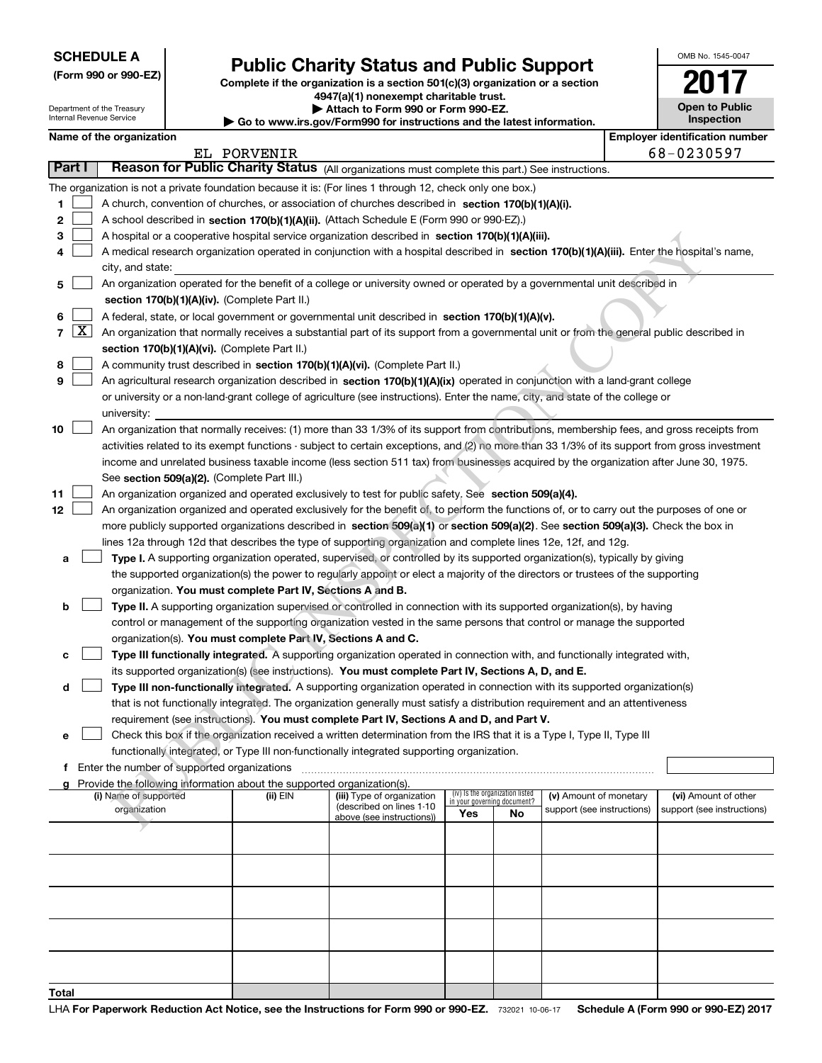**SCHEDULE A**
**(Form 990 or 990-EZ)**

Department of the Treasury
Internal Revenue Service

# Public Charity Status and Public Support

**Complete if the organization is a section 501(c)(3) organization or a section 4947(a)(1) nonexempt charitable trust.**
**▶ Attach to Form 990 or Form 990-EZ.**
**▶ Go to www.irs.gov/Form990 for instructions and the latest information.**

OMB No. 1545-0047

**2017**

**Open to Public Inspection**

**Name of the organization:** EL PORVENIR
**Employer identification number:** 68-0230597

## Part I — Reason for Public Charity Status (All organizations must complete this part.) See instructions.

The organization is not a private foundation because it is: (For lines 1 through 12, check only one box.)

1. [ ] A church, convention of churches, or association of churches described in **section 170(b)(1)(A)(i).**
2. [ ] A school described in **section 170(b)(1)(A)(ii).** (Attach Schedule E (Form 990 or 990-EZ).)
3. [ ] A hospital or a cooperative hospital service organization described in **section 170(b)(1)(A)(iii).**
4. [ ] A medical research organization operated in conjunction with a hospital described in **section 170(b)(1)(A)(iii).** Enter the hospital's name, city, and state:
5. [ ] An organization operated for the benefit of a college or university owned or operated by a governmental unit described in **section 170(b)(1)(A)(iv).** (Complete Part II.)
6. [ ] A federal, state, or local government or governmental unit described in **section 170(b)(1)(A)(v).**
7. [X] An organization that normally receives a substantial part of its support from a governmental unit or from the general public described in **section 170(b)(1)(A)(vi).** (Complete Part II.)
8. [ ] A community trust described in **section 170(b)(1)(A)(vi).** (Complete Part II.)
9. [ ] An agricultural research organization described in **section 170(b)(1)(A)(ix)** operated in conjunction with a land-grant college or university or a non-land-grant college of agriculture (see instructions). Enter the name, city, and state of the college or university:
10. [ ] An organization that normally receives: (1) more than 33 1/3% of its support from contributions, membership fees, and gross receipts from activities related to its exempt functions - subject to certain exceptions, and (2) no more than 33 1/3% of its support from gross investment income and unrelated business taxable income (less section 511 tax) from businesses acquired by the organization after June 30, 1975. See **section 509(a)(2).** (Complete Part III.)
11. [ ] An organization organized and operated exclusively to test for public safety. See **section 509(a)(4).**
12. [ ] An organization organized and operated exclusively for the benefit of, to perform the functions of, or to carry out the purposes of one or more publicly supported organizations described in **section 509(a)(1)** or **section 509(a)(2).** See **section 509(a)(3).** Check the box in lines 12a through 12d that describes the type of supporting organization and complete lines 12e, 12f, and 12g.
   - **a** [ ] **Type I.** A supporting organization operated, supervised, or controlled by its supported organization(s), typically by giving the supported organization(s) the power to regularly appoint or elect a majority of the directors or trustees of the supporting organization. **You must complete Part IV, Sections A and B.**
   - **b** [ ] **Type II.** A supporting organization supervised or controlled in connection with its supported organization(s), by having control or management of the supporting organization vested in the same persons that control or manage the supported organization(s). **You must complete Part IV, Sections A and C.**
   - **c** [ ] **Type III functionally integrated.** A supporting organization operated in connection with, and functionally integrated with, its supported organization(s) (see instructions). **You must complete Part IV, Sections A, D, and E.**
   - **d** [ ] **Type III non-functionally integrated.** A supporting organization operated in connection with its supported organization(s) that is not functionally integrated. The organization generally must satisfy a distribution requirement and an attentiveness requirement (see instructions). **You must complete Part IV, Sections A and D, and Part V.**
   - **e** [ ] Check this box if the organization received a written determination from the IRS that it is a Type I, Type II, Type III functionally integrated, or Type III non-functionally integrated supporting organization.
   - **f** Enter the number of supported organizations
   - **g** Provide the following information about the supported organization(s).

| (i) Name of supported organization | (ii) EIN | (iii) Type of organization (described on lines 1-10 above (see instructions)) | (iv) Is the organization listed in your governing document? Yes | No | (v) Amount of monetary support (see instructions) | (vi) Amount of other support (see instructions) |
|---|---|---|---|---|---|---|
| | | | | | | |
| | | | | | | |
| | | | | | | |
| | | | | | | |
| | | | | | | |
| **Total** | | | | | | |

LHA **For Paperwork Reduction Act Notice, see the Instructions for Form 990 or 990-EZ.** 732021 10-06-17 **Schedule A (Form 990 or 990-EZ) 2017**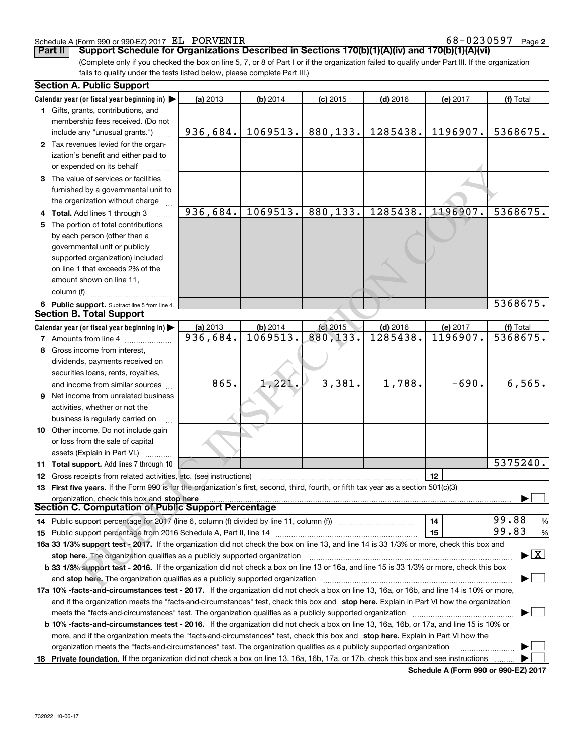Schedule A (Form 990 or 990-EZ) 2017 EL PORVENIR 68-0230597 Page 2

**Part II Support Schedule for Organizations Described in Sections 170(b)(1)(A)(iv) and 170(b)(1)(A)(vi)**

(Complete only if you checked the box on line 5, 7, or 8 of Part I or if the organization failed to qualify under Part III. If the organization fails to qualify under the tests listed below, please complete Part III.)

### Section A. Public Support

| Calendar year (or fiscal year beginning in) ▶ | (a) 2013 | (b) 2014 | (c) 2015 | (d) 2016 | (e) 2017 | (f) Total |
|---|---|---|---|---|---|---|
| 1 Gifts, grants, contributions, and membership fees received. (Do not include any "unusual grants.") | 936,684. | 1069513. | 880,133. | 1285438. | 1196907. | 5368675. |
| 2 Tax revenues levied for the organization's benefit and either paid to or expended on its behalf | | | | | | |
| 3 The value of services or facilities furnished by a governmental unit to the organization without charge | | | | | | |
| 4 Total. Add lines 1 through 3 | 936,684. | 1069513. | 880,133. | 1285438. | 1196907. | 5368675. |
| 5 The portion of total contributions by each person (other than a governmental unit or publicly supported organization) included on line 1 that exceeds 2% of the amount shown on line 11, column (f) | | | | | | |
| 6 Public support. Subtract line 5 from line 4. | | | | | | 5368675. |

### Section B. Total Support

| Calendar year (or fiscal year beginning in) ▶ | (a) 2013 | (b) 2014 | (c) 2015 | (d) 2016 | (e) 2017 | (f) Total |
|---|---|---|---|---|---|---|
| 7 Amounts from line 4 | 936,684. | 1069513. | 880,133. | 1285438. | 1196907. | 5368675. |
| 8 Gross income from interest, dividends, payments received on securities loans, rents, royalties, and income from similar sources | 865. | 1,221. | 3,381. | 1,788. | -690. | 6,565. |
| 9 Net income from unrelated business activities, whether or not the business is regularly carried on | | | | | | |
| 10 Other income. Do not include gain or loss from the sale of capital assets (Explain in Part VI.) | | | | | | |
| 11 Total support. Add lines 7 through 10 | | | | | | 5375240. |

12 Gross receipts from related activities, etc. (see instructions) | 12 |

13 **First five years.** If the Form 990 is for the organization's first, second, third, fourth, or fifth tax year as a section 501(c)(3) organization, check this box and **stop here** ▶ ☐

### Section C. Computation of Public Support Percentage

14 Public support percentage for 2017 (line 6, column (f) divided by line 11, column (f)) | 14 | 99.88 %

15 Public support percentage from 2016 Schedule A, Part II, line 14 | 15 | 99.83 %

**16a 33 1/3% support test - 2017.** If the organization did not check the box on line 13, and line 14 is 33 1/3% or more, check this box and **stop here.** The organization qualifies as a publicly supported organization ▶ ☒

**b 33 1/3% support test - 2016.** If the organization did not check a box on line 13 or 16a, and line 15 is 33 1/3% or more, check this box and **stop here.** The organization qualifies as a publicly supported organization ▶ ☐

**17a 10% -facts-and-circumstances test - 2017.** If the organization did not check a box on line 13, 16a, or 16b, and line 14 is 10% or more, and if the organization meets the "facts-and-circumstances" test, check this box and **stop here.** Explain in Part VI how the organization meets the "facts-and-circumstances" test. The organization qualifies as a publicly supported organization ▶ ☐

**b 10% -facts-and-circumstances test - 2016.** If the organization did not check a box on line 13, 16a, 16b, or 17a, and line 15 is 10% or more, and if the organization meets the "facts-and-circumstances" test, check this box and **stop here.** Explain in Part VI how the organization meets the "facts-and-circumstances" test. The organization qualifies as a publicly supported organization ▶ ☐

**18 Private foundation.** If the organization did not check a box on line 13, 16a, 16b, 17a, or 17b, check this box and see instructions ▶ ☐

**Schedule A (Form 990 or 990-EZ) 2017**

732022 10-06-17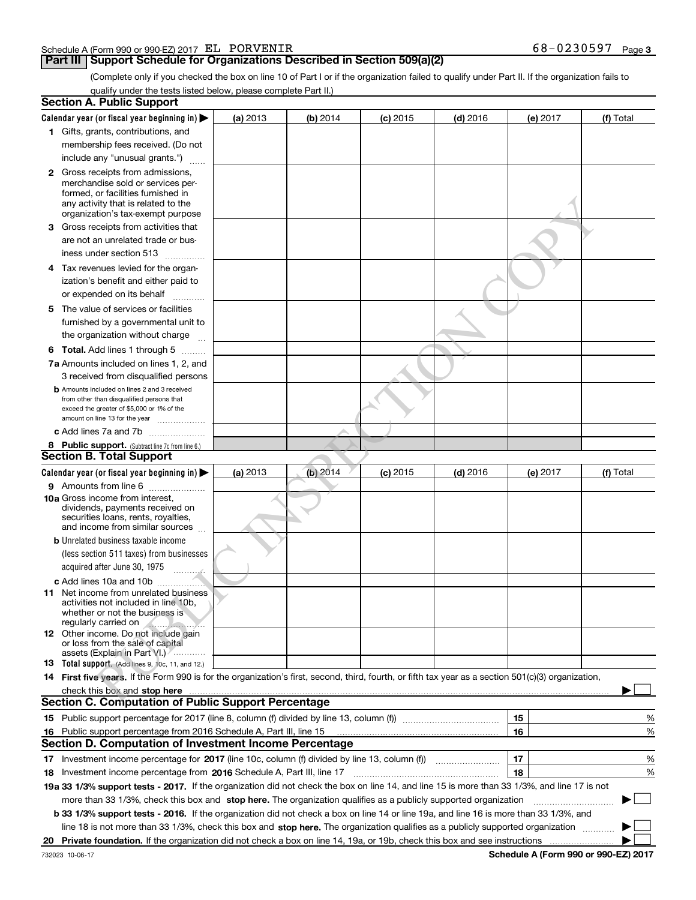Schedule A (Form 990 or 990-EZ) 2017 EL PORVENIR 68-0230597

## Part III Support Schedule for Organizations Described in Section 509(a)(2)

(Complete only if you checked the box on line 10 of Part I or if the organization failed to qualify under Part II. If the organization fails to qualify under the tests listed below, please complete Part II.)

### Section A. Public Support

| Calendar year (or fiscal year beginning in) ▶ | (a) 2013 | (b) 2014 | (c) 2015 | (d) 2016 | (e) 2017 | (f) Total |
|---|---|---|---|---|---|---|
| 1 Gifts, grants, contributions, and membership fees received. (Do not include any "unusual grants.") | | | | | | |
| 2 Gross receipts from admissions, merchandise sold or services performed, or facilities furnished in any activity that is related to the organization's tax-exempt purpose | | | | | | |
| 3 Gross receipts from activities that are not an unrelated trade or business under section 513 | | | | | | |
| 4 Tax revenues levied for the organization's benefit and either paid to or expended on its behalf | | | | | | |
| 5 The value of services or facilities furnished by a governmental unit to the organization without charge | | | | | | |
| 6 **Total.** Add lines 1 through 5 | | | | | | |
| 7a Amounts included on lines 1, 2, and 3 received from disqualified persons | | | | | | |
| b Amounts included on lines 2 and 3 received from other than disqualified persons that exceed the greater of $5,000 or 1% of the amount on line 13 for the year | | | | | | |
| c Add lines 7a and 7b | | | | | | |
| 8 **Public support.** (Subtract line 7c from line 6.) | | | | | | |

### Section B. Total Support

| Calendar year (or fiscal year beginning in) ▶ | (a) 2013 | (b) 2014 | (c) 2015 | (d) 2016 | (e) 2017 | (f) Total |
|---|---|---|---|---|---|---|
| 9 Amounts from line 6 | | | | | | |
| 10a Gross income from interest, dividends, payments received on securities loans, rents, royalties, and income from similar sources | | | | | | |
| b Unrelated business taxable income (less section 511 taxes) from businesses acquired after June 30, 1975 | | | | | | |
| c Add lines 10a and 10b | | | | | | |
| 11 Net income from unrelated business activities not included in line 10b, whether or not the business is regularly carried on | | | | | | |
| 12 Other income. Do not include gain or loss from the sale of capital assets (Explain in Part VI.) | | | | | | |
| 13 **Total support.** (Add lines 9, 10c, 11, and 12.) | | | | | | |

14 **First five years.** If the Form 990 is for the organization's first, second, third, fourth, or fifth tax year as a section 501(c)(3) organization, check this box and **stop here** ▶ ☐

### Section C. Computation of Public Support Percentage

| | | | |
|---|---|---|---|
| 15 | Public support percentage for 2017 (line 8, column (f) divided by line 13, column (f)) | 15 | % |
| 16 | Public support percentage from 2016 Schedule A, Part III, line 15 | 16 | % |

### Section D. Computation of Investment Income Percentage

| | | | |
|---|---|---|---|
| 17 | Investment income percentage for **2017** (line 10c, column (f) divided by line 13, column (f)) | 17 | % |
| 18 | Investment income percentage from **2016** Schedule A, Part III, line 17 | 18 | % |

**19a 33 1/3% support tests - 2017.** If the organization did not check the box on line 14, and line 15 is more than 33 1/3%, and line 17 is not more than 33 1/3%, check this box and **stop here.** The organization qualifies as a publicly supported organization ▶ ☐

**b 33 1/3% support tests - 2016.** If the organization did not check a box on line 14 or line 19a, and line 16 is more than 33 1/3%, and line 18 is not more than 33 1/3%, check this box and **stop here.** The organization qualifies as a publicly supported organization ▶ ☐

**20 Private foundation.** If the organization did not check a box on line 14, 19a, or 19b, check this box and see instructions ▶ ☐

732023 10-06-17 **Schedule A (Form 990 or 990-EZ) 2017**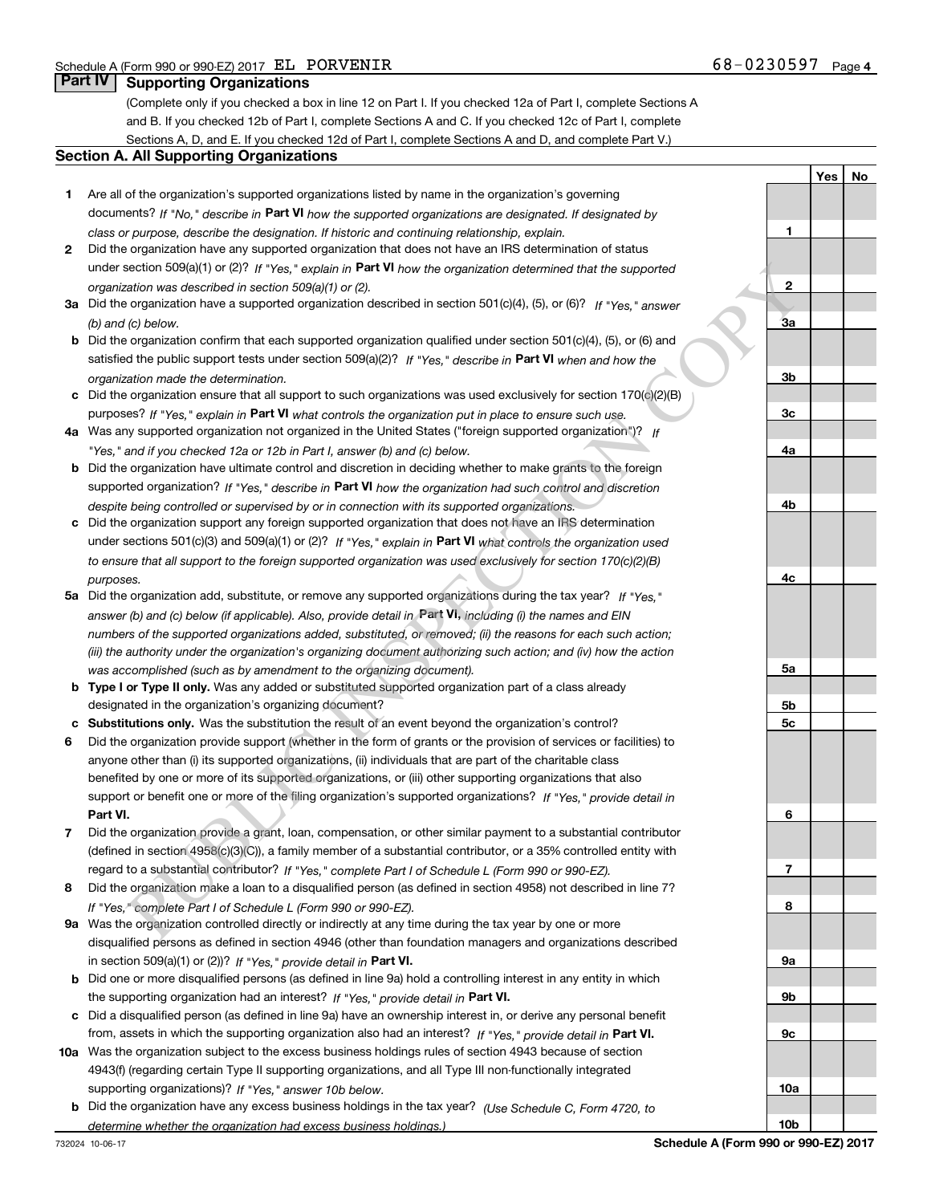Schedule A (Form 990 or 990-EZ) 2017 EL PORVENIR 68-0230597 Page 4

## Part IV Supporting Organizations

(Complete only if you checked a box in line 12 on Part I. If you checked 12a of Part I, complete Sections A and B. If you checked 12b of Part I, complete Sections A and C. If you checked 12c of Part I, complete Sections A, D, and E. If you checked 12d of Part I, complete Sections A and D, and complete Part V.)

### Section A. All Supporting Organizations

| | | | Yes | No |
|---|---|---|---|---|
| 1 | Are all of the organization's supported organizations listed by name in the organization's governing documents? *If "No," describe in* **Part VI** *how the supported organizations are designated. If designated by class or purpose, describe the designation. If historic and continuing relationship, explain.* | 1 | | |
| 2 | Did the organization have any supported organization that does not have an IRS determination of status under section 509(a)(1) or (2)? *If "Yes," explain in* **Part VI** *how the organization determined that the supported organization was described in section 509(a)(1) or (2).* | 2 | | |
| 3a | Did the organization have a supported organization described in section 501(c)(4), (5), or (6)? *If "Yes," answer (b) and (c) below.* | 3a | | |
| b | Did the organization confirm that each supported organization qualified under section 501(c)(4), (5), or (6) and satisfied the public support tests under section 509(a)(2)? *If "Yes," describe in* **Part VI** *when and how the organization made the determination.* | 3b | | |
| c | Did the organization ensure that all support to such organizations was used exclusively for section 170(c)(2)(B) purposes? *If "Yes," explain in* **Part VI** *what controls the organization put in place to ensure such use.* | 3c | | |
| 4a | Was any supported organization not organized in the United States ("foreign supported organization")? *If "Yes," and if you checked 12a or 12b in Part I, answer (b) and (c) below.* | 4a | | |
| b | Did the organization have ultimate control and discretion in deciding whether to make grants to the foreign supported organization? *If "Yes," describe in* **Part VI** *how the organization had such control and discretion despite being controlled or supervised by or in connection with its supported organizations.* | 4b | | |
| c | Did the organization support any foreign supported organization that does not have an IRS determination under sections 501(c)(3) and 509(a)(1) or (2)? *If "Yes," explain in* **Part VI** *what controls the organization used to ensure that all support to the foreign supported organization was used exclusively for section 170(c)(2)(B) purposes.* | 4c | | |
| 5a | Did the organization add, substitute, or remove any supported organizations during the tax year? *If "Yes," answer (b) and (c) below (if applicable). Also, provide detail in* **Part VI,** *including (i) the names and EIN numbers of the supported organizations added, substituted, or removed; (ii) the reasons for each such action; (iii) the authority under the organization's organizing document authorizing such action; and (iv) how the action was accomplished (such as by amendment to the organizing document).* | 5a | | |
| b | **Type I or Type II only.** Was any added or substituted supported organization part of a class already designated in the organization's organizing document? | 5b | | |
| c | **Substitutions only.** Was the substitution the result of an event beyond the organization's control? | 5c | | |
| 6 | Did the organization provide support (whether in the form of grants or the provision of services or facilities) to anyone other than (i) its supported organizations, (ii) individuals that are part of the charitable class benefited by one or more of its supported organizations, or (iii) other supporting organizations that also support or benefit one or more of the filing organization's supported organizations? *If "Yes," provide detail in* **Part VI.** | 6 | | |
| 7 | Did the organization provide a grant, loan, compensation, or other similar payment to a substantial contributor (defined in section 4958(c)(3)(C)), a family member of a substantial contributor, or a 35% controlled entity with regard to a substantial contributor? *If "Yes," complete Part I of Schedule L (Form 990 or 990-EZ).* | 7 | | |
| 8 | Did the organization make a loan to a disqualified person (as defined in section 4958) not described in line 7? *If "Yes," complete Part I of Schedule L (Form 990 or 990-EZ).* | 8 | | |
| 9a | Was the organization controlled directly or indirectly at any time during the tax year by one or more disqualified persons as defined in section 4946 (other than foundation managers and organizations described in section 509(a)(1) or (2))? *If "Yes," provide detail in* **Part VI.** | 9a | | |
| b | Did one or more disqualified persons (as defined in line 9a) hold a controlling interest in any entity in which the supporting organization had an interest? *If "Yes," provide detail in* **Part VI.** | 9b | | |
| c | Did a disqualified person (as defined in line 9a) have an ownership interest in, or derive any personal benefit from, assets in which the supporting organization also had an interest? *If "Yes," provide detail in* **Part VI.** | 9c | | |
| 10a | Was the organization subject to the excess business holdings rules of section 4943 because of section 4943(f) (regarding certain Type II supporting organizations, and all Type III non-functionally integrated supporting organizations)? *If "Yes," answer 10b below.* | 10a | | |
| b | Did the organization have any excess business holdings in the tax year? *(Use Schedule C, Form 4720, to determine whether the organization had excess business holdings.)* | 10b | | |

732024 10-06-17

**Schedule A (Form 990 or 990-EZ) 2017**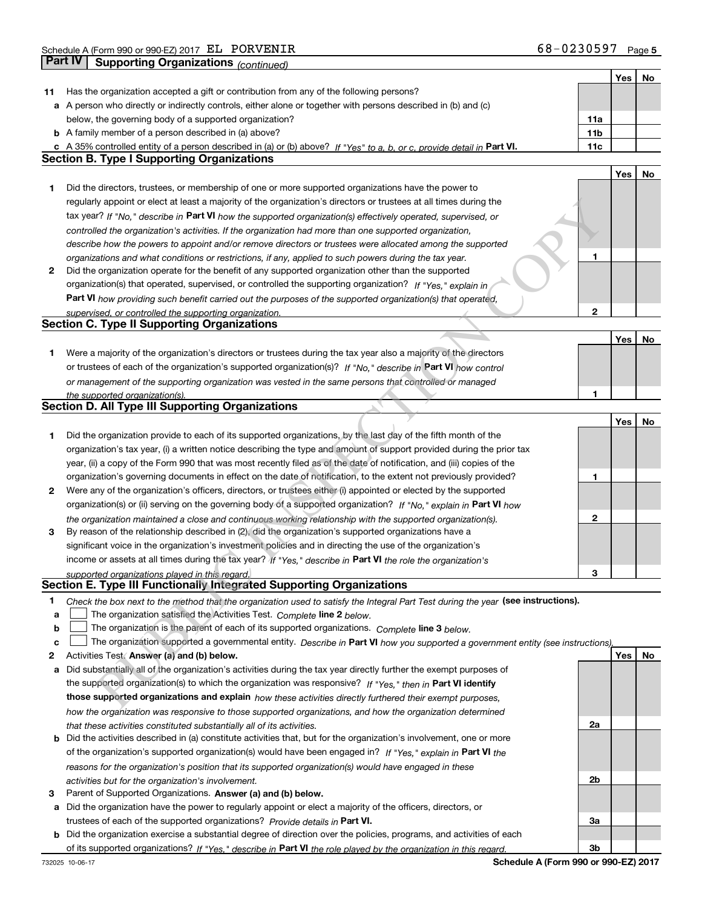Schedule A (Form 990 or 990-EZ) 2017 EL PORVENIR 68-0230597

## Part IV Supporting Organizations *(continued)*

| | | | Yes | No |
|---|---|---|---|---|
| **11** | Has the organization accepted a gift or contribution from any of the following persons? | | | |
| **a** | A person who directly or indirectly controls, either alone or together with persons described in (b) and (c) below, the governing body of a supported organization? | **11a** | | |
| **b** | A family member of a person described in (a) above? | **11b** | | |
| **c** | A 35% controlled entity of a person described in (a) or (b) above? *If "Yes" to a, b, or c, provide detail in* **Part VI.** | **11c** | | |

### Section B. Type I Supporting Organizations

| | | | Yes | No |
|---|---|---|---|---|
| **1** | Did the directors, trustees, or membership of one or more supported organizations have the power to regularly appoint or elect at least a majority of the organization's directors or trustees at all times during the tax year? *If "No," describe in* **Part VI** *how the supported organization(s) effectively operated, supervised, or controlled the organization's activities. If the organization had more than one supported organization, describe how the powers to appoint and/or remove directors or trustees were allocated among the supported organizations and what conditions or restrictions, if any, applied to such powers during the tax year.* | **1** | | |
| **2** | Did the organization operate for the benefit of any supported organization other than the supported organization(s) that operated, supervised, or controlled the supporting organization? *If "Yes," explain in* **Part VI** *how providing such benefit carried out the purposes of the supported organization(s) that operated, supervised, or controlled the supporting organization.* | **2** | | |

### Section C. Type II Supporting Organizations

| | | | Yes | No |
|---|---|---|---|---|
| **1** | Were a majority of the organization's directors or trustees during the tax year also a majority of the directors or trustees of each of the organization's supported organization(s)? *If "No," describe in* **Part VI** *how control or management of the supporting organization was vested in the same persons that controlled or managed the supported organization(s).* | **1** | | |

### Section D. All Type III Supporting Organizations

| | | | Yes | No |
|---|---|---|---|---|
| **1** | Did the organization provide to each of its supported organizations, by the last day of the fifth month of the organization's tax year, (i) a written notice describing the type and amount of support provided during the prior tax year, (ii) a copy of the Form 990 that was most recently filed as of the date of notification, and (iii) copies of the organization's governing documents in effect on the date of notification, to the extent not previously provided? | **1** | | |
| **2** | Were any of the organization's officers, directors, or trustees either (i) appointed or elected by the supported organization(s) or (ii) serving on the governing body of a supported organization? *If "No," explain in* **Part VI** *how the organization maintained a close and continuous working relationship with the supported organization(s).* | **2** | | |
| **3** | By reason of the relationship described in (2), did the organization's supported organizations have a significant voice in the organization's investment policies and in directing the use of the organization's income or assets at all times during the tax year? *If "Yes," describe in* **Part VI** *the role the organization's supported organizations played in this regard.* | **3** | | |

### Section E. Type III Functionally Integrated Supporting Organizations

**1** *Check the box next to the method that the organization used to satisfy the Integral Part Test during the year* **(see instructions).**

- **a** ☐ The organization satisfied the Activities Test. *Complete* **line 2** *below.*
- **b** ☐ The organization is the parent of each of its supported organizations. *Complete* **line 3** *below.*
- **c** ☐ The organization supported a governmental entity. *Describe in* **Part VI** *how you supported a government entity (see instructions).*

| | | | Yes | No |
|---|---|---|---|---|
| **2** | Activities Test. **Answer (a) and (b) below.** | | | |
| **a** | Did substantially all of the organization's activities during the tax year directly further the exempt purposes of the supported organization(s) to which the organization was responsive? *If "Yes," then in* **Part VI identify those supported organizations and explain** *how these activities directly furthered their exempt purposes, how the organization was responsive to those supported organizations, and how the organization determined that these activities constituted substantially all of its activities.* | **2a** | | |
| **b** | Did the activities described in (a) constitute activities that, but for the organization's involvement, one or more of the organization's supported organization(s) would have been engaged in? *If "Yes," explain in* **Part VI** *the reasons for the organization's position that its supported organization(s) would have engaged in these activities but for the organization's involvement.* | **2b** | | |
| **3** | Parent of Supported Organizations. **Answer (a) and (b) below.** | | | |
| **a** | Did the organization have the power to regularly appoint or elect a majority of the officers, directors, or trustees of each of the supported organizations? *Provide details in* **Part VI.** | **3a** | | |
| **b** | Did the organization exercise a substantial degree of direction over the policies, programs, and activities of each of its supported organizations? *If "Yes," describe in* **Part VI** *the role played by the organization in this regard.* | **3b** | | |

732025 10-06-17 **Schedule A (Form 990 or 990-EZ) 2017**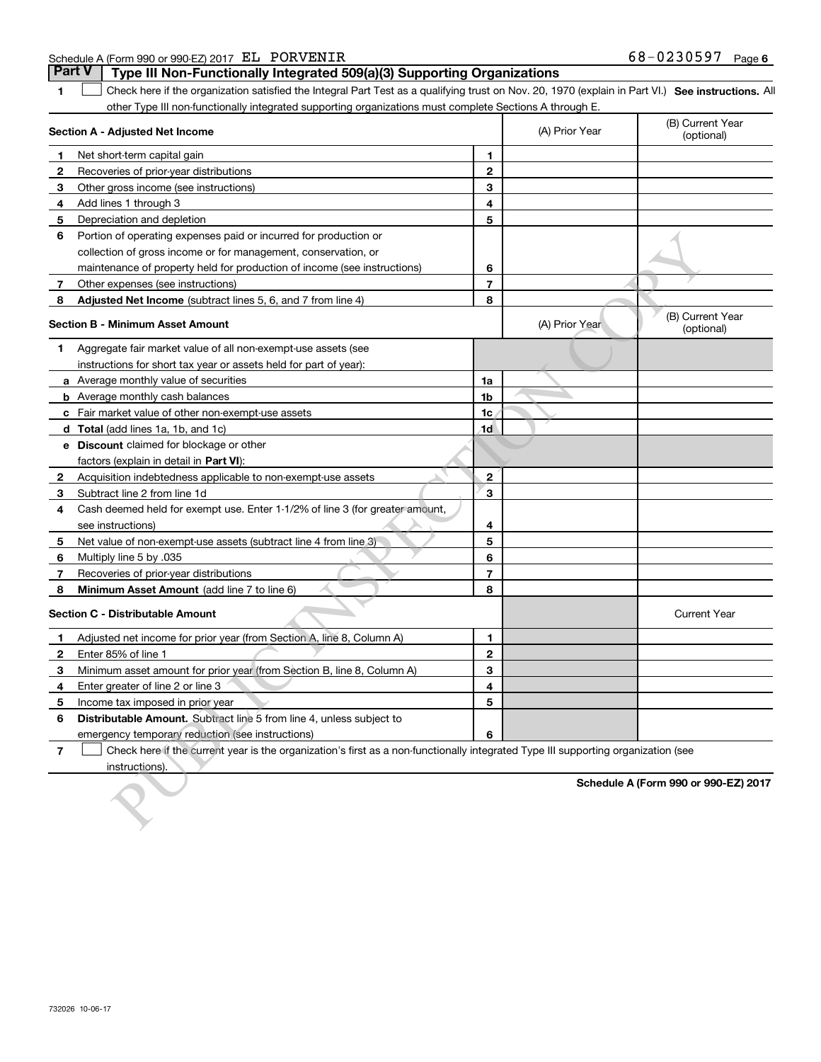Schedule A (Form 990 or 990-EZ) 2017 EL PORVENIR 68-0230597

## Part V Type III Non-Functionally Integrated 509(a)(3) Supporting Organizations

1 ☐ Check here if the organization satisfied the Integral Part Test as a qualifying trust on Nov. 20, 1970 (explain in Part VI.) **See instructions.** All other Type III non-functionally integrated supporting organizations must complete Sections A through E.

| **Section A - Adjusted Net Income** | | (A) Prior Year | (B) Current Year (optional) |
|---|---|---|---|
| 1 Net short-term capital gain | 1 | | |
| 2 Recoveries of prior-year distributions | 2 | | |
| 3 Other gross income (see instructions) | 3 | | |
| 4 Add lines 1 through 3 | 4 | | |
| 5 Depreciation and depletion | 5 | | |
| 6 Portion of operating expenses paid or incurred for production or collection of gross income or for management, conservation, or maintenance of property held for production of income (see instructions) | 6 | | |
| 7 Other expenses (see instructions) | 7 | | |
| 8 **Adjusted Net Income** (subtract lines 5, 6, and 7 from line 4) | 8 | | |

| **Section B - Minimum Asset Amount** | | (A) Prior Year | (B) Current Year (optional) |
|---|---|---|---|
| 1 Aggregate fair market value of all non-exempt-use assets (see instructions for short tax year or assets held for part of year): | | | |
| a Average monthly value of securities | 1a | | |
| b Average monthly cash balances | 1b | | |
| c Fair market value of other non-exempt-use assets | 1c | | |
| d **Total** (add lines 1a, 1b, and 1c) | 1d | | |
| e **Discount** claimed for blockage or other factors (explain in detail in **Part VI**): | | | |
| 2 Acquisition indebtedness applicable to non-exempt-use assets | 2 | | |
| 3 Subtract line 2 from line 1d | 3 | | |
| 4 Cash deemed held for exempt use. Enter 1-1/2% of line 3 (for greater amount, see instructions) | 4 | | |
| 5 Net value of non-exempt-use assets (subtract line 4 from line 3) | 5 | | |
| 6 Multiply line 5 by .035 | 6 | | |
| 7 Recoveries of prior-year distributions | 7 | | |
| 8 **Minimum Asset Amount** (add line 7 to line 6) | 8 | | |

| **Section C - Distributable Amount** | | | Current Year |
|---|---|---|---|
| 1 Adjusted net income for prior year (from Section A, line 8, Column A) | 1 | | |
| 2 Enter 85% of line 1 | 2 | | |
| 3 Minimum asset amount for prior year (from Section B, line 8, Column A) | 3 | | |
| 4 Enter greater of line 2 or line 3 | 4 | | |
| 5 Income tax imposed in prior year | 5 | | |
| 6 **Distributable Amount.** Subtract line 5 from line 4, unless subject to emergency temporary reduction (see instructions) | 6 | | |

7 ☐ Check here if the current year is the organization's first as a non-functionally integrated Type III supporting organization (see instructions).

**Schedule A (Form 990 or 990-EZ) 2017**

732026 10-06-17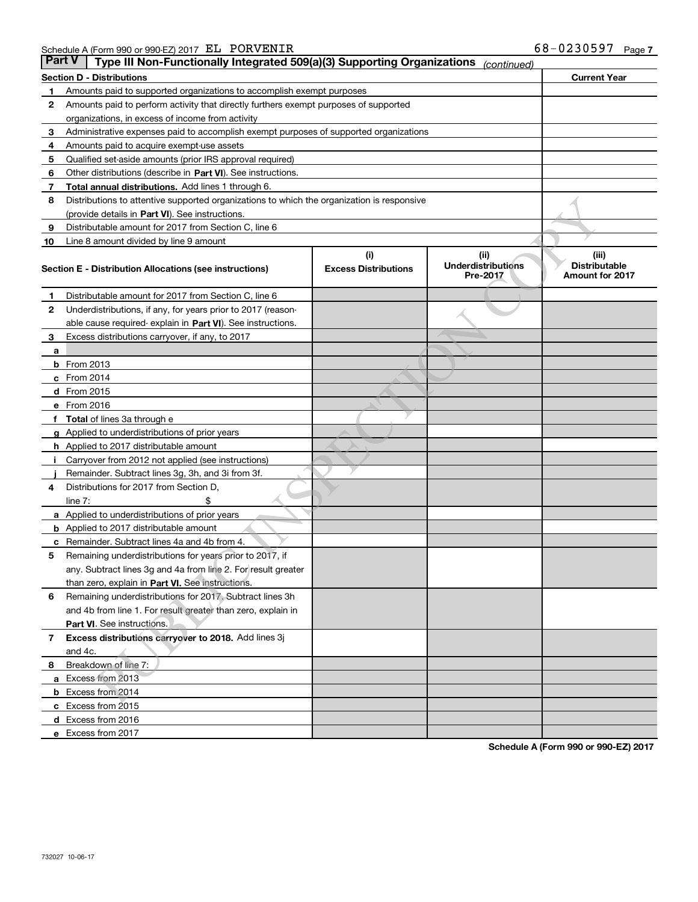Schedule A (Form 990 or 990-EZ) 2017 EL PORVENIR 68-0230597 Page 7

## Part V | Type III Non-Functionally Integrated 509(a)(3) Supporting Organizations *(continued)*

| Section D - Distributions | | Current Year |
|---|---|---|
| 1 | Amounts paid to supported organizations to accomplish exempt purposes | |
| 2 | Amounts paid to perform activity that directly furthers exempt purposes of supported organizations, in excess of income from activity | |
| 3 | Administrative expenses paid to accomplish exempt purposes of supported organizations | |
| 4 | Amounts paid to acquire exempt-use assets | |
| 5 | Qualified set-aside amounts (prior IRS approval required) | |
| 6 | Other distributions (describe in **Part VI**). See instructions. | |
| 7 | **Total annual distributions.** Add lines 1 through 6. | |
| 8 | Distributions to attentive supported organizations to which the organization is responsive (provide details in **Part VI**). See instructions. | |
| 9 | Distributable amount for 2017 from Section C, line 6 | |
| 10 | Line 8 amount divided by line 9 amount | |

| Section E - Distribution Allocations (see instructions) | (i) Excess Distributions | (ii) Underdistributions Pre-2017 | (iii) Distributable Amount for 2017 |
|---|---|---|---|
| **1** Distributable amount for 2017 from Section C, line 6 | | | |
| **2** Underdistributions, if any, for years prior to 2017 (reasonable cause required- explain in **Part VI**). See instructions. | | | |
| **3** Excess distributions carryover, if any, to 2017 | | | |
| **a** | | | |
| **b** From 2013 | | | |
| **c** From 2014 | | | |
| **d** From 2015 | | | |
| **e** From 2016 | | | |
| **f** **Total** of lines 3a through e | | | |
| **g** Applied to underdistributions of prior years | | | |
| **h** Applied to 2017 distributable amount | | | |
| **i** Carryover from 2012 not applied (see instructions) | | | |
| **j** Remainder. Subtract lines 3g, 3h, and 3i from 3f. | | | |
| **4** Distributions for 2017 from Section D, line 7: $ | | | |
| **a** Applied to underdistributions of prior years | | | |
| **b** Applied to 2017 distributable amount | | | |
| **c** Remainder. Subtract lines 4a and 4b from 4. | | | |
| **5** Remaining underdistributions for years prior to 2017, if any. Subtract lines 3g and 4a from line 2. For result greater than zero, explain in **Part VI.** See instructions. | | | |
| **6** Remaining underdistributions for 2017. Subtract lines 3h and 4b from line 1. For result greater than zero, explain in **Part VI**. See instructions. | | | |
| **7** **Excess distributions carryover to 2018.** Add lines 3j and 4c. | | | |
| **8** Breakdown of line 7: | | | |
| **a** Excess from 2013 | | | |
| **b** Excess from 2014 | | | |
| **c** Excess from 2015 | | | |
| **d** Excess from 2016 | | | |
| **e** Excess from 2017 | | | |

**Schedule A (Form 990 or 990-EZ) 2017**

732027 10-06-17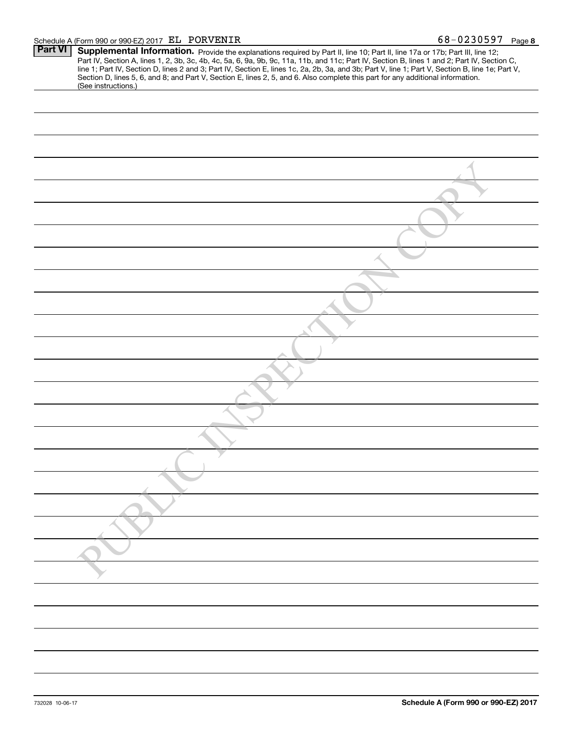Schedule A (Form 990 or 990-EZ) 2017 EL PORVENIR 68-0230597 Page 8

**Part VI** **Supplemental Information.** Provide the explanations required by Part II, line 10; Part II, line 17a or 17b; Part III, line 12; Part IV, Section A, lines 1, 2, 3b, 3c, 4b, 4c, 5a, 6, 9a, 9b, 9c, 11a, 11b, and 11c; Part IV, Section B, lines 1 and 2; Part IV, Section C, line 1; Part IV, Section D, lines 2 and 3; Part IV, Section E, lines 1c, 2a, 2b, 3a, and 3b; Part V, line 1; Part V, Section B, line 1e; Part V, Section D, lines 5, 6, and 8; and Part V, Section E, lines 2, 5, and 6. Also complete this part for any additional information. (See instructions.)

PUBLIC INSPECTION COPY

732028 10-06-17 **Schedule A (Form 990 or 990-EZ) 2017**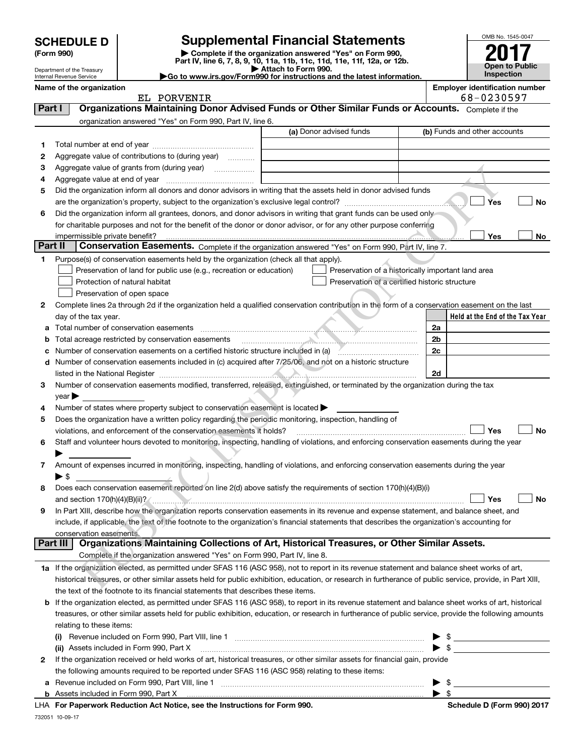# SCHEDULE D (Form 990)

Department of the Treasury
Internal Revenue Service

## Supplemental Financial Statements

▶ Complete if the organization answered "Yes" on Form 990, Part IV, line 6, 7, 8, 9, 10, 11a, 11b, 11c, 11d, 11e, 11f, 12a, or 12b.
▶ Attach to Form 990.
▶Go to www.irs.gov/Form990 for instructions and the latest information.

OMB No. 1545-0047

**2017**

**Open to Public Inspection**

**Name of the organization**
EL PORVENIR

**Employer identification number**
68-0230597

### Part I — Organizations Maintaining Donor Advised Funds or Other Similar Funds or Accounts.
Complete if the organization answered "Yes" on Form 990, Part IV, line 6.

| | | (a) Donor advised funds | (b) Funds and other accounts |
|---|---|---|---|
| 1 | Total number at end of year | | |
| 2 | Aggregate value of contributions to (during year) | | |
| 3 | Aggregate value of grants from (during year) | | |
| 4 | Aggregate value at end of year | | |

5 Did the organization inform all donors and donor advisors in writing that the assets held in donor advised funds are the organization's property, subject to the organization's exclusive legal control? ☐ Yes ☐ No

6 Did the organization inform all grantees, donors, and donor advisors in writing that grant funds can be used only for charitable purposes and not for the benefit of the donor or donor advisor, or for any other purpose conferring impermissible private benefit? ☐ Yes ☐ No

### Part II — Conservation Easements.
Complete if the organization answered "Yes" on Form 990, Part IV, line 7.

1 Purpose(s) of conservation easements held by the organization (check all that apply).

- ☐ Preservation of land for public use (e.g., recreation or education)
- ☐ Preservation of a historically important land area
- ☐ Protection of natural habitat
- ☐ Preservation of a certified historic structure
- ☐ Preservation of open space

2 Complete lines 2a through 2d if the organization held a qualified conservation contribution in the form of a conservation easement on the last day of the tax year.

| | | | Held at the End of the Tax Year |
|---|---|---|---|
| a | Total number of conservation easements | 2a | |
| b | Total acreage restricted by conservation easements | 2b | |
| c | Number of conservation easements on a certified historic structure included in (a) | 2c | |
| d | Number of conservation easements included in (c) acquired after 7/25/06, and not on a historic structure listed in the National Register | 2d | |

3 Number of conservation easements modified, transferred, released, extinguished, or terminated by the organization during the tax year ▶

4 Number of states where property subject to conservation easement is located ▶

5 Does the organization have a written policy regarding the periodic monitoring, inspection, handling of violations, and enforcement of the conservation easements it holds? ☐ Yes ☐ No

6 Staff and volunteer hours devoted to monitoring, inspecting, handling of violations, and enforcing conservation easements during the year ▶

7 Amount of expenses incurred in monitoring, inspecting, handling of violations, and enforcing conservation easements during the year ▶ $

8 Does each conservation easement reported on line 2(d) above satisfy the requirements of section 170(h)(4)(B)(i) and section 170(h)(4)(B)(ii)? ☐ Yes ☐ No

9 In Part XIII, describe how the organization reports conservation easements in its revenue and expense statement, and balance sheet, and include, if applicable, the text of the footnote to the organization's financial statements that describes the organization's accounting for conservation easements.

### Part III — Organizations Maintaining Collections of Art, Historical Treasures, or Other Similar Assets.
Complete if the organization answered "Yes" on Form 990, Part IV, line 8.

1a If the organization elected, as permitted under SFAS 116 (ASC 958), not to report in its revenue statement and balance sheet works of art, historical treasures, or other similar assets held for public exhibition, education, or research in furtherance of public service, provide, in Part XIII, the text of the footnote to its financial statements that describes these items.

b If the organization elected, as permitted under SFAS 116 (ASC 958), to report in its revenue statement and balance sheet works of art, historical treasures, or other similar assets held for public exhibition, education, or research in furtherance of public service, provide the following amounts relating to these items:

(i) Revenue included on Form 990, Part VIII, line 1 ▶ $

(ii) Assets included in Form 990, Part X ▶ $

2 If the organization received or held works of art, historical treasures, or other similar assets for financial gain, provide the following amounts required to be reported under SFAS 116 (ASC 958) relating to these items:

a Revenue included on Form 990, Part VIII, line 1 ▶ $

b Assets included in Form 990, Part X ▶ $

LHA For Paperwork Reduction Act Notice, see the Instructions for Form 990. Schedule D (Form 990) 2017

732051 10-09-17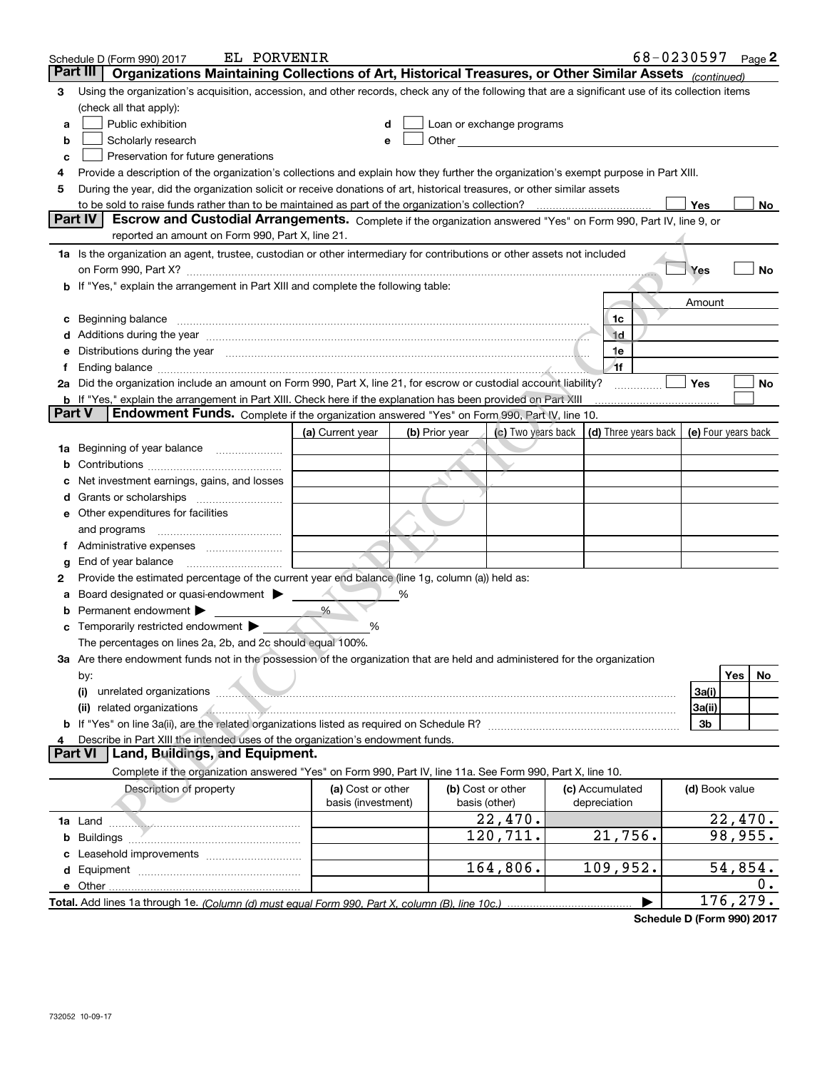Schedule D (Form 990) 2017 EL PORVENIR 68-0230597 Page 2

## Part III Organizations Maintaining Collections of Art, Historical Treasures, or Other Similar Assets *(continued)*

3 Using the organization's acquisition, accession, and other records, check any of the following that are a significant use of its collection items (check all that apply):

a ☐ Public exhibition
b ☐ Scholarly research
c ☐ Preservation for future generations
d ☐ Loan or exchange programs
e ☐ Other

4 Provide a description of the organization's collections and explain how they further the organization's exempt purpose in Part XIII.

5 During the year, did the organization solicit or receive donations of art, historical treasures, or other similar assets to be sold to raise funds rather than to be maintained as part of the organization's collection? ☐ Yes ☐ No

## Part IV Escrow and Custodial Arrangements.

Complete if the organization answered "Yes" on Form 990, Part IV, line 9, or reported an amount on Form 990, Part X, line 21.

1a Is the organization an agent, trustee, custodian or other intermediary for contributions or other assets not included on Form 990, Part X? ☐ Yes ☐ No

b If "Yes," explain the arrangement in Part XIII and complete the following table:

| | | Amount |
|---|---|---|
| c Beginning balance | 1c | |
| d Additions during the year | 1d | |
| e Distributions during the year | 1e | |
| f Ending balance | 1f | |

2a Did the organization include an amount on Form 990, Part X, line 21, for escrow or custodial account liability? ☐ Yes ☐ No

b If "Yes," explain the arrangement in Part XIII. Check here if the explanation has been provided on Part XIII ☐

## Part V Endowment Funds.

Complete if the organization answered "Yes" on Form 990, Part IV, line 10.

| | (a) Current year | (b) Prior year | (c) Two years back | (d) Three years back | (e) Four years back |
|---|---|---|---|---|---|
| 1a Beginning of year balance | | | | | |
| b Contributions | | | | | |
| c Net investment earnings, gains, and losses | | | | | |
| d Grants or scholarships | | | | | |
| e Other expenditures for facilities and programs | | | | | |
| f Administrative expenses | | | | | |
| g End of year balance | | | | | |

2 Provide the estimated percentage of the current year end balance (line 1g, column (a)) held as:

a Board designated or quasi-endowment ▶ %
b Permanent endowment ▶ %
c Temporarily restricted endowment ▶ %

The percentages on lines 2a, 2b, and 2c should equal 100%.

3a Are there endowment funds not in the possession of the organization that are held and administered for the organization by:

| | | Yes | No |
|---|---|---|---|
| (i) unrelated organizations | 3a(i) | | |
| (ii) related organizations | 3a(ii) | | |
| b If "Yes" on line 3a(ii), are the related organizations listed as required on Schedule R? | 3b | | |

4 Describe in Part XIII the intended uses of the organization's endowment funds.

## Part VI Land, Buildings, and Equipment.

Complete if the organization answered "Yes" on Form 990, Part IV, line 11a. See Form 990, Part X, line 10.

| Description of property | (a) Cost or other basis (investment) | (b) Cost or other basis (other) | (c) Accumulated depreciation | (d) Book value |
|---|---|---|---|---|
| 1a Land | | 22,470. | | 22,470. |
| b Buildings | | 120,711. | 21,756. | 98,955. |
| c Leasehold improvements | | | | |
| d Equipment | | 164,806. | 109,952. | 54,854. |
| e Other | | | | 0. |
| **Total.** Add lines 1a through 1e. *(Column (d) must equal Form 990, Part X, column (B), line 10c.)* ▶ | | | | 176,279. |

**Schedule D (Form 990) 2017**

732052 10-09-17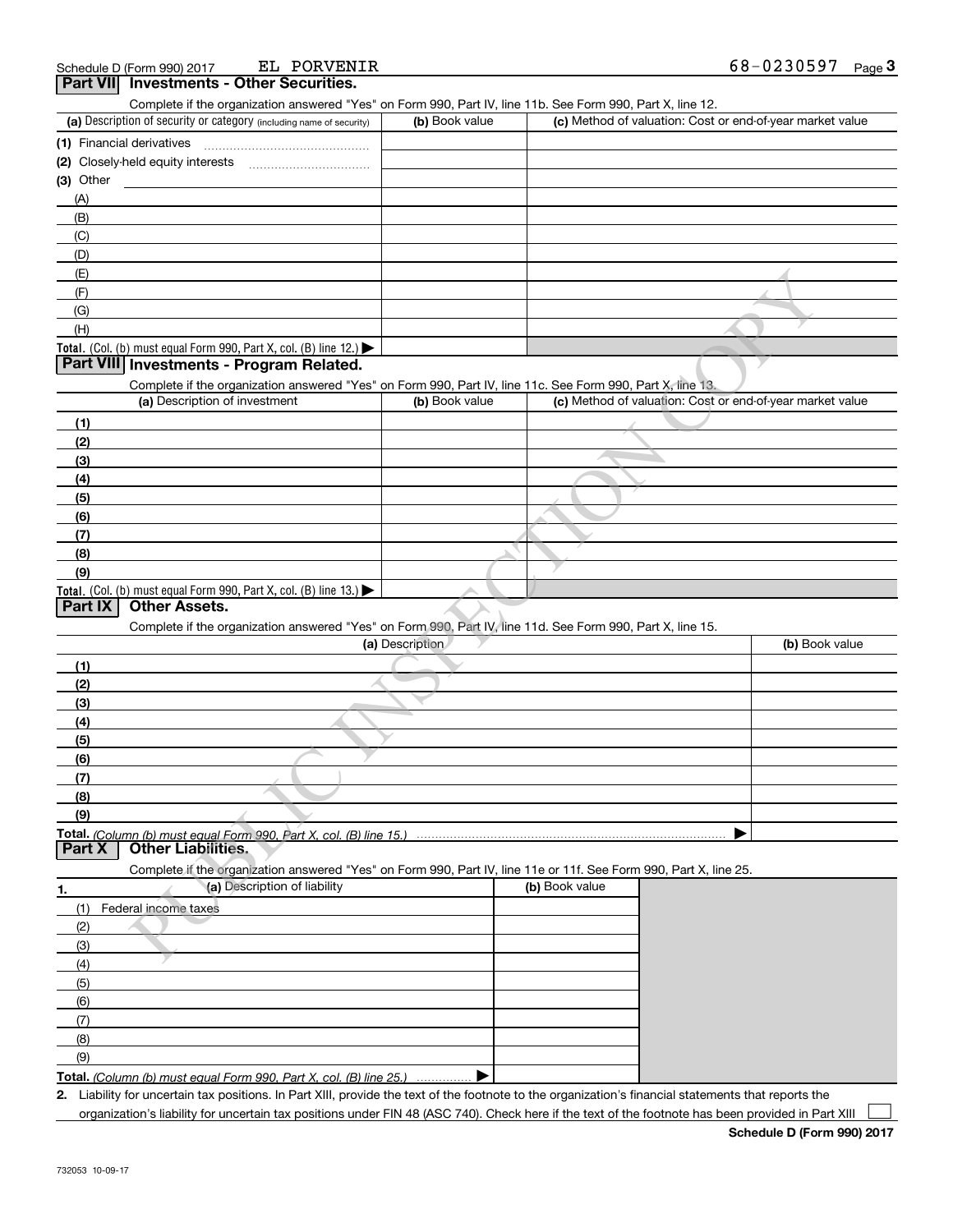Schedule D (Form 990) 2017 EL PORVENIR 68-0230597 Page 3

## Part VII Investments - Other Securities.

Complete if the organization answered "Yes" on Form 990, Part IV, line 11b. See Form 990, Part X, line 12.

| (a) Description of security or category (including name of security) | (b) Book value | (c) Method of valuation: Cost or end-of-year market value |
|---|---|---|
| (1) Financial derivatives | | |
| (2) Closely-held equity interests | | |
| (3) Other | | |
| (A) | | |
| (B) | | |
| (C) | | |
| (D) | | |
| (E) | | |
| (F) | | |
| (G) | | |
| (H) | | |
| **Total.** (Col. (b) must equal Form 990, Part X, col. (B) line 12.) ▶ | | |

## Part VIII Investments - Program Related.

Complete if the organization answered "Yes" on Form 990, Part IV, line 11c. See Form 990, Part X, line 13.

| (a) Description of investment | (b) Book value | (c) Method of valuation: Cost or end-of-year market value |
|---|---|---|
| (1) | | |
| (2) | | |
| (3) | | |
| (4) | | |
| (5) | | |
| (6) | | |
| (7) | | |
| (8) | | |
| (9) | | |
| **Total.** (Col. (b) must equal Form 990, Part X, col. (B) line 13.) ▶ | | |

## Part IX Other Assets.

Complete if the organization answered "Yes" on Form 990, Part IV, line 11d. See Form 990, Part X, line 15.

| (a) Description | (b) Book value |
|---|---|
| (1) | |
| (2) | |
| (3) | |
| (4) | |
| (5) | |
| (6) | |
| (7) | |
| (8) | |
| (9) | |
| **Total.** *(Column (b) must equal Form 990, Part X, col. (B) line 15.)* ▶ | |

## Part X Other Liabilities.

Complete if the organization answered "Yes" on Form 990, Part IV, line 11e or 11f. See Form 990, Part X, line 25.

| 1. (a) Description of liability | (b) Book value |
|---|---|
| (1) Federal income taxes | |
| (2) | |
| (3) | |
| (4) | |
| (5) | |
| (6) | |
| (7) | |
| (8) | |
| (9) | |
| **Total.** *(Column (b) must equal Form 990, Part X, col. (B) line 25.)* ▶ | |

2. Liability for uncertain tax positions. In Part XIII, provide the text of the footnote to the organization's financial statements that reports the organization's liability for uncertain tax positions under FIN 48 (ASC 740). Check here if the text of the footnote has been provided in Part XIII ☐

**Schedule D (Form 990) 2017**

732053 10-09-17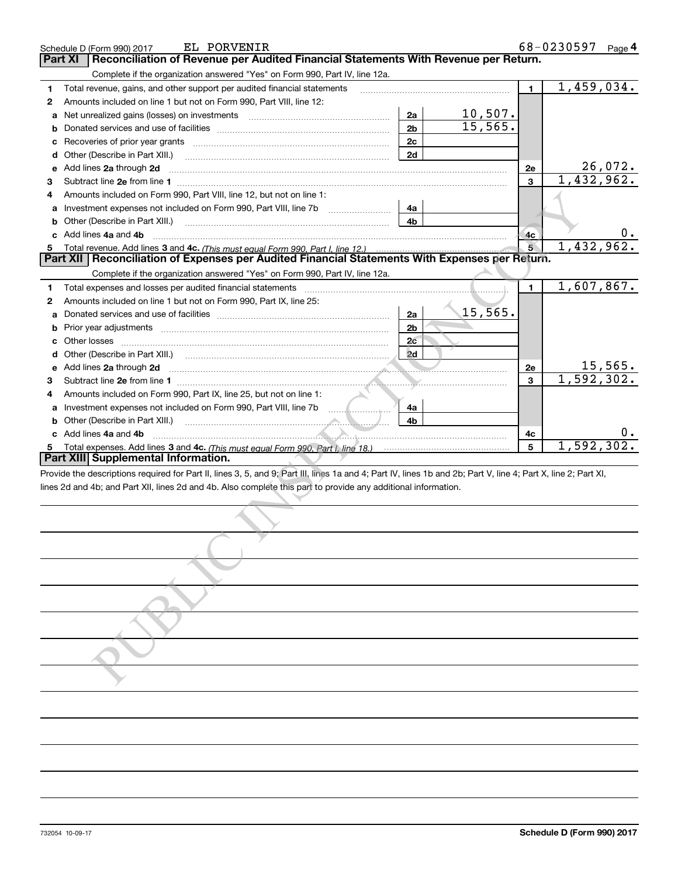Schedule D (Form 990) 2017 EL PORVENIR 68-0230597

## Part XI Reconciliation of Revenue per Audited Financial Statements With Revenue per Return.

Complete if the organization answered "Yes" on Form 990, Part IV, line 12a.

| | | | | | |
|---|---|---|---|---|---|
| 1 | Total revenue, gains, and other support per audited financial statements | | | 1 | 1,459,034. |
| 2 | Amounts included on line 1 but not on Form 990, Part VIII, line 12: | | | | |
| a | Net unrealized gains (losses) on investments | 2a | 10,507. | | |
| b | Donated services and use of facilities | 2b | 15,565. | | |
| c | Recoveries of prior year grants | 2c | | | |
| d | Other (Describe in Part XIII.) | 2d | | | |
| e | Add lines 2a through 2d | | | 2e | 26,072. |
| 3 | Subtract line 2e from line 1 | | | 3 | 1,432,962. |
| 4 | Amounts included on Form 990, Part VIII, line 12, but not on line 1: | | | | |
| a | Investment expenses not included on Form 990, Part VIII, line 7b | 4a | | | |
| b | Other (Describe in Part XIII.) | 4b | | | |
| c | Add lines 4a and 4b | | | 4c | 0. |
| 5 | Total revenue. Add lines 3 and 4c. *(This must equal Form 990, Part I, line 12.)* | | | 5 | 1,432,962. |

## Part XII Reconciliation of Expenses per Audited Financial Statements With Expenses per Return.

Complete if the organization answered "Yes" on Form 990, Part IV, line 12a.

| | | | | | |
|---|---|---|---|---|---|
| 1 | Total expenses and losses per audited financial statements | | | 1 | 1,607,867. |
| 2 | Amounts included on line 1 but not on Form 990, Part IX, line 25: | | | | |
| a | Donated services and use of facilities | 2a | 15,565. | | |
| b | Prior year adjustments | 2b | | | |
| c | Other losses | 2c | | | |
| d | Other (Describe in Part XIII.) | 2d | | | |
| e | Add lines 2a through 2d | | | 2e | 15,565. |
| 3 | Subtract line 2e from line 1 | | | 3 | 1,592,302. |
| 4 | Amounts included on Form 990, Part IX, line 25, but not on line 1: | | | | |
| a | Investment expenses not included on Form 990, Part VIII, line 7b | 4a | | | |
| b | Other (Describe in Part XIII.) | 4b | | | |
| c | Add lines 4a and 4b | | | 4c | 0. |
| 5 | Total expenses. Add lines 3 and 4c. *(This must equal Form 990, Part I, line 18.)* | | | 5 | 1,592,302. |

## Part XIII Supplemental Information.

Provide the descriptions required for Part II, lines 3, 5, and 9; Part III, lines 1a and 4; Part IV, lines 1b and 2b; Part V, line 4; Part X, line 2; Part XI, lines 2d and 4b; and Part XII, lines 2d and 4b. Also complete this part to provide any additional information.

732054 10-09-17 Schedule D (Form 990) 2017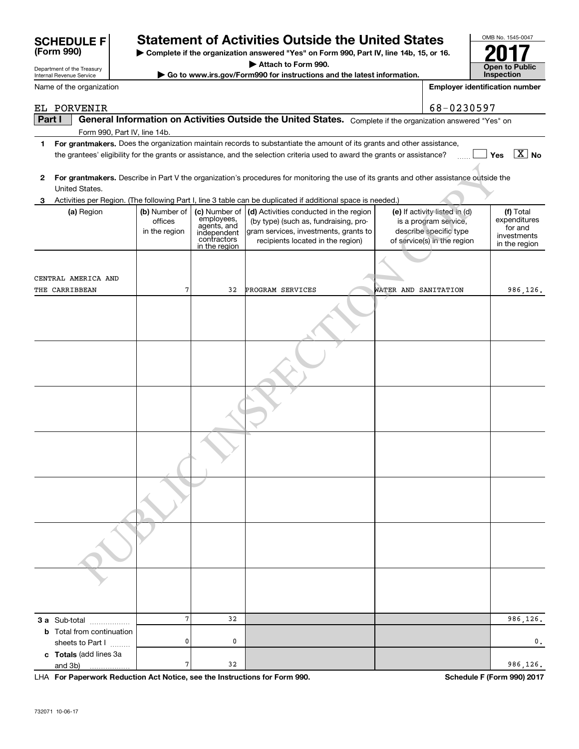# SCHEDULE F (Form 990)

Department of the Treasury
Internal Revenue Service

## Statement of Activities Outside the United States

▶ Complete if the organization answered "Yes" on Form 990, Part IV, line 14b, 15, or 16.

▶ Attach to Form 990.

▶ Go to www.irs.gov/Form990 for instructions and the latest information.

OMB No. 1545-0047

**2017**

**Open to Public Inspection**

Name of the organization: EL PORVENIR

Employer identification number: 68-0230597

**Part I** **General Information on Activities Outside the United States.** Complete if the organization answered "Yes" on Form 990, Part IV, line 14b.

**1** **For grantmakers.** Does the organization maintain records to substantiate the amount of its grants and other assistance, the grantees' eligibility for the grants or assistance, and the selection criteria used to award the grants or assistance? ☐ Yes ☒ No

**2** **For grantmakers.** Describe in Part V the organization's procedures for monitoring the use of its grants and other assistance outside the United States.

**3** Activities per Region. (The following Part I, line 3 table can be duplicated if additional space is needed.)

| (a) Region | (b) Number of offices in the region | (c) Number of employees, agents, and independent contractors in the region | (d) Activities conducted in the region (by type) (such as, fundraising, program services, investments, grants to recipients located in the region) | (e) If activity listed in (d) is a program service, describe specific type of service(s) in the region | (f) Total expenditures for and investments in the region |
|---|---|---|---|---|---|
| CENTRAL AMERICA AND THE CARRIBBEAN | 7 | 32 | PROGRAM SERVICES | WATER AND SANITATION | 986,126. |
| | | | | | |
| | | | | | |
| | | | | | |
| | | | | | |
| | | | | | |
| | | | | | |
| | | | | | |
| **3 a** Sub-total | 7 | 32 | | | 986,126. |
| **b** Total from continuation sheets to Part I | 0 | 0 | | | 0. |
| **c Totals** (add lines 3a and 3b) | 7 | 32 | | | 986,126. |

LHA **For Paperwork Reduction Act Notice, see the Instructions for Form 990.** **Schedule F (Form 990) 2017**

732071 10-06-17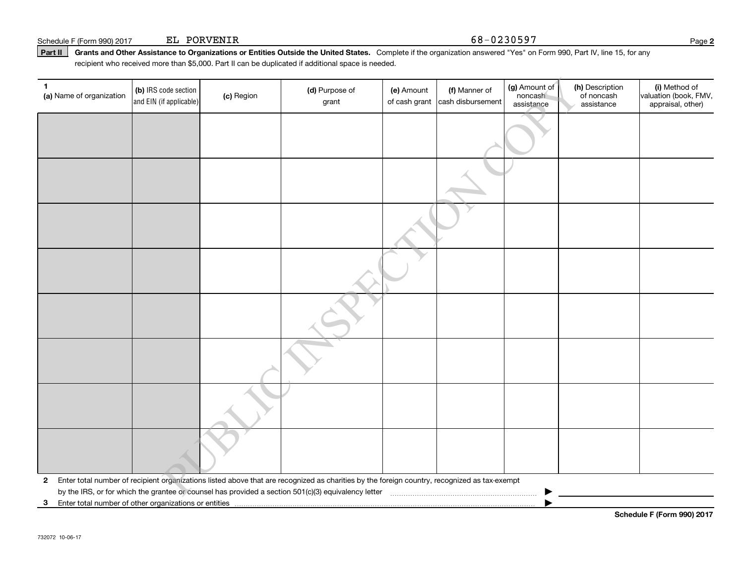Schedule F (Form 990) 2017 EL PORVENIR 68-0230597

**Part II** **Grants and Other Assistance to Organizations or Entities Outside the United States.** Complete if the organization answered "Yes" on Form 990, Part IV, line 15, for any recipient who received more than $5,000. Part II can be duplicated if additional space is needed.

| 1 (a) Name of organization | (b) IRS code section and EIN (if applicable) | (c) Region | (d) Purpose of grant | (e) Amount of cash grant | (f) Manner of cash disbursement | (g) Amount of noncash assistance | (h) Description of noncash assistance | (i) Method of valuation (book, FMV, appraisal, other) |
|---|---|---|---|---|---|---|---|---|
| | | | | | | | | |
| | | | | | | | | |
| | | | | | | | | |
| | | | | | | | | |
| | | | | | | | | |
| | | | | | | | | |
| | | | | | | | | |
| | | | | | | | | |

**2** Enter total number of recipient organizations listed above that are recognized as charities by the foreign country, recognized as tax-exempt by the IRS, or for which the grantee or counsel has provided a section 501(c)(3) equivalency letter ▶

**3** Enter total number of other organizations or entities ▶

**Schedule F (Form 990) 2017**

732072 10-06-17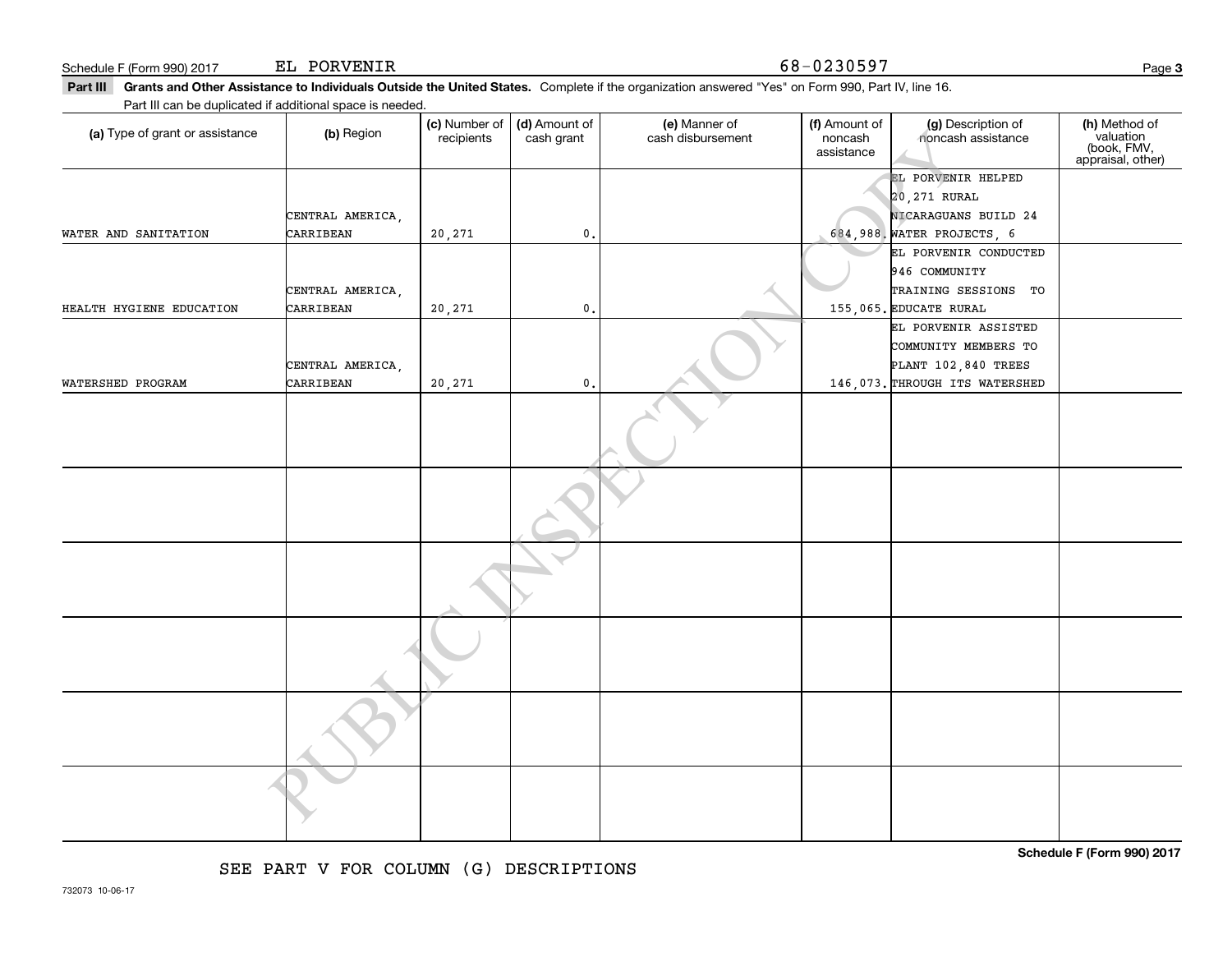Schedule F (Form 990) 2017 EL PORVENIR 68-0230597

**Part III Grants and Other Assistance to Individuals Outside the United States.** Complete if the organization answered "Yes" on Form 990, Part IV, line 16.

Part III can be duplicated if additional space is needed.

| (a) Type of grant or assistance | (b) Region | (c) Number of recipients | (d) Amount of cash grant | (e) Manner of cash disbursement | (f) Amount of noncash assistance | (g) Description of noncash assistance | (h) Method of valuation (book, FMV, appraisal, other) |
|---|---|---|---|---|---|---|---|
| WATER AND SANITATION | CENTRAL AMERICA, CARRIBEAN | 20,271 | 0. | | 684,988. | EL PORVENIR HELPED 20,271 RURAL NICARAGUANS BUILD 24 WATER PROJECTS, 6 | |
| HEALTH HYGIENE EDUCATION | CENTRAL AMERICA, CARRIBEAN | 20,271 | 0. | | 155,065. | EL PORVENIR CONDUCTED 946 COMMUNITY TRAINING SESSIONS TO EDUCATE RURAL | |
| WATERSHED PROGRAM | CENTRAL AMERICA, CARRIBEAN | 20,271 | 0. | | 146,073. | EL PORVENIR ASSISTED COMMUNITY MEMBERS TO PLANT 102,840 TREES THROUGH ITS WATERSHED | |
| | | | | | | | |
| | | | | | | | |
| | | | | | | | |
| | | | | | | | |
| | | | | | | | |
| | | | | | | | |

SEE PART V FOR COLUMN (G) DESCRIPTIONS

**Schedule F (Form 990) 2017**

732073 10-06-17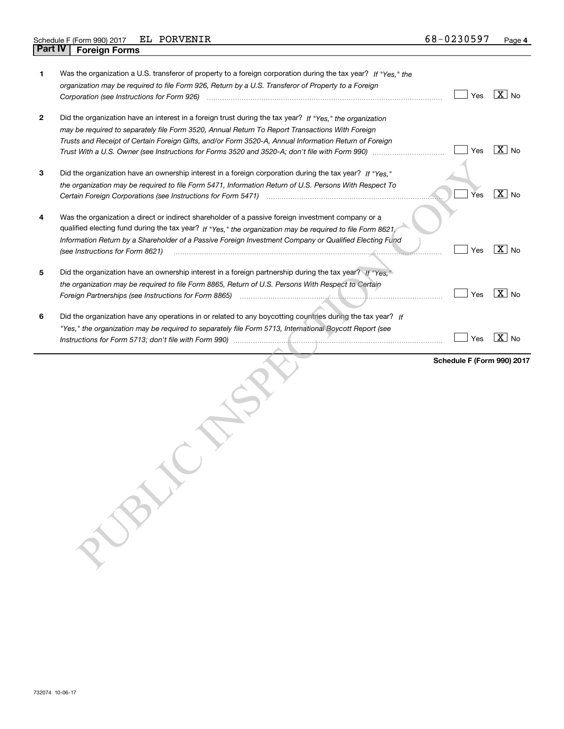Schedule F (Form 990) 2017 EL PORVENIR 68-0230597

## Part IV Foreign Forms

| | | | |
|---|---|---|---|
| **1** | Was the organization a U.S. transferor of property to a foreign corporation during the tax year? *If "Yes," the organization may be required to file Form 926, Return by a U.S. Transferor of Property to a Foreign Corporation (see Instructions for Form 926)* | Yes | [X] No |
| **2** | Did the organization have an interest in a foreign trust during the tax year? *If "Yes," the organization may be required to separately file Form 3520, Annual Return To Report Transactions With Foreign Trusts and Receipt of Certain Foreign Gifts, and/or Form 3520-A, Annual Information Return of Foreign Trust With a U.S. Owner (see Instructions for Forms 3520 and 3520-A; don't file with Form 990)* | Yes | [X] No |
| **3** | Did the organization have an ownership interest in a foreign corporation during the tax year? *If "Yes," the organization may be required to file Form 5471, Information Return of U.S. Persons With Respect To Certain Foreign Corporations (see Instructions for Form 5471)* | Yes | [X] No |
| **4** | Was the organization a direct or indirect shareholder of a passive foreign investment company or a qualified electing fund during the tax year? *If "Yes," the organization may be required to file Form 8621, Information Return by a Shareholder of a Passive Foreign Investment Company or Qualified Electing Fund (see Instructions for Form 8621)* | Yes | [X] No |
| **5** | Did the organization have an ownership interest in a foreign partnership during the tax year? *If "Yes," the organization may be required to file Form 8865, Return of U.S. Persons With Respect to Certain Foreign Partnerships (see Instructions for Form 8865)* | Yes | [X] No |
| **6** | Did the organization have any operations in or related to any boycotting countries during the tax year? *If "Yes," the organization may be required to separately file Form 5713, International Boycott Report (see Instructions for Form 5713; don't file with Form 990)* | Yes | [X] No |

**Schedule F (Form 990) 2017**

732074 10-06-17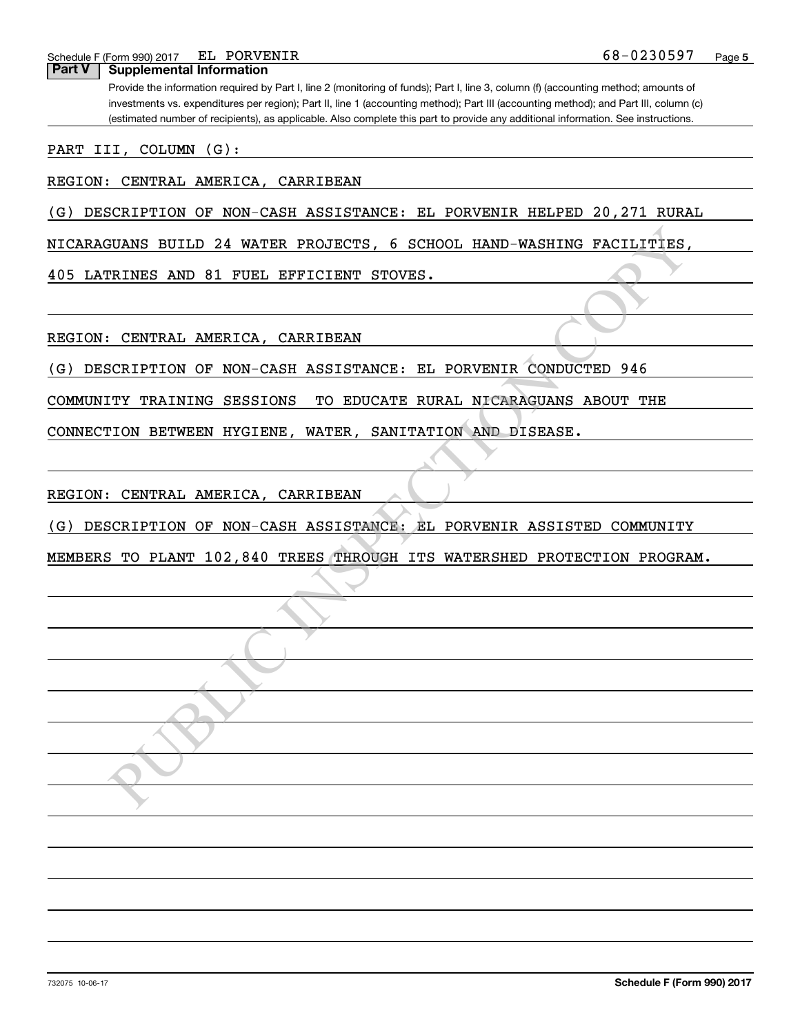Schedule F (Form 990) 2017 EL PORVENIR 68-0230597

## Part V Supplemental Information

Provide the information required by Part I, line 2 (monitoring of funds); Part I, line 3, column (f) (accounting method; amounts of investments vs. expenditures per region); Part II, line 1 (accounting method); Part III (accounting method); and Part III, column (c) (estimated number of recipients), as applicable. Also complete this part to provide any additional information. See instructions.

PART III, COLUMN (G):

REGION: CENTRAL AMERICA, CARRIBEAN

(G) DESCRIPTION OF NON-CASH ASSISTANCE: EL PORVENIR HELPED 20,271 RURAL NICARAGUANS BUILD 24 WATER PROJECTS, 6 SCHOOL HAND-WASHING FACILITIES, 405 LATRINES AND 81 FUEL EFFICIENT STOVES.

REGION: CENTRAL AMERICA, CARRIBEAN

(G) DESCRIPTION OF NON-CASH ASSISTANCE: EL PORVENIR CONDUCTED 946 COMMUNITY TRAINING SESSIONS TO EDUCATE RURAL NICARAGUANS ABOUT THE CONNECTION BETWEEN HYGIENE, WATER, SANITATION AND DISEASE.

REGION: CENTRAL AMERICA, CARRIBEAN

(G) DESCRIPTION OF NON-CASH ASSISTANCE: EL PORVENIR ASSISTED COMMUNITY MEMBERS TO PLANT 102,840 TREES THROUGH ITS WATERSHED PROTECTION PROGRAM.

732075 10-06-17 Schedule F (Form 990) 2017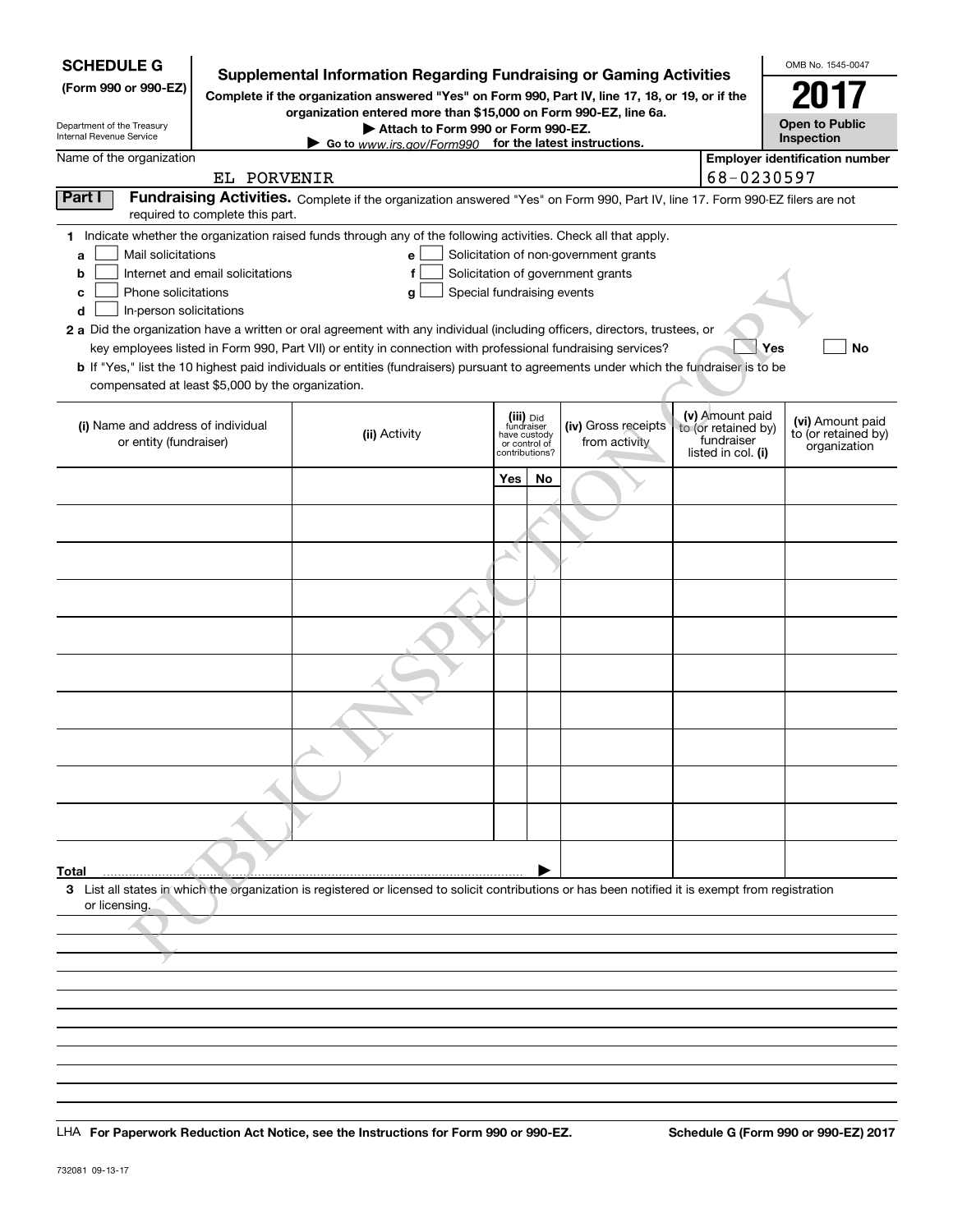# SCHEDULE G (Form 990 or 990-EZ)

Department of the Treasury
Internal Revenue Service

## Supplemental Information Regarding Fundraising or Gaming Activities

**Complete if the organization answered "Yes" on Form 990, Part IV, line 17, 18, or 19, or if the organization entered more than $15,000 on Form 990-EZ, line 6a.**

**▶ Attach to Form 990 or Form 990-EZ.**

**▶ Go to www.irs.gov/Form990 for the latest instructions.**

OMB No. 1545-0047

**2017**

**Open to Public Inspection**

Name of the organization: EL PORVENIR

Employer identification number: 68-0230597

**Part I** **Fundraising Activities.** Complete if the organization answered "Yes" on Form 990, Part IV, line 17. Form 990-EZ filers are not required to complete this part.

1 Indicate whether the organization raised funds through any of the following activities. Check all that apply.

- a ☐ Mail solicitations
- b ☐ Internet and email solicitations
- c ☐ Phone solicitations
- d ☐ In-person solicitations
- e ☐ Solicitation of non-government grants
- f ☐ Solicitation of government grants
- g ☐ Special fundraising events

2 a Did the organization have a written or oral agreement with any individual (including officers, directors, trustees, or key employees listed in Form 990, Part VII) or entity in connection with professional fundraising services? ☐ Yes ☐ No

b If "Yes," list the 10 highest paid individuals or entities (fundraisers) pursuant to agreements under which the fundraiser is to be compensated at least $5,000 by the organization.

| (i) Name and address of individual or entity (fundraiser) | (ii) Activity | (iii) Did fundraiser have custody or control of contributions? Yes | No | (iv) Gross receipts from activity | (v) Amount paid to (or retained by) fundraiser listed in col. (i) | (vi) Amount paid to (or retained by) organization |
|---|---|---|---|---|---|---|
| | | | | | | |
| | | | | | | |
| | | | | | | |
| | | | | | | |
| | | | | | | |
| | | | | | | |
| | | | | | | |
| | | | | | | |
| | | | | | | |
| | | | | | | |
| **Total** ▶ | | | | | | |

3 List all states in which the organization is registered or licensed to solicit contributions or has been notified it is exempt from registration or licensing.

LHA **For Paperwork Reduction Act Notice, see the Instructions for Form 990 or 990-EZ.** **Schedule G (Form 990 or 990-EZ) 2017**

732081 09-13-17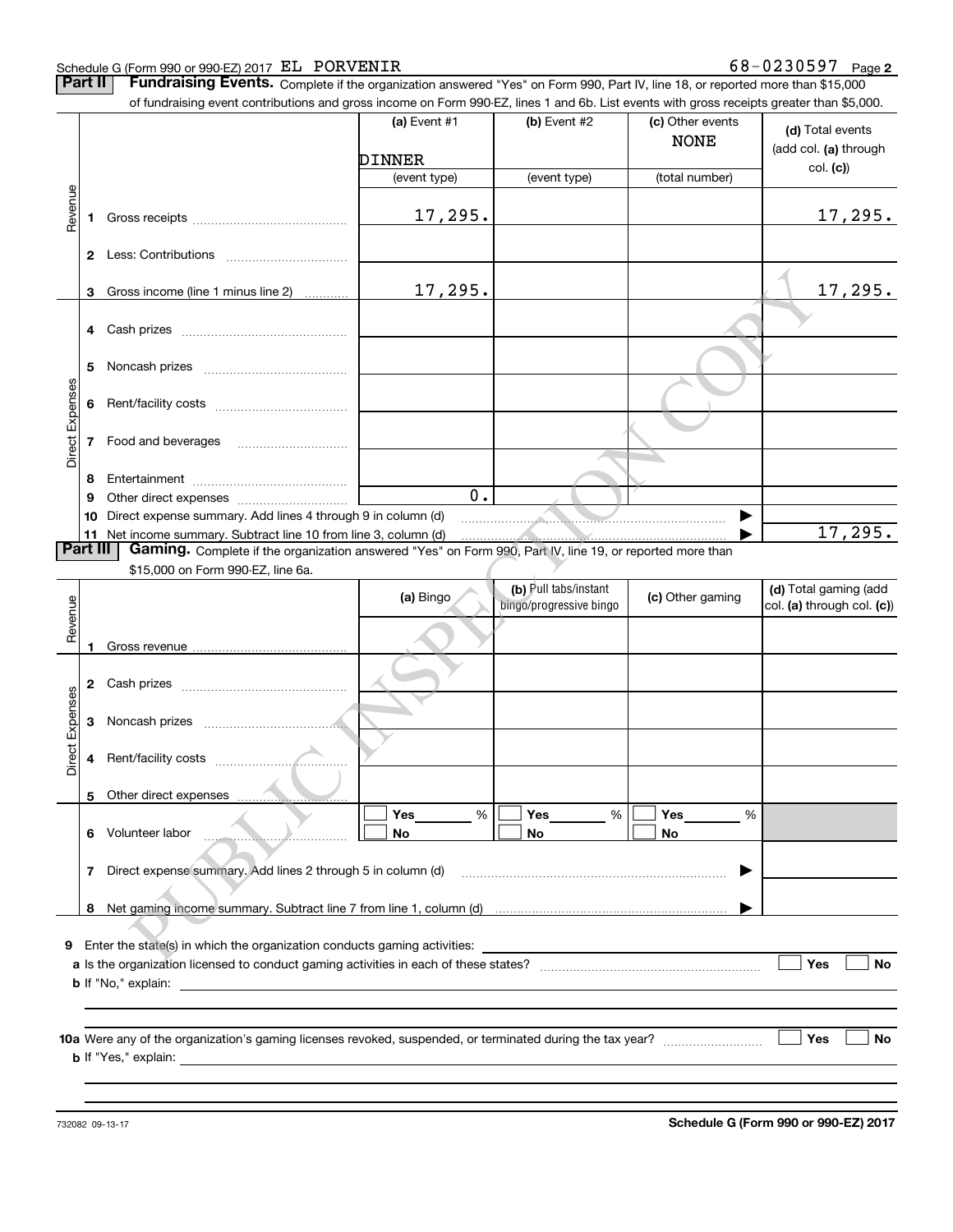Schedule G (Form 990 or 990-EZ) 2017 EL PORVENIR 68-0230597 Page **2**

**Part II** **Fundraising Events.** Complete if the organization answered "Yes" on Form 990, Part IV, line 18, or reported more than $15,000 of fundraising event contributions and gross income on Form 990-EZ, lines 1 and 6b. List events with gross receipts greater than $5,000.

| | | (a) Event #1 | (b) Event #2 | (c) Other events | (d) Total events (add col. (a) through col. (c)) |
|---|---|---|---|---|---|
| | | DINNER | | NONE | |
| | | (event type) | (event type) | (total number) | |
| Revenue | 1 Gross receipts | 17,295. | | | 17,295. |
| | 2 Less: Contributions | | | | |
| | 3 Gross income (line 1 minus line 2) | 17,295. | | | 17,295. |
| Direct Expenses | 4 Cash prizes | | | | |
| | 5 Noncash prizes | | | | |
| | 6 Rent/facility costs | | | | |
| | 7 Food and beverages | | | | |
| | 8 Entertainment | | | | |
| | 9 Other direct expenses | 0. | | | |
| | 10 Direct expense summary. Add lines 4 through 9 in column (d) | | | ▶ | |
| | 11 Net income summary. Subtract line 10 from line 3, column (d) | | | ▶ | 17,295. |

**Part III** **Gaming.** Complete if the organization answered "Yes" on Form 990, Part IV, line 19, or reported more than $15,000 on Form 990-EZ, line 6a.

| | | (a) Bingo | (b) Pull tabs/instant bingo/progressive bingo | (c) Other gaming | (d) Total gaming (add col. (a) through col. (c)) |
|---|---|---|---|---|---|
| Revenue | 1 Gross revenue | | | | |
| Direct Expenses | 2 Cash prizes | | | | |
| | 3 Noncash prizes | | | | |
| | 4 Rent/facility costs | | | | |
| | 5 Other direct expenses | | | | |
| | 6 Volunteer labor | ☐ Yes ___ % ☐ No | ☐ Yes ___ % ☐ No | ☐ Yes ___ % ☐ No | |
| | 7 Direct expense summary. Add lines 2 through 5 in column (d) | | | ▶ | |
| | 8 Net gaming income summary. Subtract line 7 from line 1, column (d) | | | ▶ | |

**9** Enter the state(s) in which the organization conducts gaming activities: ____________

**a** Is the organization licensed to conduct gaming activities in each of these states? ☐ Yes ☐ No

**b** If "No," explain: ____________

**10a** Were any of the organization's gaming licenses revoked, suspended, or terminated during the tax year? ☐ Yes ☐ No

**b** If "Yes," explain: ____________

732082 09-13-17 **Schedule G (Form 990 or 990-EZ) 2017**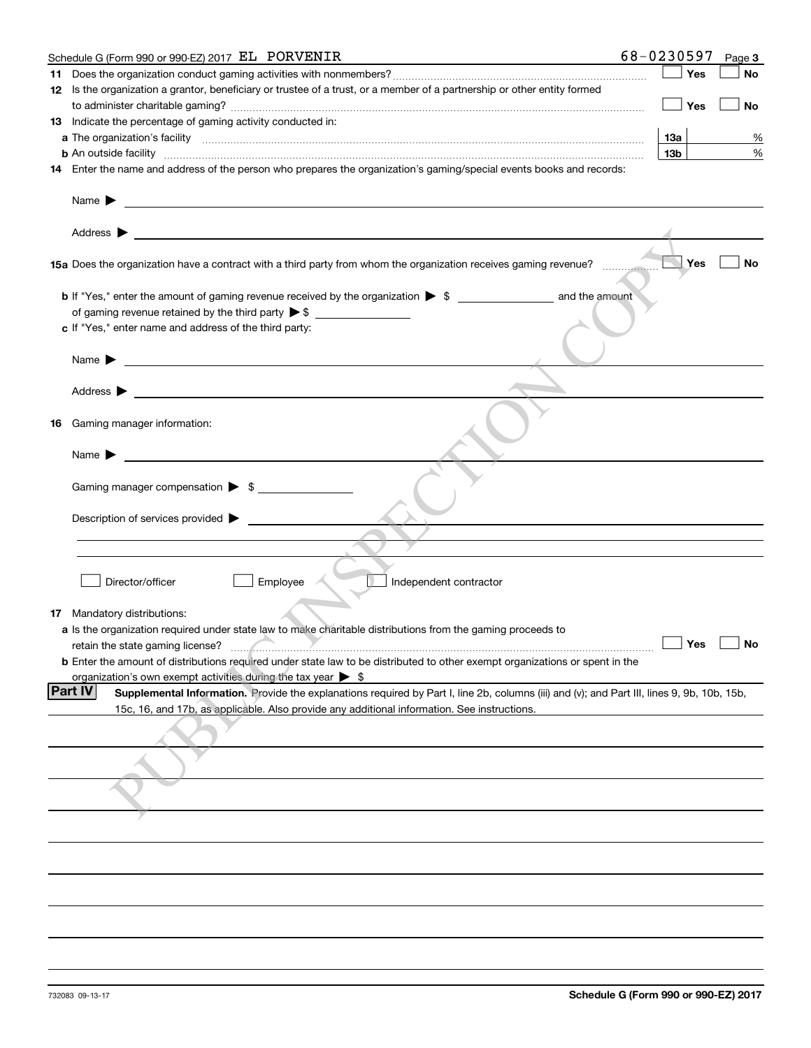Schedule G (Form 990 or 990-EZ) 2017 EL PORVENIR 68-0230597 Page 3

**11** Does the organization conduct gaming activities with nonmembers? ☐ Yes ☐ No

**12** Is the organization a grantor, beneficiary or trustee of a trust, or a member of a partnership or other entity formed to administer charitable gaming? ☐ Yes ☐ No

**13** Indicate the percentage of gaming activity conducted in:

**a** The organization's facility **13a** %

**b** An outside facility **13b** %

**14** Enter the name and address of the person who prepares the organization's gaming/special events books and records:

Name ▶

Address ▶

**15a** Does the organization have a contract with a third party from whom the organization receives gaming revenue? ☐ Yes ☐ No

**b** If "Yes," enter the amount of gaming revenue received by the organization ▶ $ ______ and the amount of gaming revenue retained by the third party ▶ $ ______

**c** If "Yes," enter name and address of the third party:

Name ▶

Address ▶

**16** Gaming manager information:

Name ▶

Gaming manager compensation ▶ $ ______

Description of services provided ▶

☐ Director/officer ☐ Employee ☐ Independent contractor

**17** Mandatory distributions:

**a** Is the organization required under state law to make charitable distributions from the gaming proceeds to retain the state gaming license? ☐ Yes ☐ No

**b** Enter the amount of distributions required under state law to be distributed to other exempt organizations or spent in the organization's own exempt activities during the tax year ▶ $

**Part IV** **Supplemental Information.** Provide the explanations required by Part I, line 2b, columns (iii) and (v); and Part III, lines 9, 9b, 10b, 15b, 15c, 16, and 17b, as applicable. Also provide any additional information. See instructions.

732083 09-13-17 **Schedule G (Form 990 or 990-EZ) 2017**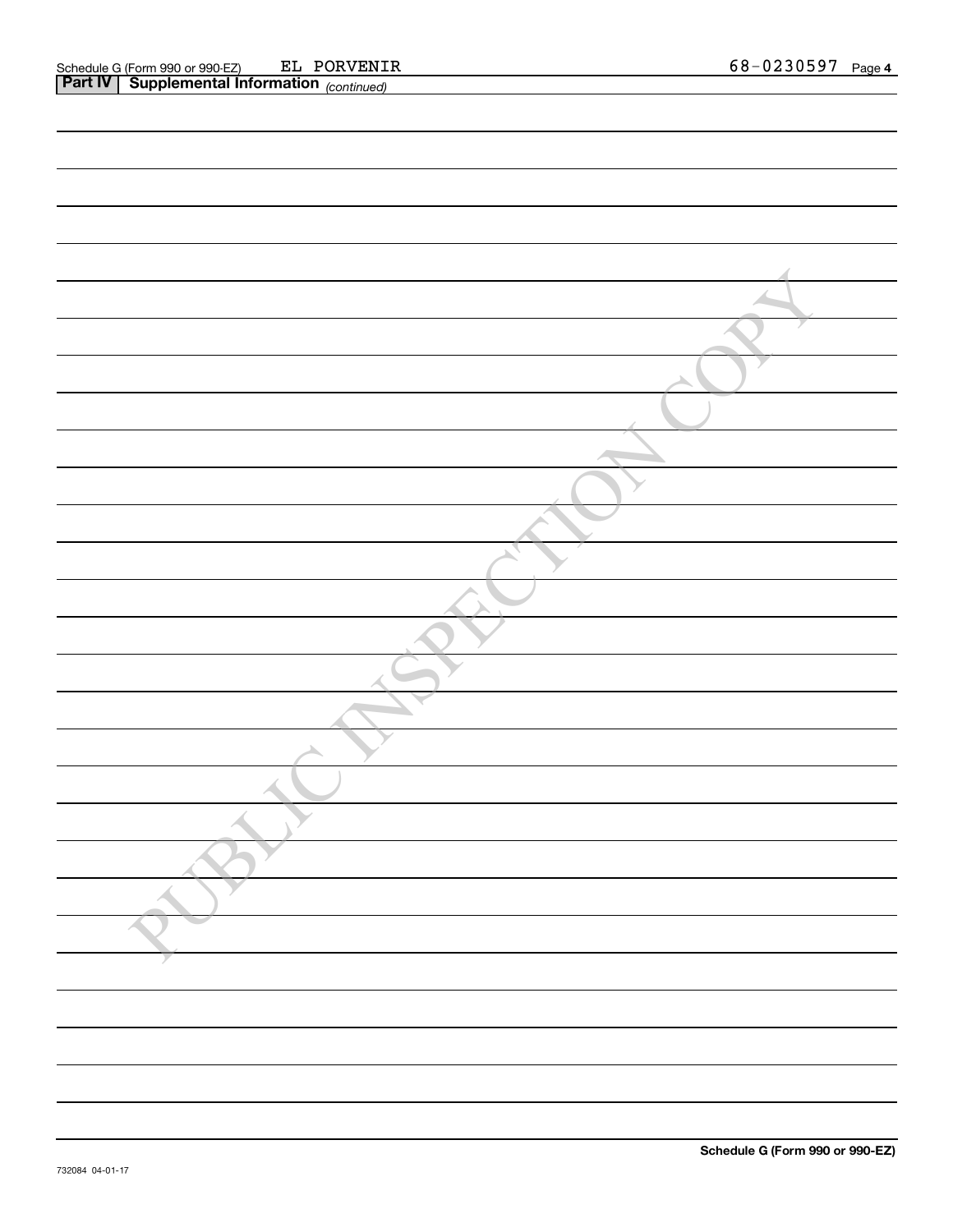Schedule G (Form 990 or 990-EZ) EL PORVENIR 68-0230597 Page **4**

**Part IV | Supplemental Information** *(continued)*

PUBLIC INSPECTION COPY

**Schedule G (Form 990 or 990-EZ)**

732084 04-01-17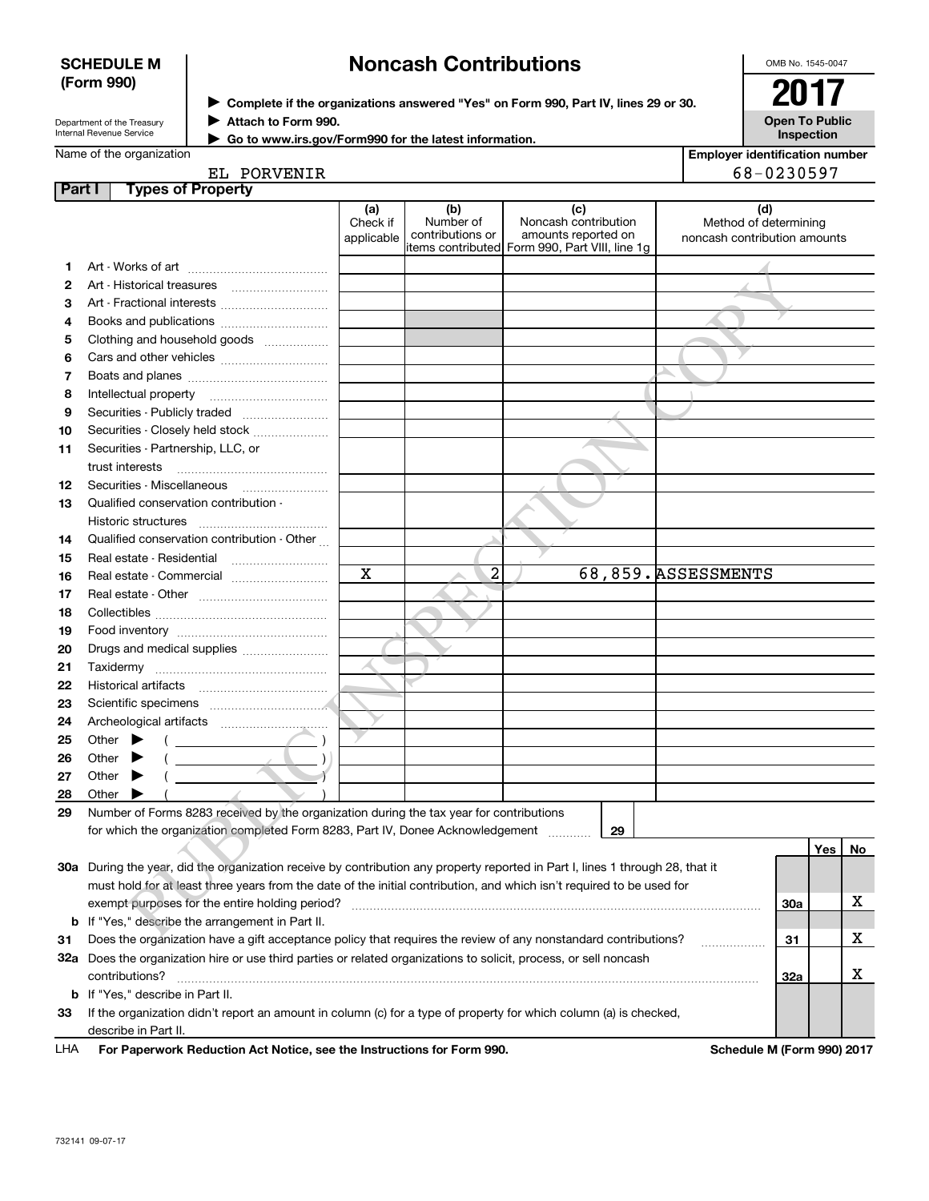**SCHEDULE M (Form 990)**

Department of the Treasury
Internal Revenue Service

# Noncash Contributions

▶ Complete if the organizations answered "Yes" on Form 990, Part IV, lines 29 or 30.
▶ Attach to Form 990.
▶ Go to www.irs.gov/Form990 for the latest information.

OMB No. 1545-0047

**2017**

**Open To Public Inspection**

Name of the organization: EL PORVENIR

Employer identification number: 68-0230597

**Part I Types of Property**

| | | (a) Check if applicable | (b) Number of contributions or items contributed | (c) Noncash contribution amounts reported on Form 990, Part VIII, line 1g | (d) Method of determining noncash contribution amounts |
|---|---|---|---|---|---|
| 1 | Art - Works of art | | | | |
| 2 | Art - Historical treasures | | | | |
| 3 | Art - Fractional interests | | | | |
| 4 | Books and publications | | | | |
| 5 | Clothing and household goods | | | | |
| 6 | Cars and other vehicles | | | | |
| 7 | Boats and planes | | | | |
| 8 | Intellectual property | | | | |
| 9 | Securities - Publicly traded | | | | |
| 10 | Securities - Closely held stock | | | | |
| 11 | Securities - Partnership, LLC, or trust interests | | | | |
| 12 | Securities - Miscellaneous | | | | |
| 13 | Qualified conservation contribution - Historic structures | | | | |
| 14 | Qualified conservation contribution - Other | | | | |
| 15 | Real estate - Residential | | | | |
| 16 | Real estate - Commercial | X | 2 | 68,859. | ASSESSMENTS |
| 17 | Real estate - Other | | | | |
| 18 | Collectibles | | | | |
| 19 | Food inventory | | | | |
| 20 | Drugs and medical supplies | | | | |
| 21 | Taxidermy | | | | |
| 22 | Historical artifacts | | | | |
| 23 | Scientific specimens | | | | |
| 24 | Archeological artifacts | | | | |
| 25 | Other ▶ ( ) | | | | |
| 26 | Other ▶ ( ) | | | | |
| 27 | Other ▶ ( ) | | | | |
| 28 | Other ▶ ( ) | | | | |

29 Number of Forms 8283 received by the organization during the tax year for contributions for which the organization completed Form 8283, Part IV, Donee Acknowledgement ..... 29

| | | | Yes | No |
|---|---|---|---|---|
| 30a | During the year, did the organization receive by contribution any property reported in Part I, lines 1 through 28, that it must hold for at least three years from the date of the initial contribution, and which isn't required to be used for exempt purposes for the entire holding period? | 30a | | X |
| b | If "Yes," describe the arrangement in Part II. | | | |
| 31 | Does the organization have a gift acceptance policy that requires the review of any nonstandard contributions? | 31 | | X |
| 32a | Does the organization hire or use third parties or related organizations to solicit, process, or sell noncash contributions? | 32a | | X |
| b | If "Yes," describe in Part II. | | | |
| 33 | If the organization didn't report an amount in column (c) for a type of property for which column (a) is checked, describe in Part II. | | | |

LHA For Paperwork Reduction Act Notice, see the Instructions for Form 990. Schedule M (Form 990) 2017

732141 09-07-17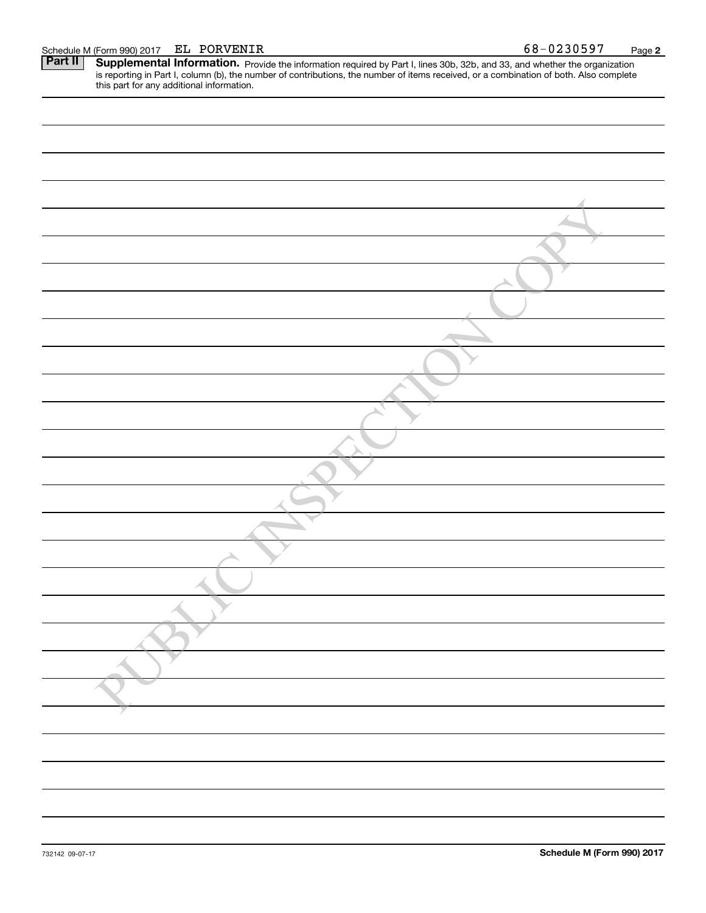Schedule M (Form 990) 2017 EL PORVENIR 68-0230597

**Part II** **Supplemental Information.** Provide the information required by Part I, lines 30b, 32b, and 33, and whether the organization is reporting in Part I, column (b), the number of contributions, the number of items received, or a combination of both. Also complete this part for any additional information.

PUBLIC INSPECTION COPY

732142 09-07-17

**Schedule M (Form 990) 2017**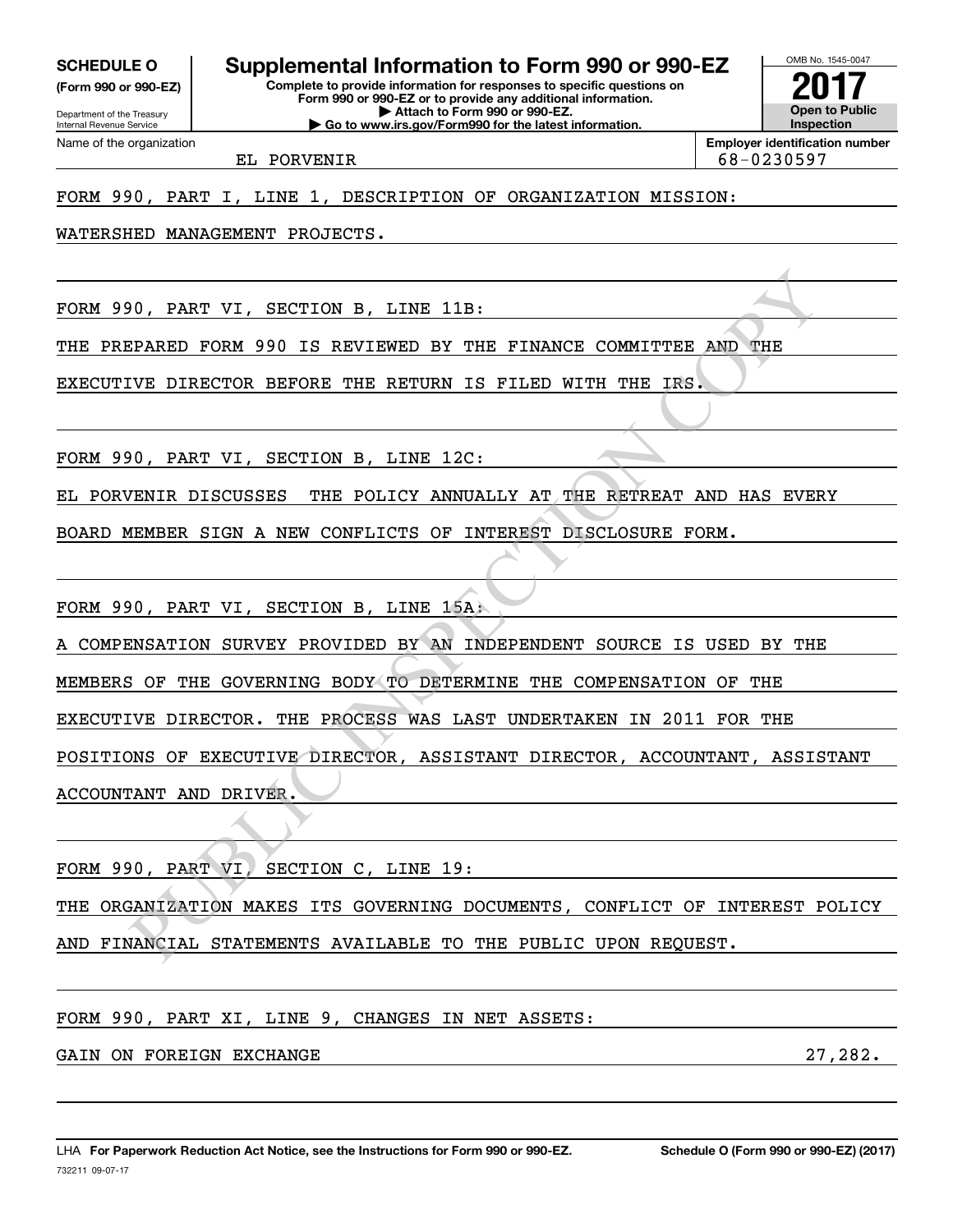**SCHEDULE O**
**(Form 990 or 990-EZ)**

Department of the Treasury
Internal Revenue Service

# Supplemental Information to Form 990 or 990-EZ

**Complete to provide information for responses to specific questions on Form 990 or 990-EZ or to provide any additional information.**
**▶ Attach to Form 990 or 990-EZ.**
**▶ Go to www.irs.gov/Form990 for the latest information.**

OMB No. 1545-0047

**2017**

**Open to Public Inspection**

| Name of the organization | Employer identification number |
|---|---|
| EL PORVENIR | 68-0230597 |

FORM 990, PART I, LINE 1, DESCRIPTION OF ORGANIZATION MISSION:

WATERSHED MANAGEMENT PROJECTS.

FORM 990, PART VI, SECTION B, LINE 11B:

THE PREPARED FORM 990 IS REVIEWED BY THE FINANCE COMMITTEE AND THE EXECUTIVE DIRECTOR BEFORE THE RETURN IS FILED WITH THE IRS.

FORM 990, PART VI, SECTION B, LINE 12C:

EL PORVENIR DISCUSSES THE POLICY ANNUALLY AT THE RETREAT AND HAS EVERY BOARD MEMBER SIGN A NEW CONFLICTS OF INTEREST DISCLOSURE FORM.

FORM 990, PART VI, SECTION B, LINE 15A:

A COMPENSATION SURVEY PROVIDED BY AN INDEPENDENT SOURCE IS USED BY THE MEMBERS OF THE GOVERNING BODY TO DETERMINE THE COMPENSATION OF THE EXECUTIVE DIRECTOR. THE PROCESS WAS LAST UNDERTAKEN IN 2011 FOR THE POSITIONS OF EXECUTIVE DIRECTOR, ASSISTANT DIRECTOR, ACCOUNTANT, ASSISTANT ACCOUNTANT AND DRIVER.

FORM 990, PART VI, SECTION C, LINE 19:

THE ORGANIZATION MAKES ITS GOVERNING DOCUMENTS, CONFLICT OF INTEREST POLICY AND FINANCIAL STATEMENTS AVAILABLE TO THE PUBLIC UPON REQUEST.

FORM 990, PART XI, LINE 9, CHANGES IN NET ASSETS:

| GAIN ON FOREIGN EXCHANGE | 27,282. |
|---|---|

LHA **For Paperwork Reduction Act Notice, see the Instructions for Form 990 or 990-EZ.** **Schedule O (Form 990 or 990-EZ) (2017)**
732211 09-07-17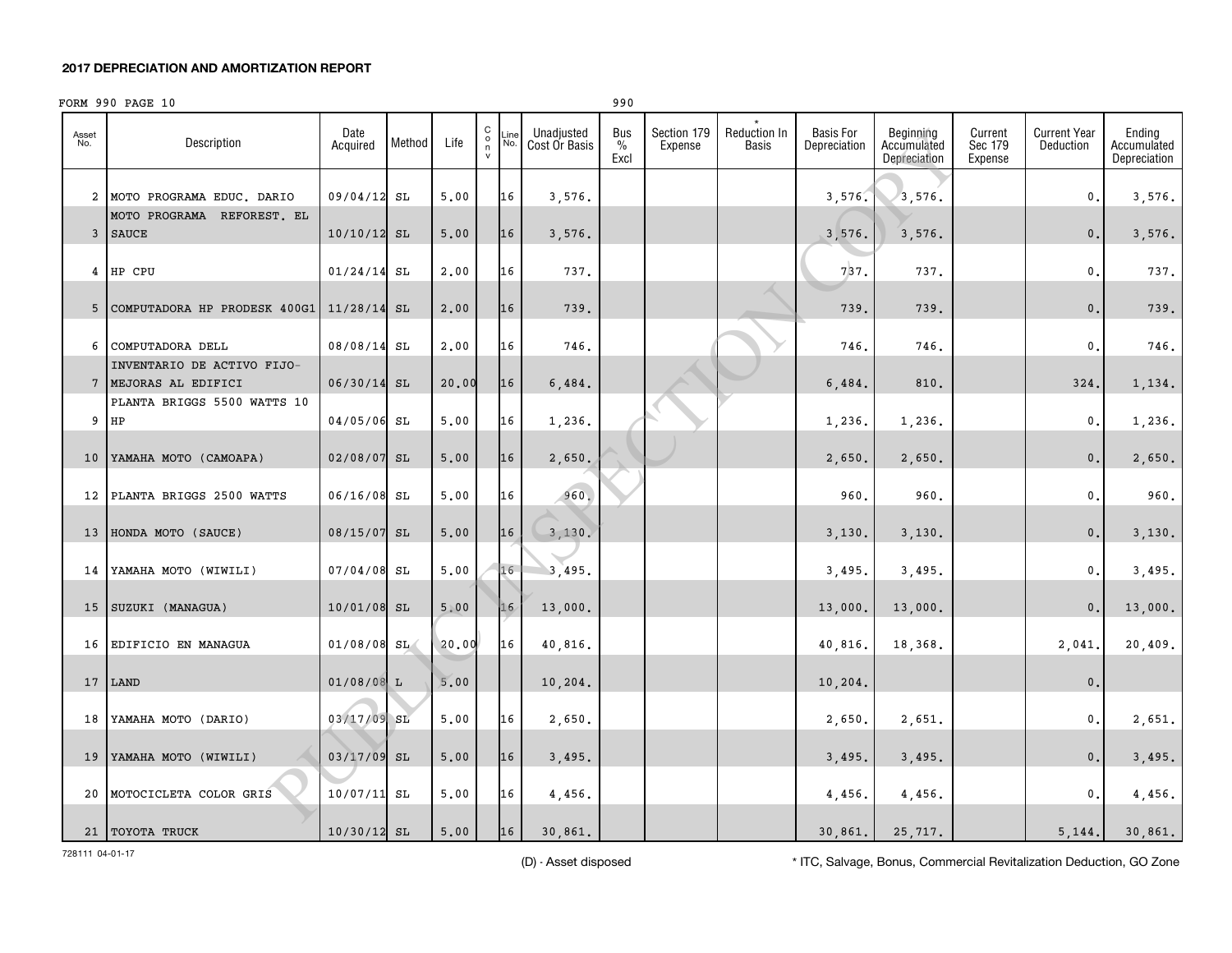## 2017 DEPRECIATION AND AMORTIZATION REPORT

FORM 990 PAGE 10 990

| Asset No. | Description | Date Acquired | Method | Life | C o n v | Line No. | Unadjusted Cost Or Basis | Bus % Excl | Section 179 Expense | * Reduction In Basis | Basis For Depreciation | Beginning Accumulated Depreciation | Current Sec 179 Expense | Current Year Deduction | Ending Accumulated Depreciation |
|---|---|---|---|---|---|---|---|---|---|---|---|---|---|---|---|
| 2 | MOTO PROGRAMA EDUC. DARIO | 09/04/12 | SL | 5.00 | | 16 | 3,576. | | | | 3,576. | 3,576. | | 0. | 3,576. |
| 3 | MOTO PROGRAMA REFOREST. EL SAUCE | 10/10/12 | SL | 5.00 | | 16 | 3,576. | | | | 3,576. | 3,576. | | 0. | 3,576. |
| 4 | HP CPU | 01/24/14 | SL | 2.00 | | 16 | 737. | | | | 737. | 737. | | 0. | 737. |
| 5 | COMPUTADORA HP PRODESK 400G1 | 11/28/14 | SL | 2.00 | | 16 | 739. | | | | 739. | 739. | | 0. | 739. |
| 6 | COMPUTADORA DELL | 08/08/14 | SL | 2.00 | | 16 | 746. | | | | 746. | 746. | | 0. | 746. |
| 7 | INVENTARIO DE ACTIVO FIJO- MEJORAS AL EDIFICI | 06/30/14 | SL | 20.00 | | 16 | 6,484. | | | | 6,484. | 810. | | 324. | 1,134. |
| 9 | PLANTA BRIGGS 5500 WATTS 10 HP | 04/05/06 | SL | 5.00 | | 16 | 1,236. | | | | 1,236. | 1,236. | | 0. | 1,236. |
| 10 | YAMAHA MOTO (CAMOAPA) | 02/08/07 | SL | 5.00 | | 16 | 2,650. | | | | 2,650. | 2,650. | | 0. | 2,650. |
| 12 | PLANTA BRIGGS 2500 WATTS | 06/16/08 | SL | 5.00 | | 16 | 960. | | | | 960. | 960. | | 0. | 960. |
| 13 | HONDA MOTO (SAUCE) | 08/15/07 | SL | 5.00 | | 16 | 3,130. | | | | 3,130. | 3,130. | | 0. | 3,130. |
| 14 | YAMAHA MOTO (WIWILI) | 07/04/08 | SL | 5.00 | | 16 | 3,495. | | | | 3,495. | 3,495. | | 0. | 3,495. |
| 15 | SUZUKI (MANAGUA) | 10/01/08 | SL | 5.00 | | 16 | 13,000. | | | | 13,000. | 13,000. | | 0. | 13,000. |
| 16 | EDIFICIO EN MANAGUA | 01/08/08 | SL | 20.00 | | 16 | 40,816. | | | | 40,816. | 18,368. | | 2,041. | 20,409. |
| 17 | LAND | 01/08/08 | L | 5.00 | | | 10,204. | | | | 10,204. | | | 0. | |
| 18 | YAMAHA MOTO (DARIO) | 03/17/09 | SL | 5.00 | | 16 | 2,650. | | | | 2,650. | 2,651. | | 0. | 2,651. |
| 19 | YAMAHA MOTO (WIWILI) | 03/17/09 | SL | 5.00 | | 16 | 3,495. | | | | 3,495. | 3,495. | | 0. | 3,495. |
| 20 | MOTOCICLETA COLOR GRIS | 10/07/11 | SL | 5.00 | | 16 | 4,456. | | | | 4,456. | 4,456. | | 0. | 4,456. |
| 21 | TOYOTA TRUCK | 10/30/12 | SL | 5.00 | | 16 | 30,861. | | | | 30,861. | 25,717. | | 5,144. | 30,861. |

728111 04-01-17

(D) - Asset disposed

* ITC, Salvage, Bonus, Commercial Revitalization Deduction, GO Zone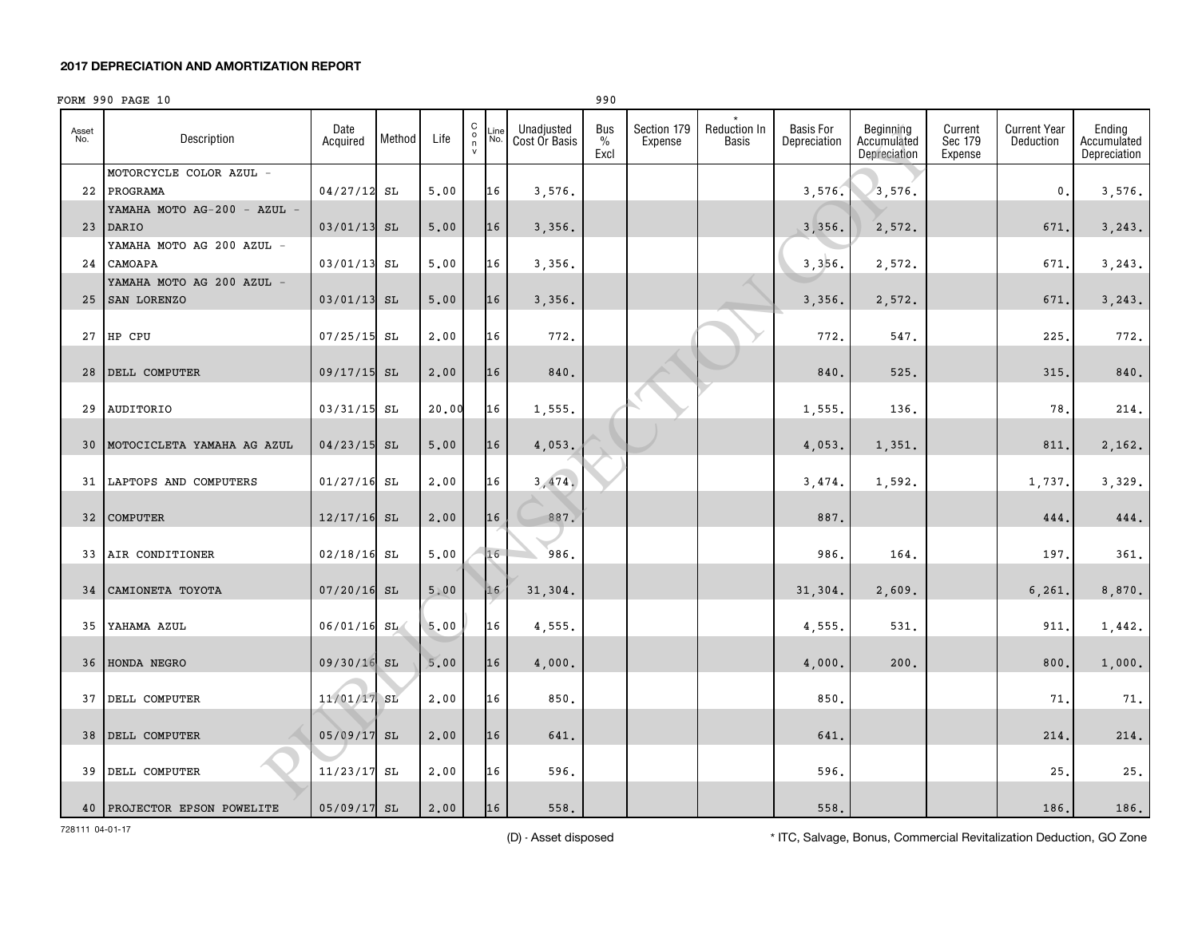## 2017 DEPRECIATION AND AMORTIZATION REPORT

FORM 990 PAGE 10 990

| Asset No. | Description | Date Acquired | Method | Life | C o n v | Line No. | Unadjusted Cost Or Basis | Bus % Excl | Section 179 Expense | * Reduction In Basis | Basis For Depreciation | Beginning Accumulated Depreciation | Current Sec 179 Expense | Current Year Deduction | Ending Accumulated Depreciation |
|---|---|---|---|---|---|---|---|---|---|---|---|---|---|---|---|
| 22 | MOTORCYCLE COLOR AZUL - PROGRAMA | 04/27/12 | SL | 5.00 | | 16 | 3,576. | | | | 3,576. | 3,576. | | 0. | 3,576. |
| 23 | YAMAHA MOTO AG-200 - AZUL - DARIO | 03/01/13 | SL | 5.00 | | 16 | 3,356. | | | | 3,356. | 2,572. | | 671. | 3,243. |
| 24 | YAMAHA MOTO AG 200 AZUL - CAMOAPA | 03/01/13 | SL | 5.00 | | 16 | 3,356. | | | | 3,356. | 2,572. | | 671. | 3,243. |
| 25 | YAMAHA MOTO AG 200 AZUL - SAN LORENZO | 03/01/13 | SL | 5.00 | | 16 | 3,356. | | | | 3,356. | 2,572. | | 671. | 3,243. |
| 27 | HP CPU | 07/25/15 | SL | 2.00 | | 16 | 772. | | | | 772. | 547. | | 225. | 772. |
| 28 | DELL COMPUTER | 09/17/15 | SL | 2.00 | | 16 | 840. | | | | 840. | 525. | | 315. | 840. |
| 29 | AUDITORIO | 03/31/15 | SL | 20.00 | | 16 | 1,555. | | | | 1,555. | 136. | | 78. | 214. |
| 30 | MOTOCICLETA YAMAHA AG AZUL | 04/23/15 | SL | 5.00 | | 16 | 4,053. | | | | 4,053. | 1,351. | | 811. | 2,162. |
| 31 | LAPTOPS AND COMPUTERS | 01/27/16 | SL | 2.00 | | 16 | 3,474. | | | | 3,474. | 1,592. | | 1,737. | 3,329. |
| 32 | COMPUTER | 12/17/16 | SL | 2.00 | | 16 | 887. | | | | 887. | | | 444. | 444. |
| 33 | AIR CONDITIONER | 02/18/16 | SL | 5.00 | | 16 | 986. | | | | 986. | 164. | | 197. | 361. |
| 34 | CAMIONETA TOYOTA | 07/20/16 | SL | 5.00 | | 16 | 31,304. | | | | 31,304. | 2,609. | | 6,261. | 8,870. |
| 35 | YAHAMA AZUL | 06/01/16 | SL | 5.00 | | 16 | 4,555. | | | | 4,555. | 531. | | 911. | 1,442. |
| 36 | HONDA NEGRO | 09/30/16 | SL | 5.00 | | 16 | 4,000. | | | | 4,000. | 200. | | 800. | 1,000. |
| 37 | DELL COMPUTER | 11/01/17 | SL | 2.00 | | 16 | 850. | | | | 850. | | | 71. | 71. |
| 38 | DELL COMPUTER | 05/09/17 | SL | 2.00 | | 16 | 641. | | | | 641. | | | 214. | 214. |
| 39 | DELL COMPUTER | 11/23/17 | SL | 2.00 | | 16 | 596. | | | | 596. | | | 25. | 25. |
| 40 | PROJECTOR EPSON POWELITE | 05/09/17 | SL | 2.00 | | 16 | 558. | | | | 558. | | | 186. | 186. |

728111 04-01-17

(D) - Asset disposed

* ITC, Salvage, Bonus, Commercial Revitalization Deduction, GO Zone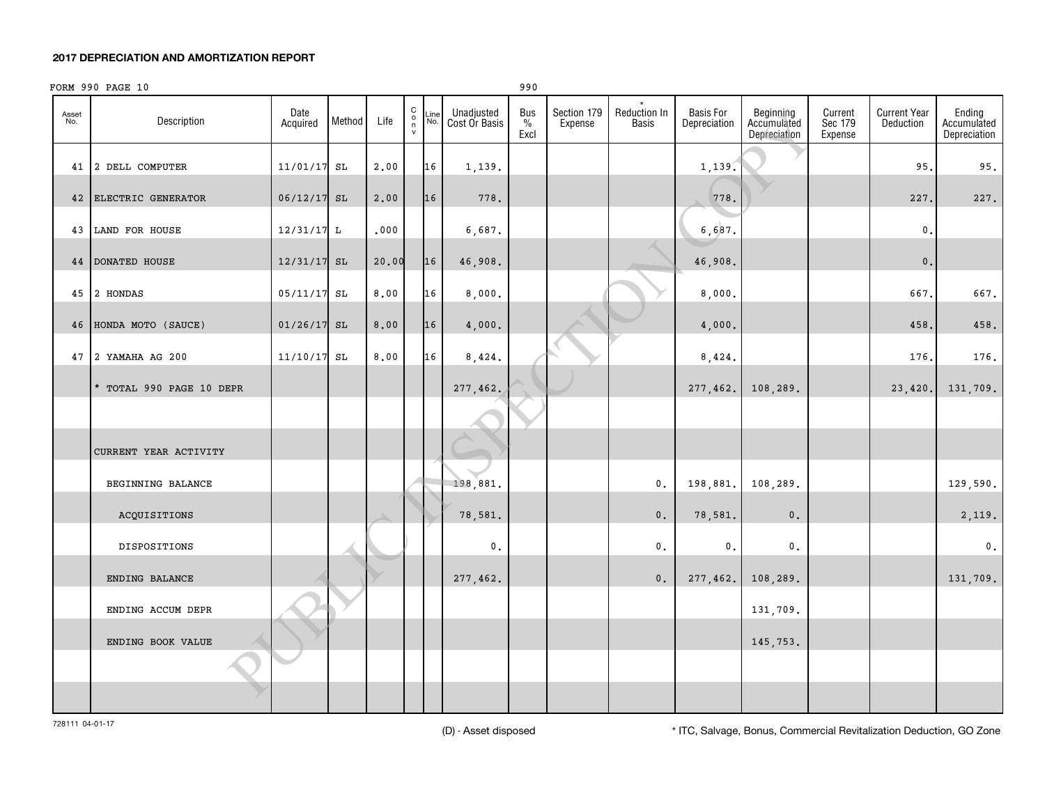**2017 DEPRECIATION AND AMORTIZATION REPORT**

FORM 990 PAGE 10 990

| Asset No. | Description | Date Acquired | Method | Life | C o n v | Line No. | Unadjusted Cost Or Basis | Bus % Excl | Section 179 Expense | * Reduction In Basis | Basis For Depreciation | Beginning Accumulated Depreciation | Current Sec 179 Expense | Current Year Deduction | Ending Accumulated Depreciation |
|---|---|---|---|---|---|---|---|---|---|---|---|---|---|---|---|
| 41 | 2 DELL COMPUTER | 11/01/17 | SL | 2.00 | | 16 | 1,139. | | | | 1,139. | | | 95. | 95. |
| 42 | ELECTRIC GENERATOR | 06/12/17 | SL | 2.00 | | 16 | 778. | | | | 778. | | | 227. | 227. |
| 43 | LAND FOR HOUSE | 12/31/17 | L | .000 | | | 6,687. | | | | 6,687. | | | 0. | |
| 44 | DONATED HOUSE | 12/31/17 | SL | 20.00 | | 16 | 46,908. | | | | 46,908. | | | 0. | |
| 45 | 2 HONDAS | 05/11/17 | SL | 8.00 | | 16 | 8,000. | | | | 8,000. | | | 667. | 667. |
| 46 | HONDA MOTO (SAUCE) | 01/26/17 | SL | 8.00 | | 16 | 4,000. | | | | 4,000. | | | 458. | 458. |
| 47 | 2 YAMAHA AG 200 | 11/10/17 | SL | 8.00 | | 16 | 8,424. | | | | 8,424. | | | 176. | 176. |
| | * TOTAL 990 PAGE 10 DEPR | | | | | | 277,462. | | | | 277,462. | 108,289. | | 23,420. | 131,709. |
| | | | | | | | | | | | | | | | |
| | CURRENT YEAR ACTIVITY | | | | | | | | | | | | | | |
| | BEGINNING BALANCE | | | | | | 198,881. | | | 0. | 198,881. | 108,289. | | | 129,590. |
| | ACQUISITIONS | | | | | | 78,581. | | | 0. | 78,581. | 0. | | | 2,119. |
| | DISPOSITIONS | | | | | | 0. | | | 0. | 0. | 0. | | | 0. |
| | ENDING BALANCE | | | | | | 277,462. | | | 0. | 277,462. | 108,289. | | | 131,709. |
| | ENDING ACCUM DEPR | | | | | | | | | | | 131,709. | | | |
| | ENDING BOOK VALUE | | | | | | | | | | | 145,753. | | | |

728111 04-01-17

(D) - Asset disposed

* ITC, Salvage, Bonus, Commercial Revitalization Deduction, GO Zone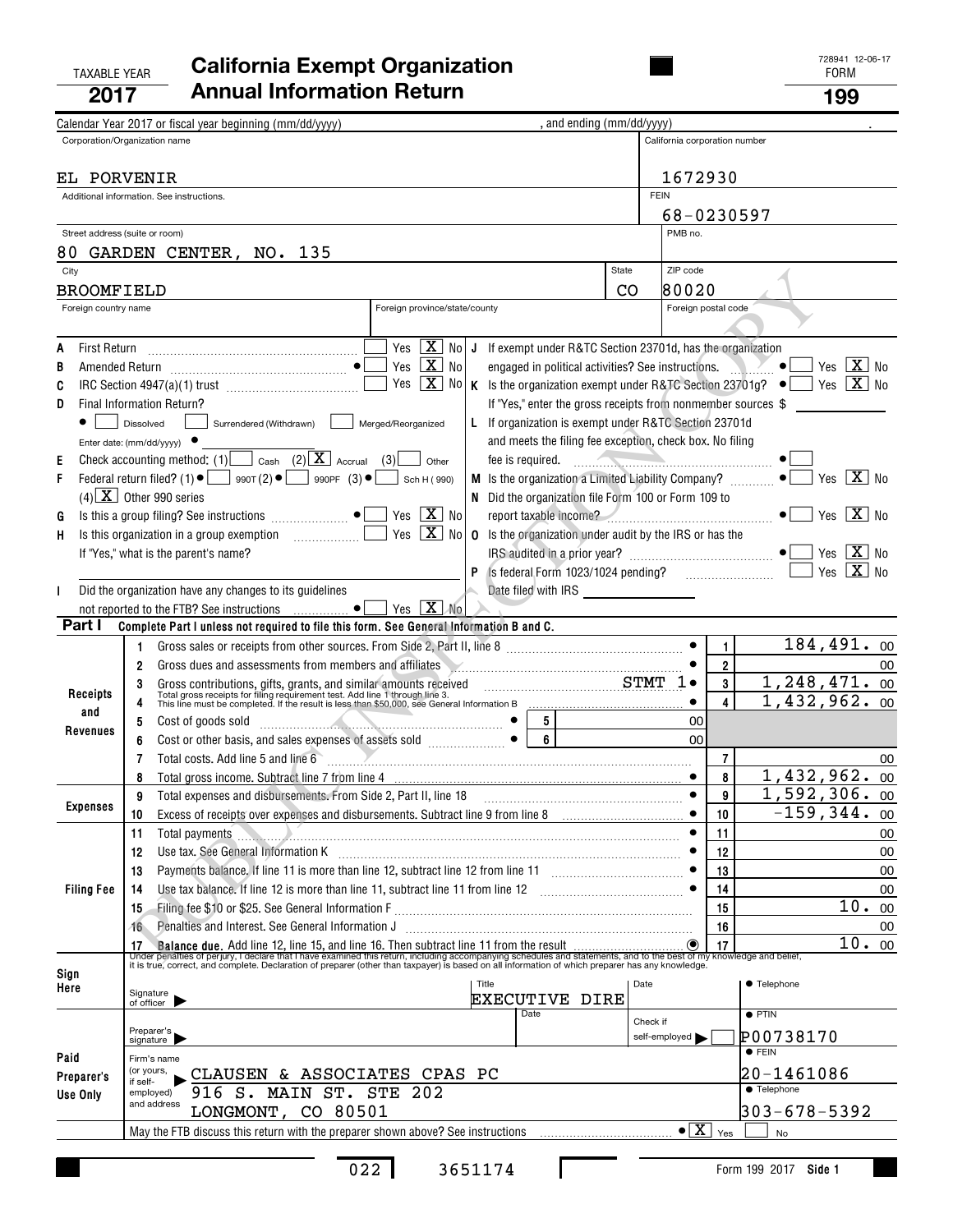TAXABLE YEAR **2017**

# California Exempt Organization Annual Information Return

728941 12-06-17

FORM **199**

Calendar Year 2017 or fiscal year beginning (mm/dd/yyyy) , and ending (mm/dd/yyyy) .

| Corporation/Organization name | California corporation number |
|---|---|
| EL PORVENIR | 1672930 |
| Additional information. See instructions. | FEIN 68-0230597 |
| Street address (suite or room) 80 GARDEN CENTER, NO. 135 | PMB no. |
| City BROOMFIELD | State CO / ZIP code 80020 |
| Foreign country name / Foreign province/state/county | Foreign postal code |

- **A** First Return ... Yes [ ] No [X]
- **B** Amended Return ... Yes [ ] No [X]
- **C** IRC Section 4947(a)(1) trust ... Yes [ ] No [X]
- **D** Final Information Return? [ ] Dissolved [ ] Surrendered (Withdrawn) [ ] Merged/Reorganized — Enter date: (mm/dd/yyyy)
- **E** Check accounting method: (1) [ ] Cash (2) [X] Accrual (3) [ ] Other
- **F** Federal return filed? (1) [ ] 990T (2) [ ] 990PF (3) [ ] Sch H (990) (4) [X] Other 990 series
- **G** Is this a group filing? See instructions ... Yes [ ] No [X]
- **H** Is this organization in a group exemption ... Yes [ ] No [X] — If "Yes," what is the parent's name?
- **I** Did the organization have any changes to its guidelines not reported to the FTB? See instructions ... Yes [ ] No [X]
- **J** If exempt under R&TC Section 23701d, has the organization engaged in political activities? See instructions. ... Yes [ ] No [X]
- **K** Is the organization exempt under R&TC Section 23701g? ... Yes [ ] No [X] — If "Yes," enter the gross receipts from nonmember sources $
- **L** If organization is exempt under R&TC Section 23701d and meets the filing fee exception, check box. No filing fee is required. ... [ ]
- **M** Is the organization a Limited Liability Company? ... Yes [ ] No [X]
- **N** Did the organization file Form 100 or Form 109 to report taxable income? ... Yes [ ] No [X]
- **O** Is the organization under audit by the IRS or has the IRS audited in a prior year? ... Yes [ ] No [X]
- **P** Is federal Form 1023/1024 pending? ... Yes [ ] No [X] — Date filed with IRS

**Part I** Complete Part I unless not required to file this form. See General Information B and C.

| Section | Line | Description | Ref | Amount |
|---|---|---|---|---|
| Receipts and Revenues | 1 | Gross sales or receipts from other sources. From Side 2, Part II, line 8 | 1 | 184,491. 00 |
| | 2 | Gross dues and assessments from members and affiliates | 2 | 00 |
| | 3 | Gross contributions, gifts, grants, and similar amounts received STMT 1 | 3 | 1,248,471. 00 |
| | 4 | Total gross receipts for filing requirement test. Add line 1 through line 3. This line must be completed. If the result is less than $50,000, see General Information B | 4 | 1,432,962. 00 |
| | 5 | Cost of goods sold ... 5 — 00 | | |
| | 6 | Cost or other basis, and sales expenses of assets sold ... 6 — 00 | | |
| | 7 | Total costs. Add line 5 and line 6 | 7 | 00 |
| | 8 | Total gross income. Subtract line 7 from line 4 | 8 | 1,432,962. 00 |
| Expenses | 9 | Total expenses and disbursements. From Side 2, Part II, line 18 | 9 | 1,592,306. 00 |
| | 10 | Excess of receipts over expenses and disbursements. Subtract line 9 from line 8 | 10 | -159,344. 00 |
| Filing Fee | 11 | Total payments | 11 | 00 |
| | 12 | Use tax. See General Information K | 12 | 00 |
| | 13 | Payments balance. If line 11 is more than line 12, subtract line 12 from line 11 | 13 | 00 |
| | 14 | Use tax balance. If line 12 is more than line 11, subtract line 11 from line 12 | 14 | 00 |
| | 15 | Filing fee $10 or $25. See General Information F | 15 | 10. 00 |
| | 16 | Penalties and Interest. See General Information J | 16 | 00 |
| | 17 | **Balance due.** Add line 12, line 15, and line 16. Then subtract line 11 from the result | 17 | 10. 00 |

Under penalties of perjury, I declare that I have examined this return, including accompanying schedules and statements, and to the best of my knowledge and belief, it is true, correct, and complete. Declaration of preparer (other than taxpayer) is based on all information of which preparer has any knowledge.

**Sign Here** — Signature of officer: ___ Title: EXECUTIVE DIRE Date: ___ Telephone: ___

**Paid Preparer's Use Only**

- Preparer's signature: ___ Date: ___ Check if self-employed [ ]
- PTIN: P00738170
- Firm's name (or yours, if self-employed) and address: CLAUSEN & ASSOCIATES CPAS PC, 916 S. MAIN ST. STE 202, LONGMONT, CO 80501
- FEIN: 20-1461086
- Telephone: 303-678-5392

May the FTB discuss this return with the preparer shown above? See instructions ... [X] Yes [ ] No

022 3651174

Form 199 2017 Side 1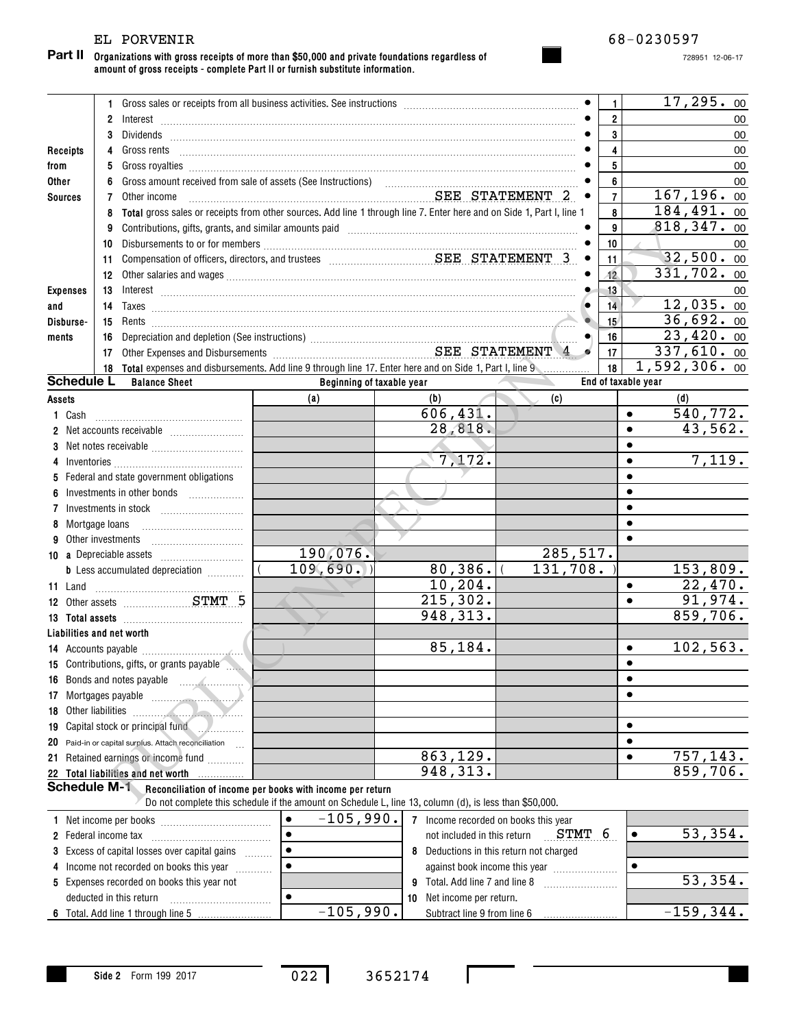EL PORVENIR 68-0230597

728951 12-06-17

**Part II** **Organizations with gross receipts of more than $50,000 and private foundations regardless of amount of gross receipts - complete Part II or furnish substitute information.**

| | | | Line | Amount |
|---|---|---|---|---|
| Receipts from Other Sources | 1 | Gross sales or receipts from all business activities. See instructions | 1 | 17,295. 00 |
| | 2 | Interest | 2 | 00 |
| | 3 | Dividends | 3 | 00 |
| | 4 | Gross rents | 4 | 00 |
| | 5 | Gross royalties | 5 | 00 |
| | 6 | Gross amount received from sale of assets (See Instructions) | 6 | 00 |
| | 7 | Other income SEE STATEMENT 2 | 7 | 167,196. 00 |
| | 8 | **Total** gross sales or receipts from other sources. Add line 1 through line 7. Enter here and on Side 1, Part I, line 1 | 8 | 184,491. 00 |
| Expenses and Disbursements | 9 | Contributions, gifts, grants, and similar amounts paid | 9 | 818,347. 00 |
| | 10 | Disbursements to or for members | 10 | 00 |
| | 11 | Compensation of officers, directors, and trustees SEE STATEMENT 3 | 11 | 32,500. 00 |
| | 12 | Other salaries and wages | 12 | 331,702. 00 |
| | 13 | Interest | 13 | 00 |
| | 14 | Taxes | 14 | 12,035. 00 |
| | 15 | Rents | 15 | 36,692. 00 |
| | 16 | Depreciation and depletion (See instructions) | 16 | 23,420. 00 |
| | 17 | Other Expenses and Disbursements SEE STATEMENT 4 | 17 | 337,610. 00 |
| | 18 | **Total** expenses and disbursements. Add line 9 through line 17. Enter here and on Side 1, Part I, line 9 | 18 | 1,592,306. 00 |

**Schedule L** **Balance Sheet**

| Assets | Beginning of taxable year (a) | (b) | End of taxable year (c) | (d) |
|---|---|---|---|---|
| 1 Cash | | 606,431. | | 540,772. |
| 2 Net accounts receivable | | 28,818. | | 43,562. |
| 3 Net notes receivable | | | | |
| 4 Inventories | | 7,172. | | 7,119. |
| 5 Federal and state government obligations | | | | |
| 6 Investments in other bonds | | | | |
| 7 Investments in stock | | | | |
| 8 Mortgage loans | | | | |
| 9 Other investments | | | | |
| 10 a Depreciable assets | 190,076. | | 285,517. | |
| b Less accumulated depreciation | ( 109,690. ) | 80,386. | ( 131,708. ) | 153,809. |
| 11 Land | | 10,204. | | 22,470. |
| 12 Other assets STMT 5 | | 215,302. | | 91,974. |
| 13 **Total assets** | | 948,313. | | 859,706. |
| **Liabilities and net worth** | | | | |
| 14 Accounts payable | | 85,184. | | 102,563. |
| 15 Contributions, gifts, or grants payable | | | | |
| 16 Bonds and notes payable | | | | |
| 17 Mortgages payable | | | | |
| 18 Other liabilities | | | | |
| 19 Capital stock or principal fund | | | | |
| 20 Paid-in or capital surplus. Attach reconciliation | | | | |
| 21 Retained earnings or income fund | | 863,129. | | 757,143. |
| 22 **Total liabilities and net worth** | | 948,313. | | 859,706. |

**Schedule M-1** **Reconciliation of income per books with income per return**
Do not complete this schedule if the amount on Schedule L, line 13, column (d), is less than $50,000.

| | | | |
|---|---|---|---|
| 1 Net income per books | -105,990. | 7 Income recorded on books this year not included in this return STMT 6 | 53,354. |
| 2 Federal income tax | | 8 Deductions in this return not charged against book income this year | |
| 3 Excess of capital losses over capital gains | | | |
| 4 Income not recorded on books this year | | | |
| 5 Expenses recorded on books this year not deducted in this return | | 9 Total. Add line 7 and line 8 | 53,354. |
| 6 Total. Add line 1 through line 5 | -105,990. | 10 Net income per return. Subtract line 9 from line 6 | -159,344. |

Side 2 Form 199 2017 022 3652174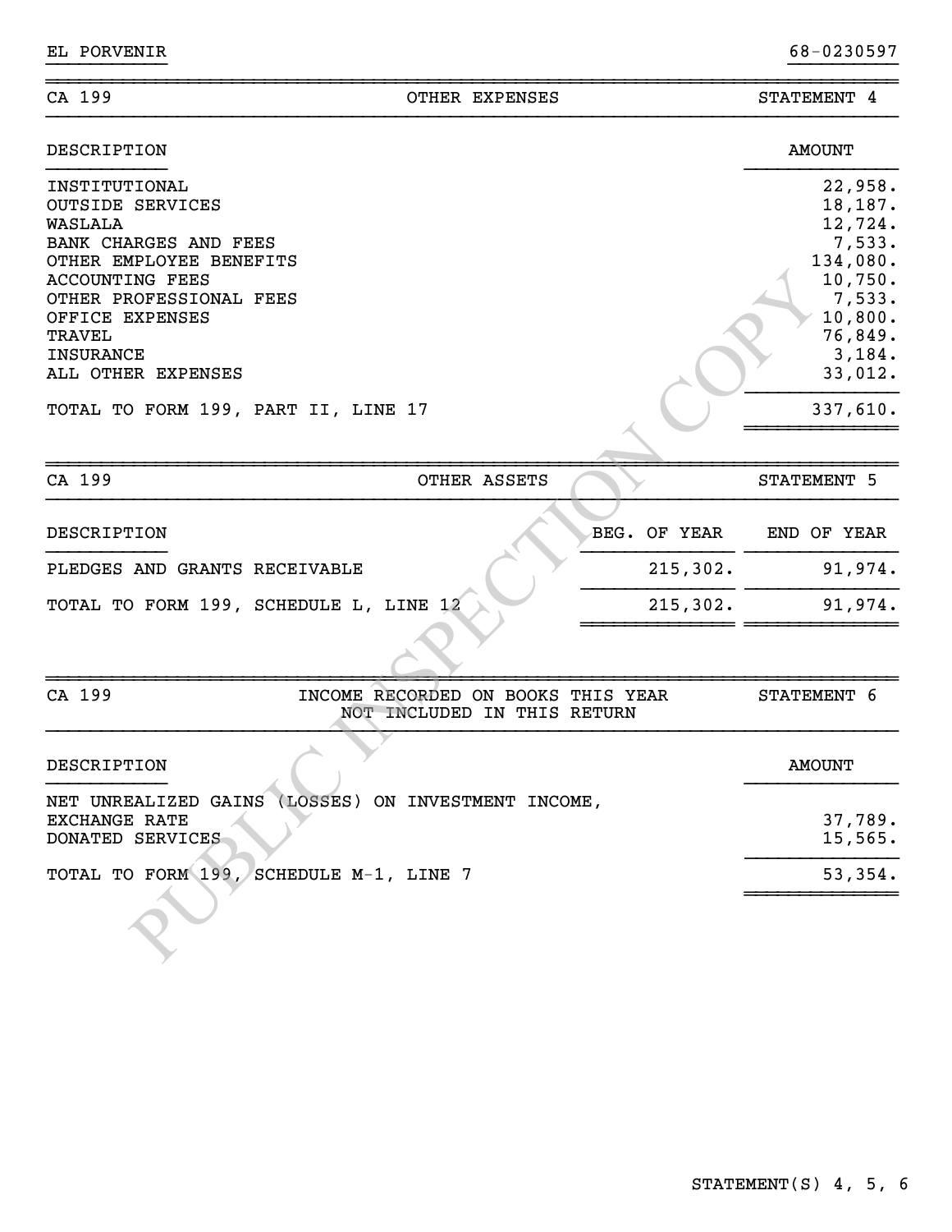EL PORVENIR 68-0230597

## CA 199 — OTHER EXPENSES — STATEMENT 4

| DESCRIPTION | AMOUNT |
|---|---|
| INSTITUTIONAL | 22,958. |
| OUTSIDE SERVICES | 18,187. |
| WASLALA | 12,724. |
| BANK CHARGES AND FEES | 7,533. |
| OTHER EMPLOYEE BENEFITS | 134,080. |
| ACCOUNTING FEES | 10,750. |
| OTHER PROFESSIONAL FEES | 7,533. |
| OFFICE EXPENSES | 10,800. |
| TRAVEL | 76,849. |
| INSURANCE | 3,184. |
| ALL OTHER EXPENSES | 33,012. |
| TOTAL TO FORM 199, PART II, LINE 17 | 337,610. |

## CA 199 — OTHER ASSETS — STATEMENT 5

| DESCRIPTION | BEG. OF YEAR | END OF YEAR |
|---|---|---|
| PLEDGES AND GRANTS RECEIVABLE | 215,302. | 91,974. |
| TOTAL TO FORM 199, SCHEDULE L, LINE 12 | 215,302. | 91,974. |

## CA 199 — INCOME RECORDED ON BOOKS THIS YEAR NOT INCLUDED IN THIS RETURN — STATEMENT 6

| DESCRIPTION | AMOUNT |
|---|---|
| NET UNREALIZED GAINS (LOSSES) ON INVESTMENT INCOME, EXCHANGE RATE | 37,789. |
| DONATED SERVICES | 15,565. |
| TOTAL TO FORM 199, SCHEDULE M-1, LINE 7 | 53,354. |

STATEMENT(S) 4, 5, 6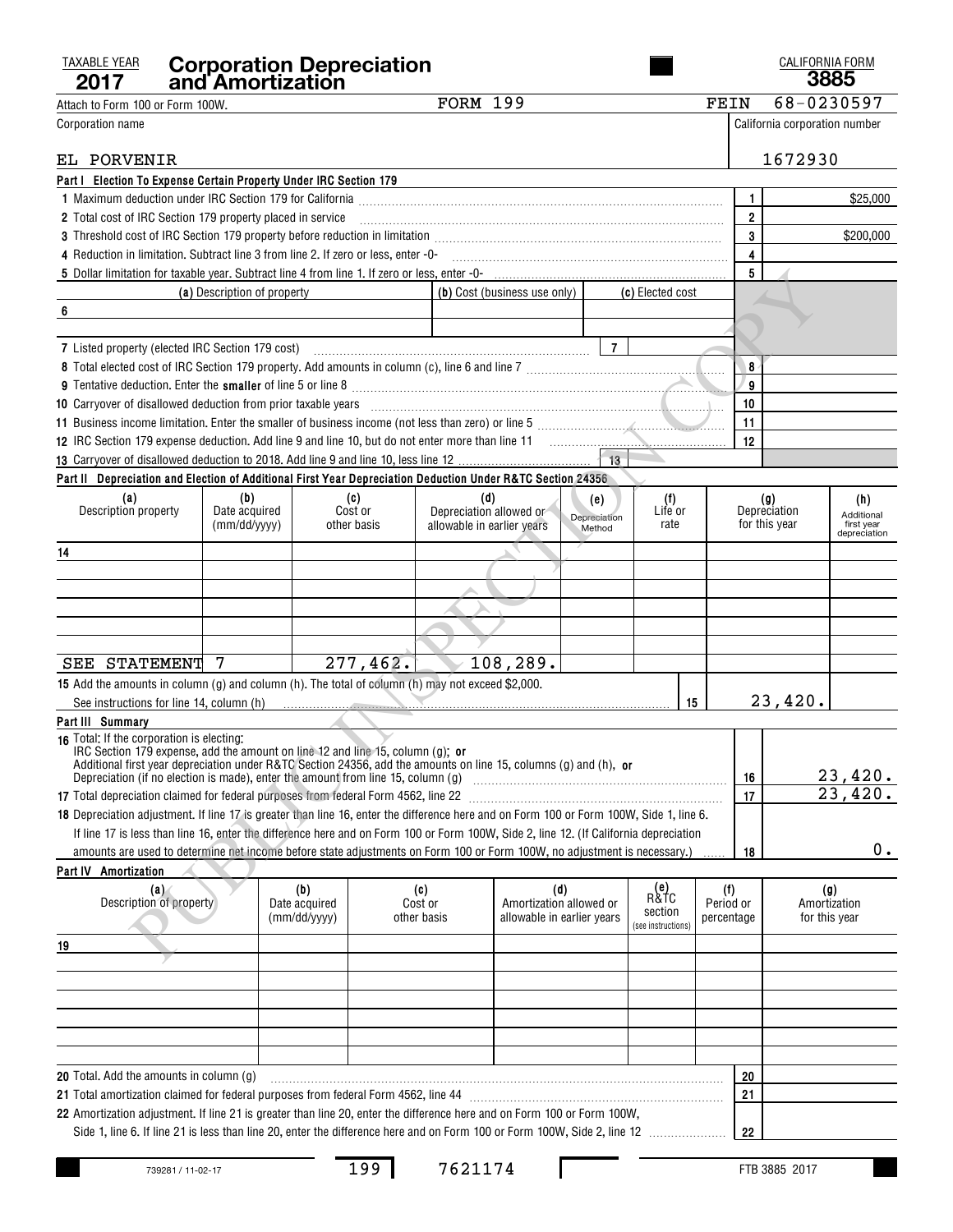TAXABLE YEAR **2017**

# Corporation Depreciation and Amortization

CALIFORNIA FORM **3885**

Attach to Form 100 or Form 100W. FORM 199 FEIN 68-0230597

Corporation name: EL PORVENIR

California corporation number: 1672930

## Part I Election To Expense Certain Property Under IRC Section 179

| | | |
|---|---|---|
| 1 Maximum deduction under IRC Section 179 for California | 1 | $25,000 |
| 2 Total cost of IRC Section 179 property placed in service | 2 | |
| 3 Threshold cost of IRC Section 179 property before reduction in limitation | 3 | $200,000 |
| 4 Reduction in limitation. Subtract line 3 from line 2. If zero or less, enter -0- | 4 | |
| 5 Dollar limitation for taxable year. Subtract line 4 from line 1. If zero or less, enter -0- | 5 | |

| (a) Description of property | (b) Cost (business use only) | (c) Elected cost |
|---|---|---|
| 6 | | |
| | | |

| | | |
|---|---|---|
| 7 Listed property (elected IRC Section 179 cost) | 7 | |
| 8 Total elected cost of IRC Section 179 property. Add amounts in column (c), line 6 and line 7 | 8 | |
| 9 Tentative deduction. Enter the **smaller** of line 5 or line 8 | 9 | |
| 10 Carryover of disallowed deduction from prior taxable years | 10 | |
| 11 Business income limitation. Enter the smaller of business income (not less than zero) or line 5 | 11 | |
| 12 IRC Section 179 expense deduction. Add line 9 and line 10, but do not enter more than line 11 | 12 | |
| 13 Carryover of disallowed deduction to 2018. Add line 9 and line 10, less line 12 | 13 | |

## Part II Depreciation and Election of Additional First Year Depreciation Deduction Under R&TC Section 24356

| (a) Description property | (b) Date acquired (mm/dd/yyyy) | (c) Cost or other basis | (d) Depreciation allowed or allowable in earlier years | (e) Depreciation Method | (f) Life or rate | (g) Depreciation for this year | (h) Additional first year depreciation |
|---|---|---|---|---|---|---|---|
| 14 | | | | | | | |
| | | | | | | | |
| | | | | | | | |
| | | | | | | | |
| | | | | | | | |
| SEE STATEMENT 7 | | 277,462. | 108,289. | | | | |

| | | |
|---|---|---|
| 15 Add the amounts in column (g) and column (h). The total of column (h) may not exceed $2,000. See instructions for line 14, column (h) | 15 | 23,420. |

## Part III Summary

| | | |
|---|---|---|
| 16 Total: If the corporation is electing: IRC Section 179 expense, add the amount on line 12 and line 15, column (g); **or** Additional first year depreciation under R&TC Section 24356, add the amounts on line 15, columns (g) and (h), **or** Depreciation (if no election is made), enter the amount from line 15, column (g) | 16 | 23,420. |
| 17 Total depreciation claimed for federal purposes from federal Form 4562, line 22 | 17 | 23,420. |
| 18 Depreciation adjustment. If line 17 is greater than line 16, enter the difference here and on Form 100 or Form 100W, Side 1, line 6. If line 17 is less than line 16, enter the difference here and on Form 100 or Form 100W, Side 2, line 12. (If California depreciation amounts are used to determine net income before state adjustments on Form 100 or Form 100W, no adjustment is necessary.) | 18 | 0. |

## Part IV Amortization

| (a) Description of property | (b) Date acquired (mm/dd/yyyy) | (c) Cost or other basis | (d) Amortization allowed or allowable in earlier years | (e) R&TC section (see instructions) | (f) Period or percentage | (g) Amortization for this year |
|---|---|---|---|---|---|---|
| 19 | | | | | | |
| | | | | | | |
| | | | | | | |
| | | | | | | |
| | | | | | | |
| | | | | | | |

| | | |
|---|---|---|
| 20 Total. Add the amounts in column (g) | 20 | |
| 21 Total amortization claimed for federal purposes from federal Form 4562, line 44 | 21 | |
| 22 Amortization adjustment. If line 21 is greater than line 20, enter the difference here and on Form 100 or Form 100W, Side 1, line 6. If line 21 is less than line 20, enter the difference here and on Form 100 or Form 100W, Side 2, line 12 | 22 | |

739281 / 11-02-17 199 7621174 FTB 3885 2017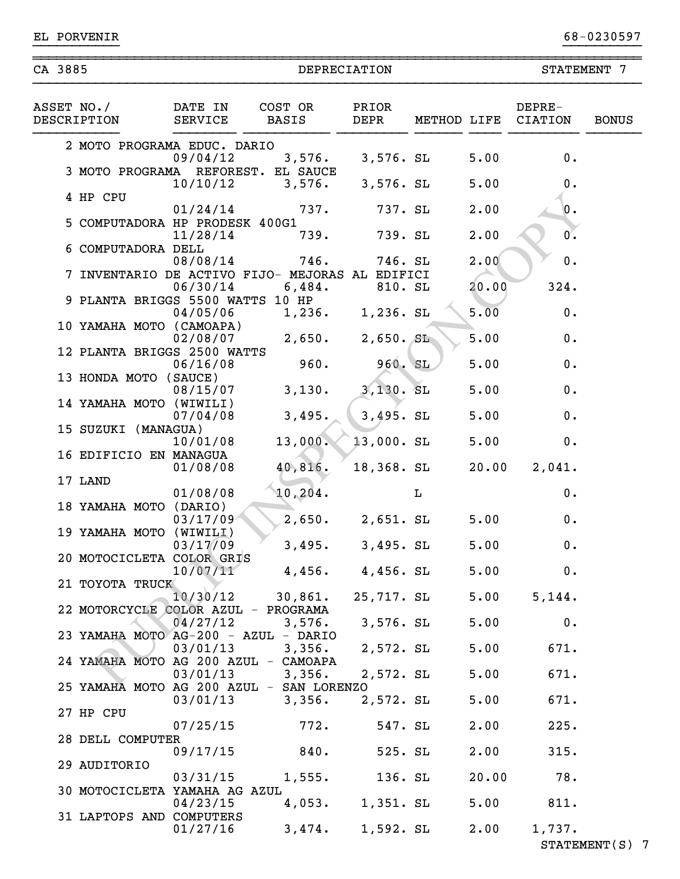EL PORVENIR 68-0230597

CA 3885 DEPRECIATION STATEMENT 7

| ASSET NO./ DESCRIPTION | DATE IN SERVICE | COST OR BASIS | PRIOR DEPR | METHOD | LIFE | DEPRECIATION | BONUS |
|---|---|---|---|---|---|---|---|
| 2 MOTO PROGRAMA EDUC. DARIO | 09/04/12 | 3,576. | 3,576. | SL | 5.00 | 0. | |
| 3 MOTO PROGRAMA REFOREST. EL SAUCE | 10/10/12 | 3,576. | 3,576. | SL | 5.00 | 0. | |
| 4 HP CPU | 01/24/14 | 737. | 737. | SL | 2.00 | 0. | |
| 5 COMPUTADORA HP PRODESK 400G1 | 11/28/14 | 739. | 739. | SL | 2.00 | 0. | |
| 6 COMPUTADORA DELL | 08/08/14 | 746. | 746. | SL | 2.00 | 0. | |
| 7 INVENTARIO DE ACTIVO FIJO- MEJORAS AL EDIFICI | 06/30/14 | 6,484. | 810. | SL | 20.00 | 324. | |
| 9 PLANTA BRIGGS 5500 WATTS 10 HP | 04/05/06 | 1,236. | 1,236. | SL | 5.00 | 0. | |
| 10 YAMAHA MOTO (CAMOAPA) | 02/08/07 | 2,650. | 2,650. | SL | 5.00 | 0. | |
| 12 PLANTA BRIGGS 2500 WATTS | 06/16/08 | 960. | 960. | SL | 5.00 | 0. | |
| 13 HONDA MOTO (SAUCE) | 08/15/07 | 3,130. | 3,130. | SL | 5.00 | 0. | |
| 14 YAMAHA MOTO (WIWILI) | 07/04/08 | 3,495. | 3,495. | SL | 5.00 | 0. | |
| 15 SUZUKI (MANAGUA) | 10/01/08 | 13,000. | 13,000. | SL | 5.00 | 0. | |
| 16 EDIFICIO EN MANAGUA | 01/08/08 | 40,816. | 18,368. | SL | 20.00 | 2,041. | |
| 17 LAND | 01/08/08 | 10,204. | | L | | 0. | |
| 18 YAMAHA MOTO (DARIO) | 03/17/09 | 2,650. | 2,651. | SL | 5.00 | 0. | |
| 19 YAMAHA MOTO (WIWILI) | 03/17/09 | 3,495. | 3,495. | SL | 5.00 | 0. | |
| 20 MOTOCICLETA COLOR GRIS | 10/07/11 | 4,456. | 4,456. | SL | 5.00 | 0. | |
| 21 TOYOTA TRUCK | 10/30/12 | 30,861. | 25,717. | SL | 5.00 | 5,144. | |
| 22 MOTORCYCLE COLOR AZUL - PROGRAMA | 04/27/12 | 3,576. | 3,576. | SL | 5.00 | 0. | |
| 23 YAMAHA MOTO AG-200 - AZUL - DARIO | 03/01/13 | 3,356. | 2,572. | SL | 5.00 | 671. | |
| 24 YAMAHA MOTO AG 200 AZUL - CAMOAPA | 03/01/13 | 3,356. | 2,572. | SL | 5.00 | 671. | |
| 25 YAMAHA MOTO AG 200 AZUL - SAN LORENZO | 03/01/13 | 3,356. | 2,572. | SL | 5.00 | 671. | |
| 27 HP CPU | 07/25/15 | 772. | 547. | SL | 2.00 | 225. | |
| 28 DELL COMPUTER | 09/17/15 | 840. | 525. | SL | 2.00 | 315. | |
| 29 AUDITORIO | 03/31/15 | 1,555. | 136. | SL | 20.00 | 78. | |
| 30 MOTOCICLETA YAMAHA AG AZUL | 04/23/15 | 4,053. | 1,351. | SL | 5.00 | 811. | |
| 31 LAPTOPS AND COMPUTERS | 01/27/16 | 3,474. | 1,592. | SL | 2.00 | 1,737. | |

STATEMENT(S) 7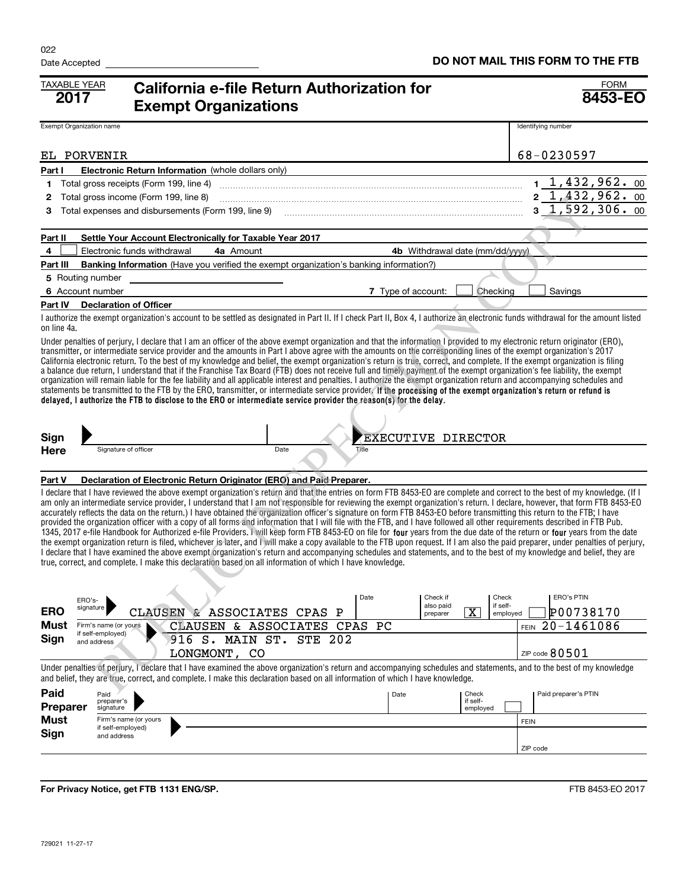022

Date Accepted ____________________

**DO NOT MAIL THIS FORM TO THE FTB**

TAXABLE YEAR **2017**

# California e-file Return Authorization for Exempt Organizations

FORM **8453-EO**

| Exempt Organization name | Identifying number |
|---|---|
| EL PORVENIR | 68-0230597 |

**Part I Electronic Return Information** (whole dollars only)

| | | |
|---|---|---|
| 1 | Total gross receipts (Form 199, line 4) | 1 1,432,962. 00 |
| 2 | Total gross income (Form 199, line 8) | 2 1,432,962. 00 |
| 3 | Total expenses and disbursements (Form 199, line 9) | 3 1,592,306. 00 |

**Part II Settle Your Account Electronically for Taxable Year 2017**

4 ☐ Electronic funds withdrawal **4a** Amount ____ **4b** Withdrawal date (mm/dd/yyyy) ____

**Part III Banking Information** (Have you verified the exempt organization's banking information?)

5 Routing number ____

6 Account number ____ 7 Type of account: ☐ Checking ☐ Savings

**Part IV Declaration of Officer**

I authorize the exempt organization's account to be settled as designated in Part II. If I check Part II, Box 4, I authorize an electronic funds withdrawal for the amount listed on line 4a.

Under penalties of perjury, I declare that I am an officer of the above exempt organization and that the information I provided to my electronic return originator (ERO), transmitter, or intermediate service provider and the amounts in Part I above agree with the amounts on the corresponding lines of the exempt organization's 2017 California electronic return. To the best of my knowledge and belief, the exempt organization's return is true, correct, and complete. If the exempt organization is filing a balance due return, I understand that if the Franchise Tax Board (FTB) does not receive full and timely payment of the exempt organization's fee liability, the exempt organization will remain liable for the fee liability and all applicable interest and penalties. I authorize the exempt organization return and accompanying schedules and statements be transmitted to the FTB by the ERO, transmitter, or intermediate service provider. **If the processing of the exempt organization's return or refund is delayed, I authorize the FTB to disclose to the ERO or intermediate service provider the reason(s) for the delay.**

**Sign Here** Signature of officer ____ Date ____ Title EXECUTIVE DIRECTOR

**Part V Declaration of Electronic Return Originator (ERO) and Paid Preparer.**

I declare that I have reviewed the above exempt organization's return and that the entries on form FTB 8453-EO are complete and correct to the best of my knowledge. (If I am only an intermediate service provider, I understand that I am not responsible for reviewing the exempt organization's return. I declare, however, that form FTB 8453-EO accurately reflects the data on the return.) I have obtained the organization officer's signature on form FTB 8453-EO before transmitting this return to the FTB; I have provided the organization officer with a copy of all forms and information that I will file with the FTB, and I have followed all other requirements described in FTB Pub. 1345, 2017 e-file Handbook for Authorized e-file Providers. I will keep form FTB 8453-EO on file for **four** years from the due date of the return or **four** years from the date the exempt organization return is filed, whichever is later, and I will make a copy available to the FTB upon request. If I am also the paid preparer, under penalties of perjury, I declare that I have examined the above exempt organization's return and accompanying schedules and statements, and to the best of my knowledge and belief, they are true, correct, and complete. I make this declaration based on all information of which I have knowledge.

**ERO Must Sign**

- ERO's signature: CLAUSEN & ASSOCIATES CPAS P
- Date: ____
- Check if also paid preparer: X
- Check if self-employed: ☐
- ERO's PTIN: P00738170
- Firm's name (or yours if self-employed) and address: CLAUSEN & ASSOCIATES CPAS PC, 916 S. MAIN ST. STE 202, LONGMONT, CO
- FEIN 20-1461086
- ZIP code 80501

Under penalties of perjury, I declare that I have examined the above organization's return and accompanying schedules and statements, and to the best of my knowledge and belief, they are true, correct, and complete. I make this declaration based on all information of which I have knowledge.

**Paid Preparer Must Sign**

- Paid preparer's signature: ____
- Date: ____
- Check if self-employed: ☐
- Paid preparer's PTIN: ____
- Firm's name (or yours if self-employed) and address: ____
- FEIN ____
- ZIP code ____

**For Privacy Notice, get FTB 1131 ENG/SP.**

FTB 8453-EO 2017

729021 11-27-17